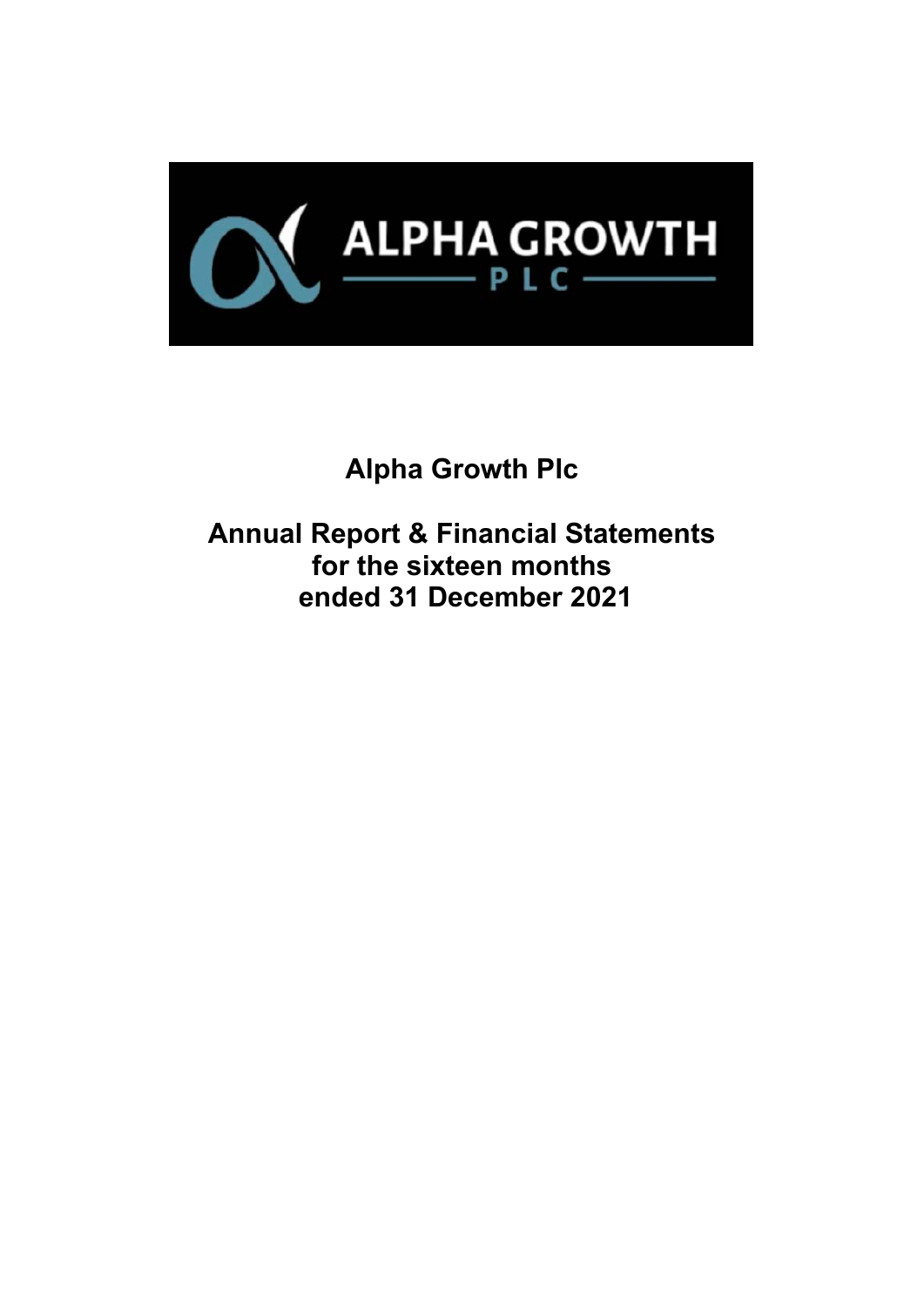# Alpha Growth Plc

## Annual Report & Financial Statements for the sixteen months ended 31 December 2021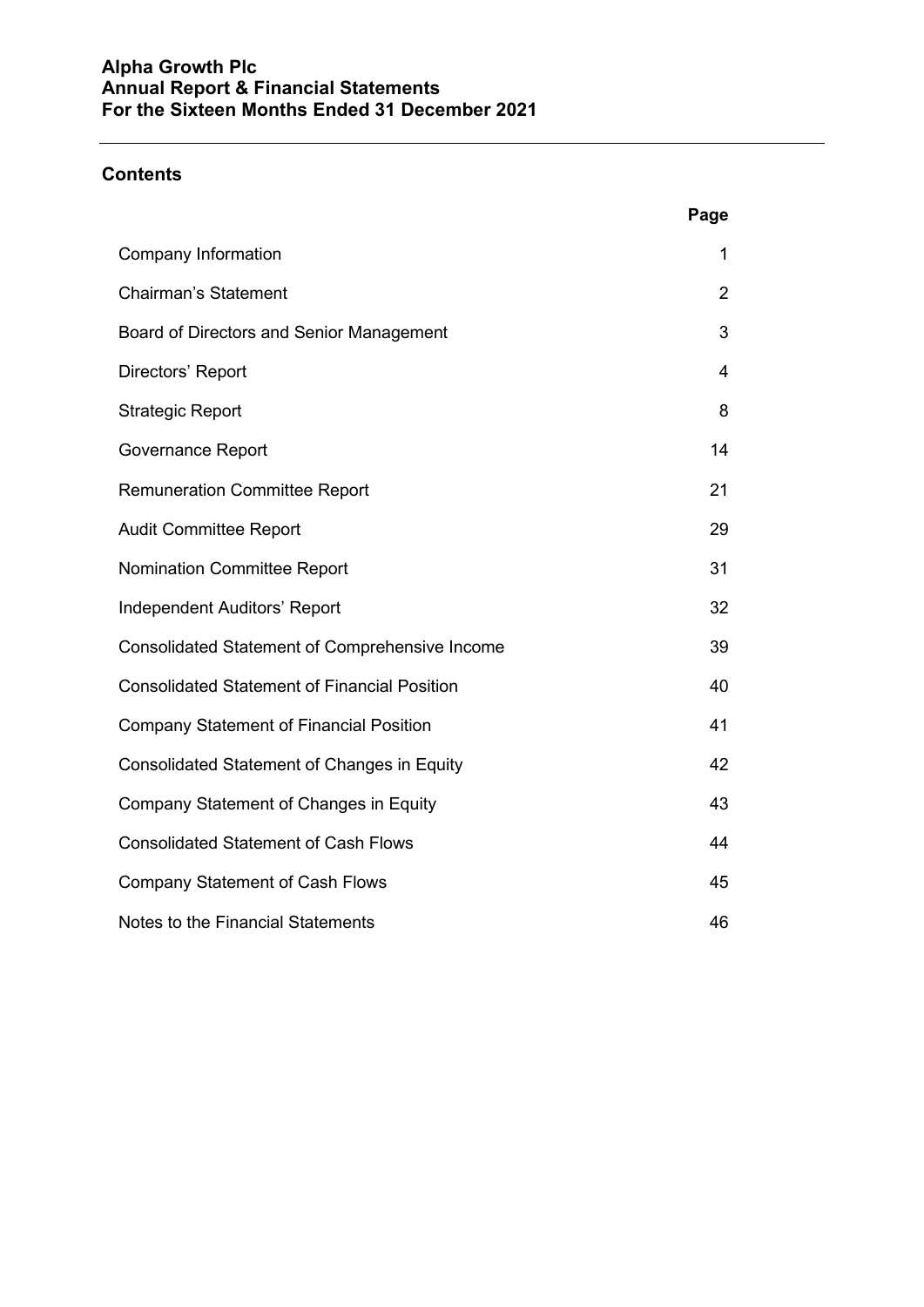## Contents

| | Page |
|---|---|
| Company Information | 1 |
| Chairman's Statement | 2 |
| Board of Directors and Senior Management | 3 |
| Directors' Report | 4 |
| Strategic Report | 8 |
| Governance Report | 14 |
| Remuneration Committee Report | 21 |
| Audit Committee Report | 29 |
| Nomination Committee Report | 31 |
| Independent Auditors' Report | 32 |
| Consolidated Statement of Comprehensive Income | 39 |
| Consolidated Statement of Financial Position | 40 |
| Company Statement of Financial Position | 41 |
| Consolidated Statement of Changes in Equity | 42 |
| Company Statement of Changes in Equity | 43 |
| Consolidated Statement of Cash Flows | 44 |
| Company Statement of Cash Flows | 45 |
| Notes to the Financial Statements | 46 |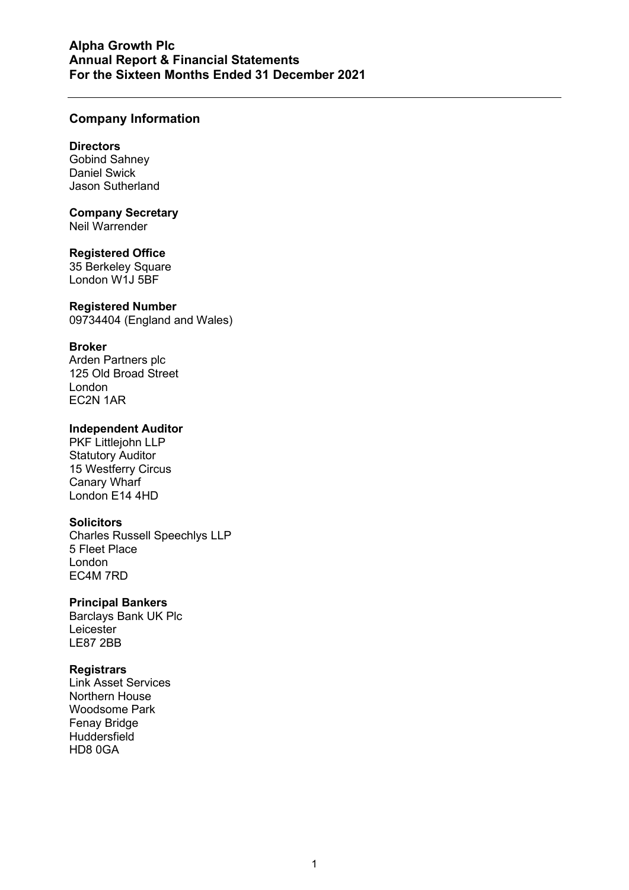## Company Information

**Directors**
Gobind Sahney
Daniel Swick
Jason Sutherland

**Company Secretary**
Neil Warrender

**Registered Office**
35 Berkeley Square
London W1J 5BF

**Registered Number**
09734404 (England and Wales)

**Broker**
Arden Partners plc
125 Old Broad Street
London
EC2N 1AR

**Independent Auditor**
PKF Littlejohn LLP
Statutory Auditor
15 Westferry Circus
Canary Wharf
London E14 4HD

**Solicitors**
Charles Russell Speechlys LLP
5 Fleet Place
London
EC4M 7RD

**Principal Bankers**
Barclays Bank UK Plc
Leicester
LE87 2BB

**Registrars**
Link Asset Services
Northern House
Woodsome Park
Fenay Bridge
Huddersfield
HD8 0GA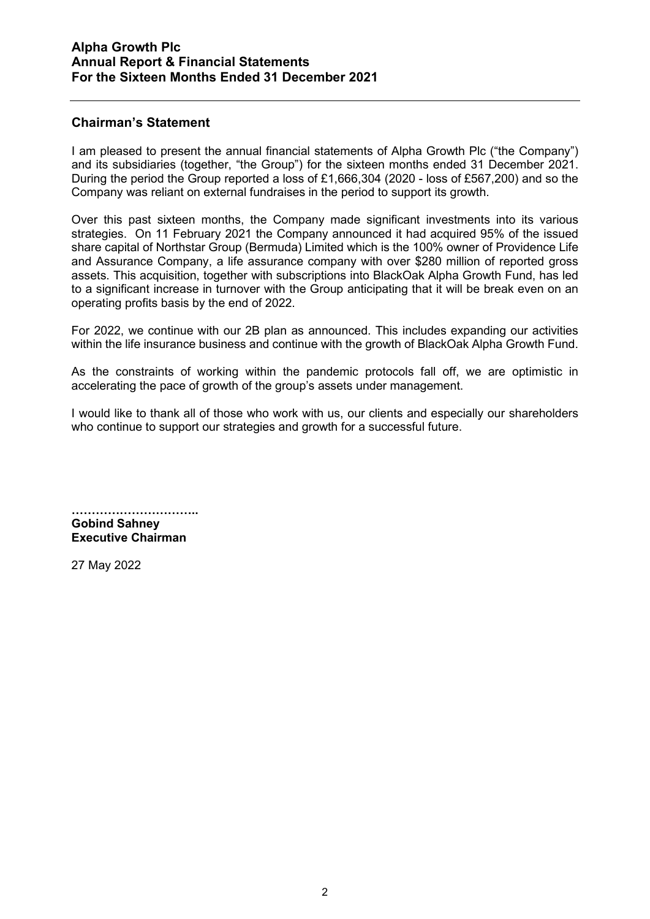## Chairman's Statement

I am pleased to present the annual financial statements of Alpha Growth Plc ("the Company") and its subsidiaries (together, "the Group") for the sixteen months ended 31 December 2021. During the period the Group reported a loss of £1,666,304 (2020 - loss of £567,200) and so the Company was reliant on external fundraises in the period to support its growth.

Over this past sixteen months, the Company made significant investments into its various strategies. On 11 February 2021 the Company announced it had acquired 95% of the issued share capital of Northstar Group (Bermuda) Limited which is the 100% owner of Providence Life and Assurance Company, a life assurance company with over $280 million of reported gross assets. This acquisition, together with subscriptions into BlackOak Alpha Growth Fund, has led to a significant increase in turnover with the Group anticipating that it will be break even on an operating profits basis by the end of 2022.

For 2022, we continue with our 2B plan as announced. This includes expanding our activities within the life insurance business and continue with the growth of BlackOak Alpha Growth Fund.

As the constraints of working within the pandemic protocols fall off, we are optimistic in accelerating the pace of growth of the group's assets under management.

I would like to thank all of those who work with us, our clients and especially our shareholders who continue to support our strategies and growth for a successful future.

…………………………..
**Gobind Sahney**
**Executive Chairman**

27 May 2022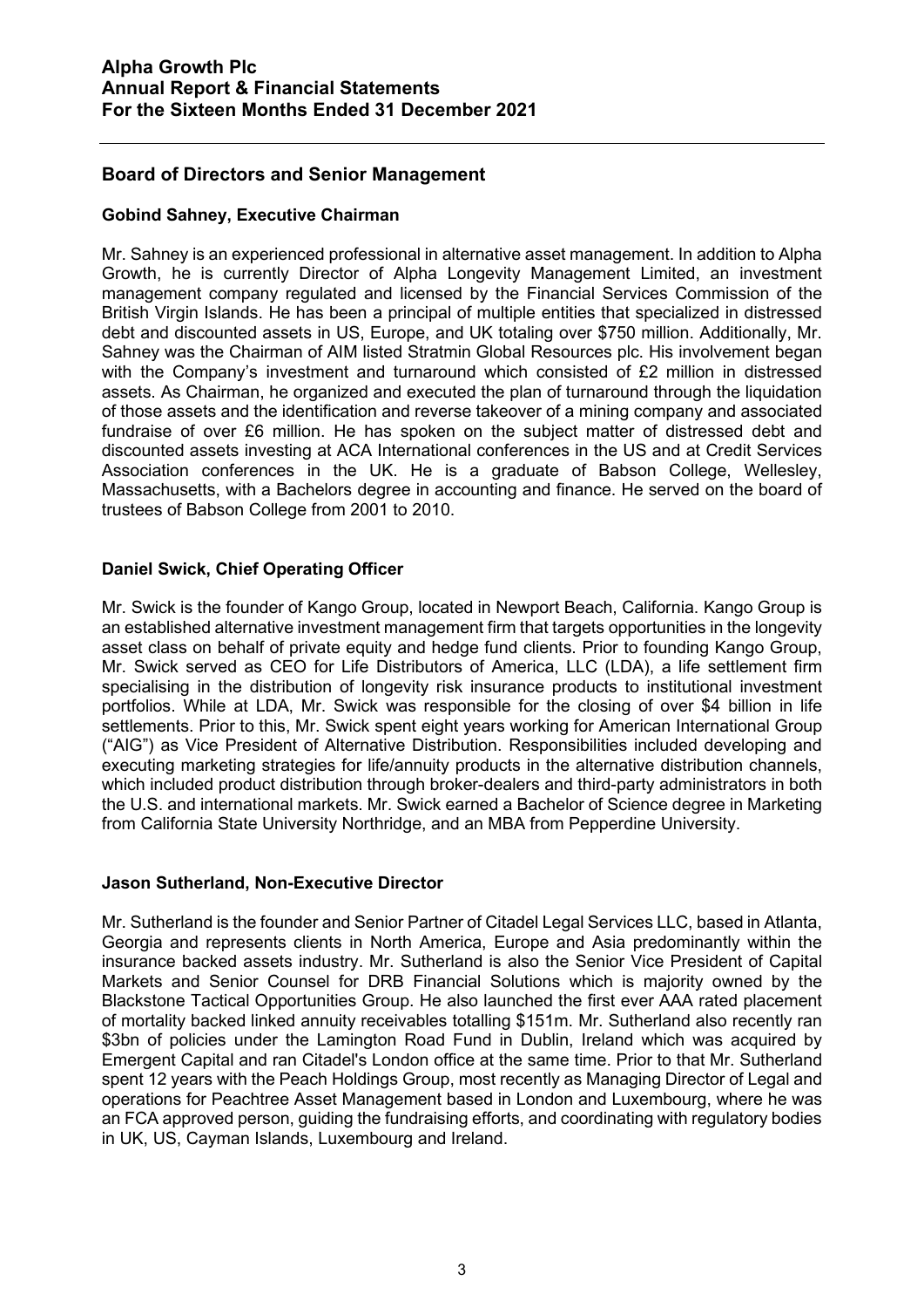## Board of Directors and Senior Management

### Gobind Sahney, Executive Chairman

Mr. Sahney is an experienced professional in alternative asset management. In addition to Alpha Growth, he is currently Director of Alpha Longevity Management Limited, an investment management company regulated and licensed by the Financial Services Commission of the British Virgin Islands. He has been a principal of multiple entities that specialized in distressed debt and discounted assets in US, Europe, and UK totaling over $750 million. Additionally, Mr. Sahney was the Chairman of AIM listed Stratmin Global Resources plc. His involvement began with the Company's investment and turnaround which consisted of £2 million in distressed assets. As Chairman, he organized and executed the plan of turnaround through the liquidation of those assets and the identification and reverse takeover of a mining company and associated fundraise of over £6 million. He has spoken on the subject matter of distressed debt and discounted assets investing at ACA International conferences in the US and at Credit Services Association conferences in the UK. He is a graduate of Babson College, Wellesley, Massachusetts, with a Bachelors degree in accounting and finance. He served on the board of trustees of Babson College from 2001 to 2010.

### Daniel Swick, Chief Operating Officer

Mr. Swick is the founder of Kango Group, located in Newport Beach, California. Kango Group is an established alternative investment management firm that targets opportunities in the longevity asset class on behalf of private equity and hedge fund clients. Prior to founding Kango Group, Mr. Swick served as CEO for Life Distributors of America, LLC (LDA), a life settlement firm specialising in the distribution of longevity risk insurance products to institutional investment portfolios. While at LDA, Mr. Swick was responsible for the closing of over $4 billion in life settlements. Prior to this, Mr. Swick spent eight years working for American International Group ("AIG") as Vice President of Alternative Distribution. Responsibilities included developing and executing marketing strategies for life/annuity products in the alternative distribution channels, which included product distribution through broker-dealers and third-party administrators in both the U.S. and international markets. Mr. Swick earned a Bachelor of Science degree in Marketing from California State University Northridge, and an MBA from Pepperdine University.

### Jason Sutherland, Non-Executive Director

Mr. Sutherland is the founder and Senior Partner of Citadel Legal Services LLC, based in Atlanta, Georgia and represents clients in North America, Europe and Asia predominantly within the insurance backed assets industry. Mr. Sutherland is also the Senior Vice President of Capital Markets and Senior Counsel for DRB Financial Solutions which is majority owned by the Blackstone Tactical Opportunities Group. He also launched the first ever AAA rated placement of mortality backed linked annuity receivables totalling $151m. Mr. Sutherland also recently ran $3bn of policies under the Lamington Road Fund in Dublin, Ireland which was acquired by Emergent Capital and ran Citadel's London office at the same time. Prior to that Mr. Sutherland spent 12 years with the Peach Holdings Group, most recently as Managing Director of Legal and operations for Peachtree Asset Management based in London and Luxembourg, where he was an FCA approved person, guiding the fundraising efforts, and coordinating with regulatory bodies in UK, US, Cayman Islands, Luxembourg and Ireland.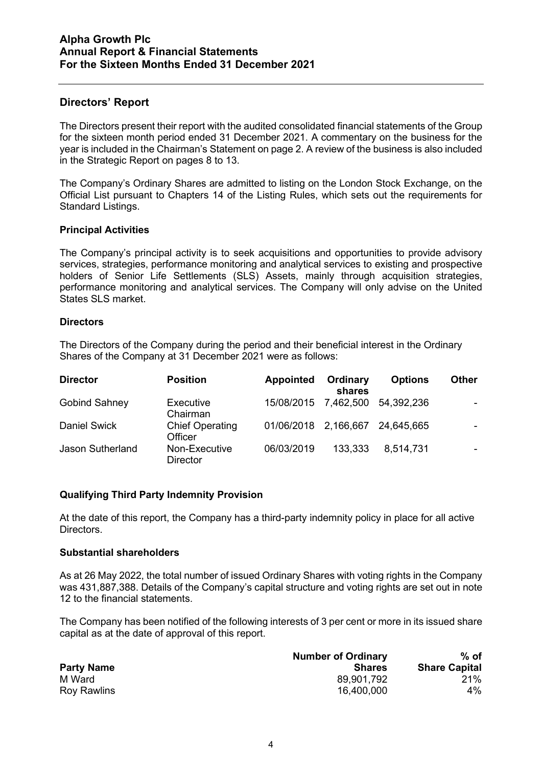## Directors' Report

The Directors present their report with the audited consolidated financial statements of the Group for the sixteen month period ended 31 December 2021. A commentary on the business for the year is included in the Chairman's Statement on page 2. A review of the business is also included in the Strategic Report on pages 8 to 13.

The Company's Ordinary Shares are admitted to listing on the London Stock Exchange, on the Official List pursuant to Chapters 14 of the Listing Rules, which sets out the requirements for Standard Listings.

### Principal Activities

The Company's principal activity is to seek acquisitions and opportunities to provide advisory services, strategies, performance monitoring and analytical services to existing and prospective holders of Senior Life Settlements (SLS) Assets, mainly through acquisition strategies, performance monitoring and analytical services. The Company will only advise on the United States SLS market.

### Directors

The Directors of the Company during the period and their beneficial interest in the Ordinary Shares of the Company at 31 December 2021 were as follows:

| Director | Position | Appointed | Ordinary shares | Options | Other |
|---|---|---|---|---|---|
| Gobind Sahney | Executive Chairman | 15/08/2015 | 7,462,500 | 54,392,236 | - |
| Daniel Swick | Chief Operating Officer | 01/06/2018 | 2,166,667 | 24,645,665 | - |
| Jason Sutherland | Non-Executive Director | 06/03/2019 | 133,333 | 8,514,731 | - |

### Qualifying Third Party Indemnity Provision

At the date of this report, the Company has a third-party indemnity policy in place for all active Directors.

### Substantial shareholders

As at 26 May 2022, the total number of issued Ordinary Shares with voting rights in the Company was 431,887,388. Details of the Company's capital structure and voting rights are set out in note 12 to the financial statements.

The Company has been notified of the following interests of 3 per cent or more in its issued share capital as at the date of approval of this report.

| Party Name | Number of Ordinary Shares | % of Share Capital |
|---|---|---|
| M Ward | 89,901,792 | 21% |
| Roy Rawlins | 16,400,000 | 4% |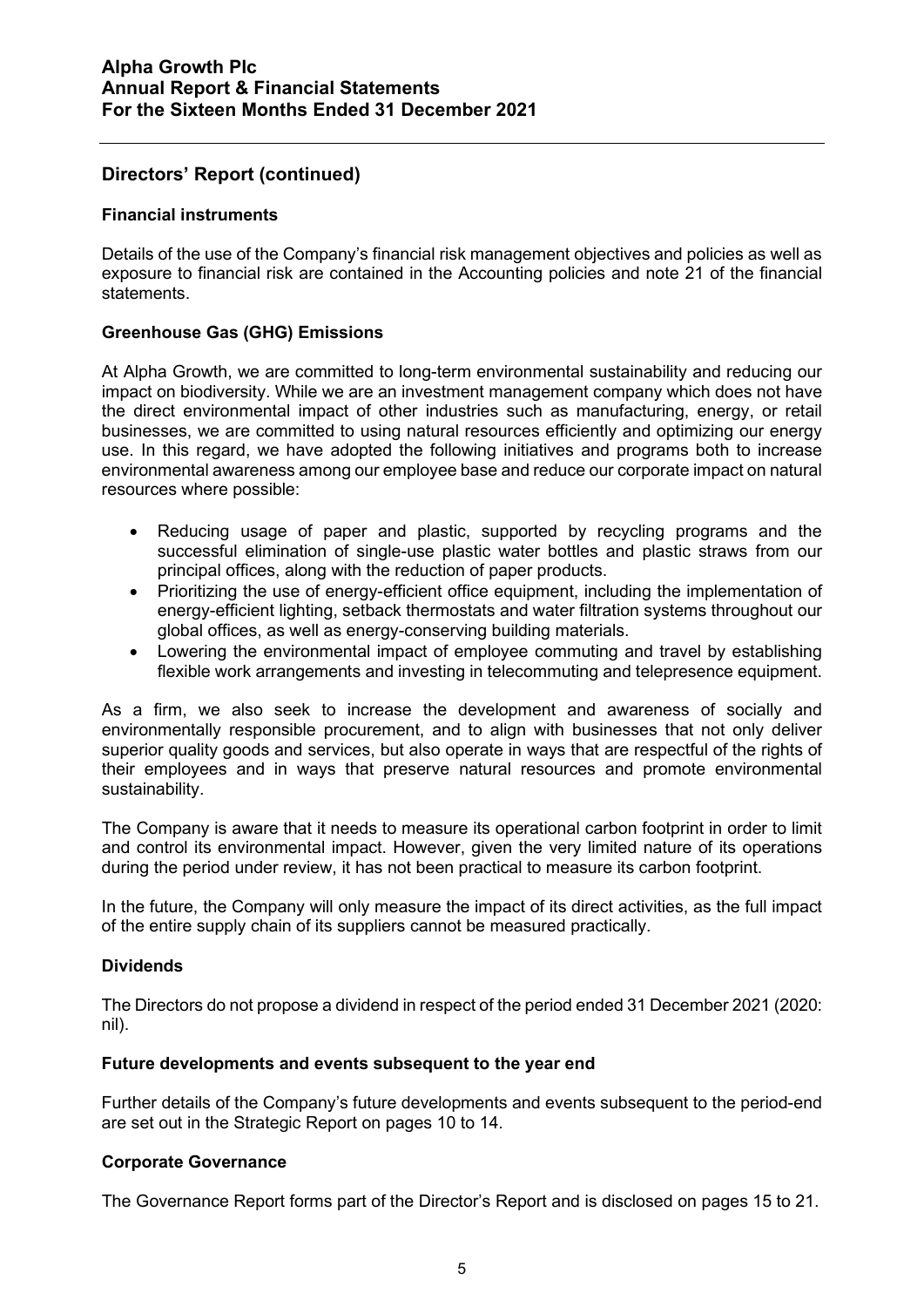## Directors' Report (continued)

### Financial instruments

Details of the use of the Company's financial risk management objectives and policies as well as exposure to financial risk are contained in the Accounting policies and note 21 of the financial statements.

### Greenhouse Gas (GHG) Emissions

At Alpha Growth, we are committed to long-term environmental sustainability and reducing our impact on biodiversity. While we are an investment management company which does not have the direct environmental impact of other industries such as manufacturing, energy, or retail businesses, we are committed to using natural resources efficiently and optimizing our energy use. In this regard, we have adopted the following initiatives and programs both to increase environmental awareness among our employee base and reduce our corporate impact on natural resources where possible:

- Reducing usage of paper and plastic, supported by recycling programs and the successful elimination of single-use plastic water bottles and plastic straws from our principal offices, along with the reduction of paper products.
- Prioritizing the use of energy-efficient office equipment, including the implementation of energy-efficient lighting, setback thermostats and water filtration systems throughout our global offices, as well as energy-conserving building materials.
- Lowering the environmental impact of employee commuting and travel by establishing flexible work arrangements and investing in telecommuting and telepresence equipment.

As a firm, we also seek to increase the development and awareness of socially and environmentally responsible procurement, and to align with businesses that not only deliver superior quality goods and services, but also operate in ways that are respectful of the rights of their employees and in ways that preserve natural resources and promote environmental sustainability.

The Company is aware that it needs to measure its operational carbon footprint in order to limit and control its environmental impact. However, given the very limited nature of its operations during the period under review, it has not been practical to measure its carbon footprint.

In the future, the Company will only measure the impact of its direct activities, as the full impact of the entire supply chain of its suppliers cannot be measured practically.

### Dividends

The Directors do not propose a dividend in respect of the period ended 31 December 2021 (2020: nil).

### Future developments and events subsequent to the year end

Further details of the Company's future developments and events subsequent to the period-end are set out in the Strategic Report on pages 10 to 14.

### Corporate Governance

The Governance Report forms part of the Director's Report and is disclosed on pages 15 to 21.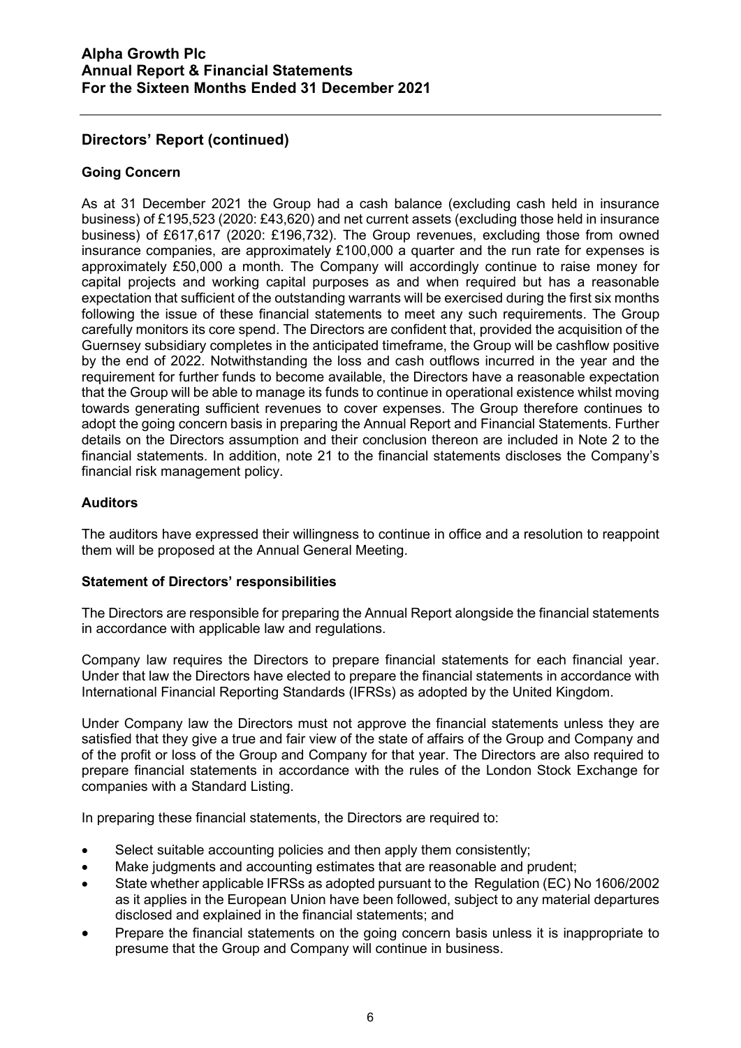## Directors' Report (continued)

### Going Concern

As at 31 December 2021 the Group had a cash balance (excluding cash held in insurance business) of £195,523 (2020: £43,620) and net current assets (excluding those held in insurance business) of £617,617 (2020: £196,732). The Group revenues, excluding those from owned insurance companies, are approximately £100,000 a quarter and the run rate for expenses is approximately £50,000 a month. The Company will accordingly continue to raise money for capital projects and working capital purposes as and when required but has a reasonable expectation that sufficient of the outstanding warrants will be exercised during the first six months following the issue of these financial statements to meet any such requirements. The Group carefully monitors its core spend. The Directors are confident that, provided the acquisition of the Guernsey subsidiary completes in the anticipated timeframe, the Group will be cashflow positive by the end of 2022. Notwithstanding the loss and cash outflows incurred in the year and the requirement for further funds to become available, the Directors have a reasonable expectation that the Group will be able to manage its funds to continue in operational existence whilst moving towards generating sufficient revenues to cover expenses. The Group therefore continues to adopt the going concern basis in preparing the Annual Report and Financial Statements. Further details on the Directors assumption and their conclusion thereon are included in Note 2 to the financial statements. In addition, note 21 to the financial statements discloses the Company's financial risk management policy.

### Auditors

The auditors have expressed their willingness to continue in office and a resolution to reappoint them will be proposed at the Annual General Meeting.

### Statement of Directors' responsibilities

The Directors are responsible for preparing the Annual Report alongside the financial statements in accordance with applicable law and regulations.

Company law requires the Directors to prepare financial statements for each financial year. Under that law the Directors have elected to prepare the financial statements in accordance with International Financial Reporting Standards (IFRSs) as adopted by the United Kingdom.

Under Company law the Directors must not approve the financial statements unless they are satisfied that they give a true and fair view of the state of affairs of the Group and Company and of the profit or loss of the Group and Company for that year. The Directors are also required to prepare financial statements in accordance with the rules of the London Stock Exchange for companies with a Standard Listing.

In preparing these financial statements, the Directors are required to:

- Select suitable accounting policies and then apply them consistently;
- Make judgments and accounting estimates that are reasonable and prudent;
- State whether applicable IFRSs as adopted pursuant to the Regulation (EC) No 1606/2002 as it applies in the European Union have been followed, subject to any material departures disclosed and explained in the financial statements; and
- Prepare the financial statements on the going concern basis unless it is inappropriate to presume that the Group and Company will continue in business.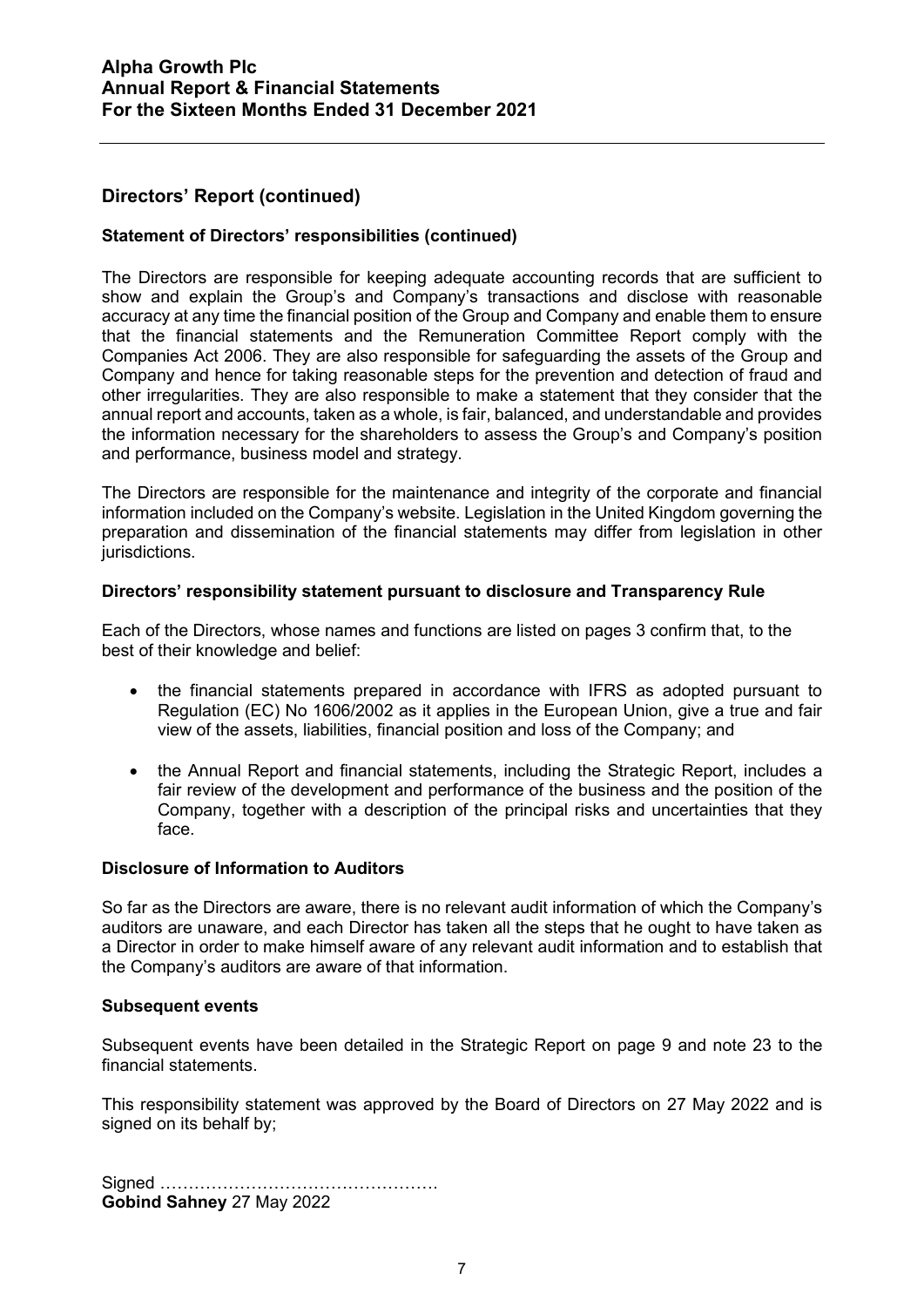## Directors' Report (continued)

### Statement of Directors' responsibilities (continued)

The Directors are responsible for keeping adequate accounting records that are sufficient to show and explain the Group's and Company's transactions and disclose with reasonable accuracy at any time the financial position of the Group and Company and enable them to ensure that the financial statements and the Remuneration Committee Report comply with the Companies Act 2006. They are also responsible for safeguarding the assets of the Group and Company and hence for taking reasonable steps for the prevention and detection of fraud and other irregularities. They are also responsible to make a statement that they consider that the annual report and accounts, taken as a whole, is fair, balanced, and understandable and provides the information necessary for the shareholders to assess the Group's and Company's position and performance, business model and strategy.

The Directors are responsible for the maintenance and integrity of the corporate and financial information included on the Company's website. Legislation in the United Kingdom governing the preparation and dissemination of the financial statements may differ from legislation in other jurisdictions.

### Directors' responsibility statement pursuant to disclosure and Transparency Rule

Each of the Directors, whose names and functions are listed on pages 3 confirm that, to the best of their knowledge and belief:

- the financial statements prepared in accordance with IFRS as adopted pursuant to Regulation (EC) No 1606/2002 as it applies in the European Union, give a true and fair view of the assets, liabilities, financial position and loss of the Company; and
- the Annual Report and financial statements, including the Strategic Report, includes a fair review of the development and performance of the business and the position of the Company, together with a description of the principal risks and uncertainties that they face.

### Disclosure of Information to Auditors

So far as the Directors are aware, there is no relevant audit information of which the Company's auditors are unaware, and each Director has taken all the steps that he ought to have taken as a Director in order to make himself aware of any relevant audit information and to establish that the Company's auditors are aware of that information.

### Subsequent events

Subsequent events have been detailed in the Strategic Report on page 9 and note 23 to the financial statements.

This responsibility statement was approved by the Board of Directors on 27 May 2022 and is signed on its behalf by;

Signed ………………………………………….
**Gobind Sahney** 27 May 2022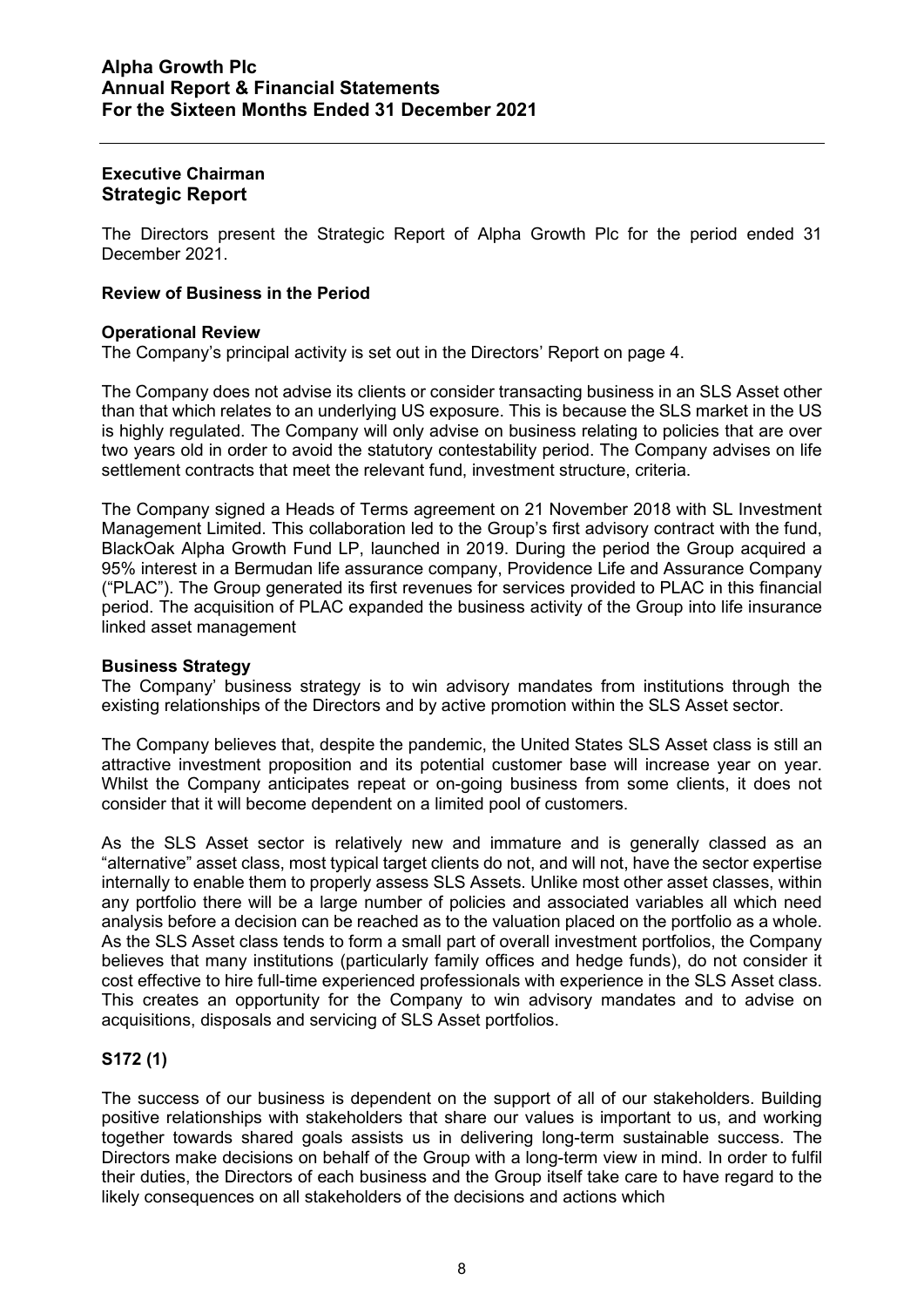## Executive Chairman
## Strategic Report

The Directors present the Strategic Report of Alpha Growth Plc for the period ended 31 December 2021.

### Review of Business in the Period

#### Operational Review

The Company's principal activity is set out in the Directors' Report on page 4.

The Company does not advise its clients or consider transacting business in an SLS Asset other than that which relates to an underlying US exposure. This is because the SLS market in the US is highly regulated. The Company will only advise on business relating to policies that are over two years old in order to avoid the statutory contestability period. The Company advises on life settlement contracts that meet the relevant fund, investment structure, criteria.

The Company signed a Heads of Terms agreement on 21 November 2018 with SL Investment Management Limited. This collaboration led to the Group's first advisory contract with the fund, BlackOak Alpha Growth Fund LP, launched in 2019. During the period the Group acquired a 95% interest in a Bermudan life assurance company, Providence Life and Assurance Company ("PLAC"). The Group generated its first revenues for services provided to PLAC in this financial period. The acquisition of PLAC expanded the business activity of the Group into life insurance linked asset management

#### Business Strategy

The Company' business strategy is to win advisory mandates from institutions through the existing relationships of the Directors and by active promotion within the SLS Asset sector.

The Company believes that, despite the pandemic, the United States SLS Asset class is still an attractive investment proposition and its potential customer base will increase year on year. Whilst the Company anticipates repeat or on-going business from some clients, it does not consider that it will become dependent on a limited pool of customers.

As the SLS Asset sector is relatively new and immature and is generally classed as an "alternative" asset class, most typical target clients do not, and will not, have the sector expertise internally to enable them to properly assess SLS Assets. Unlike most other asset classes, within any portfolio there will be a large number of policies and associated variables all which need analysis before a decision can be reached as to the valuation placed on the portfolio as a whole. As the SLS Asset class tends to form a small part of overall investment portfolios, the Company believes that many institutions (particularly family offices and hedge funds), do not consider it cost effective to hire full-time experienced professionals with experience in the SLS Asset class. This creates an opportunity for the Company to win advisory mandates and to advise on acquisitions, disposals and servicing of SLS Asset portfolios.

### S172 (1)

The success of our business is dependent on the support of all of our stakeholders. Building positive relationships with stakeholders that share our values is important to us, and working together towards shared goals assists us in delivering long-term sustainable success. The Directors make decisions on behalf of the Group with a long-term view in mind. In order to fulfil their duties, the Directors of each business and the Group itself take care to have regard to the likely consequences on all stakeholders of the decisions and actions which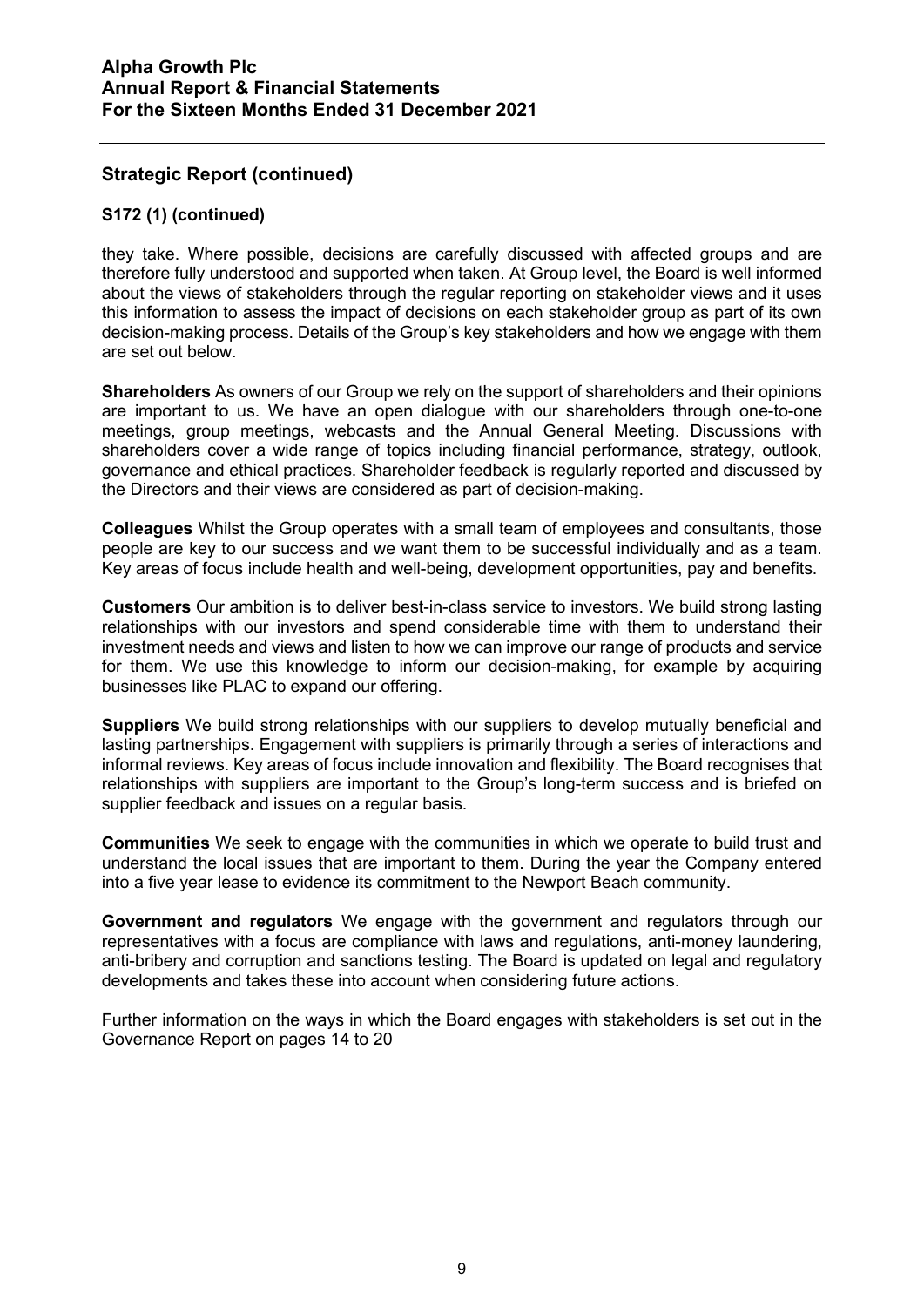## Strategic Report (continued)

### S172 (1) (continued)

they take. Where possible, decisions are carefully discussed with affected groups and are therefore fully understood and supported when taken. At Group level, the Board is well informed about the views of stakeholders through the regular reporting on stakeholder views and it uses this information to assess the impact of decisions on each stakeholder group as part of its own decision-making process. Details of the Group's key stakeholders and how we engage with them are set out below.

**Shareholders** As owners of our Group we rely on the support of shareholders and their opinions are important to us. We have an open dialogue with our shareholders through one-to-one meetings, group meetings, webcasts and the Annual General Meeting. Discussions with shareholders cover a wide range of topics including financial performance, strategy, outlook, governance and ethical practices. Shareholder feedback is regularly reported and discussed by the Directors and their views are considered as part of decision-making.

**Colleagues** Whilst the Group operates with a small team of employees and consultants, those people are key to our success and we want them to be successful individually and as a team. Key areas of focus include health and well-being, development opportunities, pay and benefits.

**Customers** Our ambition is to deliver best-in-class service to investors. We build strong lasting relationships with our investors and spend considerable time with them to understand their investment needs and views and listen to how we can improve our range of products and service for them. We use this knowledge to inform our decision-making, for example by acquiring businesses like PLAC to expand our offering.

**Suppliers** We build strong relationships with our suppliers to develop mutually beneficial and lasting partnerships. Engagement with suppliers is primarily through a series of interactions and informal reviews. Key areas of focus include innovation and flexibility. The Board recognises that relationships with suppliers are important to the Group's long-term success and is briefed on supplier feedback and issues on a regular basis.

**Communities** We seek to engage with the communities in which we operate to build trust and understand the local issues that are important to them. During the year the Company entered into a five year lease to evidence its commitment to the Newport Beach community.

**Government and regulators** We engage with the government and regulators through our representatives with a focus are compliance with laws and regulations, anti-money laundering, anti-bribery and corruption and sanctions testing. The Board is updated on legal and regulatory developments and takes these into account when considering future actions.

Further information on the ways in which the Board engages with stakeholders is set out in the Governance Report on pages 14 to 20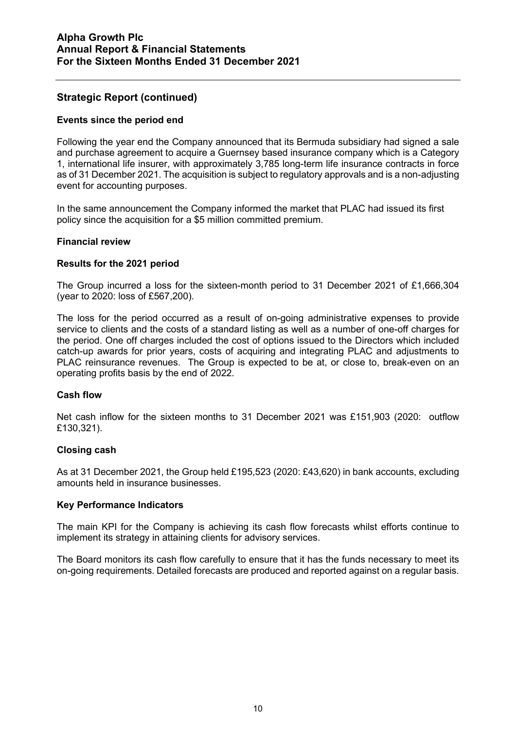## Strategic Report (continued)

### Events since the period end

Following the year end the Company announced that its Bermuda subsidiary had signed a sale and purchase agreement to acquire a Guernsey based insurance company which is a Category 1, international life insurer, with approximately 3,785 long-term life insurance contracts in force as of 31 December 2021. The acquisition is subject to regulatory approvals and is a non-adjusting event for accounting purposes.

In the same announcement the Company informed the market that PLAC had issued its first policy since the acquisition for a $5 million committed premium.

### Financial review

### Results for the 2021 period

The Group incurred a loss for the sixteen-month period to 31 December 2021 of £1,666,304 (year to 2020: loss of £567,200).

The loss for the period occurred as a result of on-going administrative expenses to provide service to clients and the costs of a standard listing as well as a number of one-off charges for the period. One off charges included the cost of options issued to the Directors which included catch-up awards for prior years, costs of acquiring and integrating PLAC and adjustments to PLAC reinsurance revenues. The Group is expected to be at, or close to, break-even on an operating profits basis by the end of 2022.

### Cash flow

Net cash inflow for the sixteen months to 31 December 2021 was £151,903 (2020: outflow £130,321).

### Closing cash

As at 31 December 2021, the Group held £195,523 (2020: £43,620) in bank accounts, excluding amounts held in insurance businesses.

### Key Performance Indicators

The main KPI for the Company is achieving its cash flow forecasts whilst efforts continue to implement its strategy in attaining clients for advisory services.

The Board monitors its cash flow carefully to ensure that it has the funds necessary to meet its on-going requirements. Detailed forecasts are produced and reported against on a regular basis.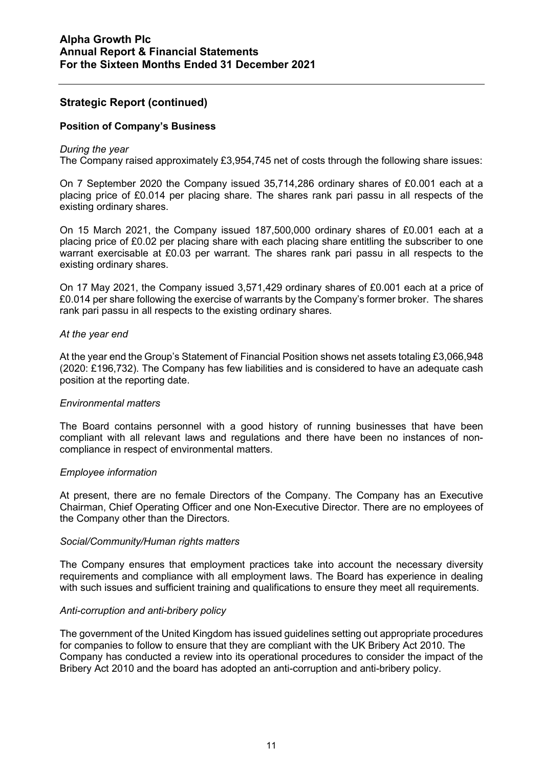## Strategic Report (continued)

### Position of Company's Business

*During the year*

The Company raised approximately £3,954,745 net of costs through the following share issues:

On 7 September 2020 the Company issued 35,714,286 ordinary shares of £0.001 each at a placing price of £0.014 per placing share. The shares rank pari passu in all respects of the existing ordinary shares.

On 15 March 2021, the Company issued 187,500,000 ordinary shares of £0.001 each at a placing price of £0.02 per placing share with each placing share entitling the subscriber to one warrant exercisable at £0.03 per warrant. The shares rank pari passu in all respects to the existing ordinary shares.

On 17 May 2021, the Company issued 3,571,429 ordinary shares of £0.001 each at a price of £0.014 per share following the exercise of warrants by the Company's former broker. The shares rank pari passu in all respects to the existing ordinary shares.

*At the year end*

At the year end the Group's Statement of Financial Position shows net assets totaling £3,066,948 (2020: £196,732). The Company has few liabilities and is considered to have an adequate cash position at the reporting date.

*Environmental matters*

The Board contains personnel with a good history of running businesses that have been compliant with all relevant laws and regulations and there have been no instances of non-compliance in respect of environmental matters.

*Employee information*

At present, there are no female Directors of the Company. The Company has an Executive Chairman, Chief Operating Officer and one Non-Executive Director. There are no employees of the Company other than the Directors.

*Social/Community/Human rights matters*

The Company ensures that employment practices take into account the necessary diversity requirements and compliance with all employment laws. The Board has experience in dealing with such issues and sufficient training and qualifications to ensure they meet all requirements.

*Anti-corruption and anti-bribery policy*

The government of the United Kingdom has issued guidelines setting out appropriate procedures for companies to follow to ensure that they are compliant with the UK Bribery Act 2010. The Company has conducted a review into its operational procedures to consider the impact of the Bribery Act 2010 and the board has adopted an anti-corruption and anti-bribery policy.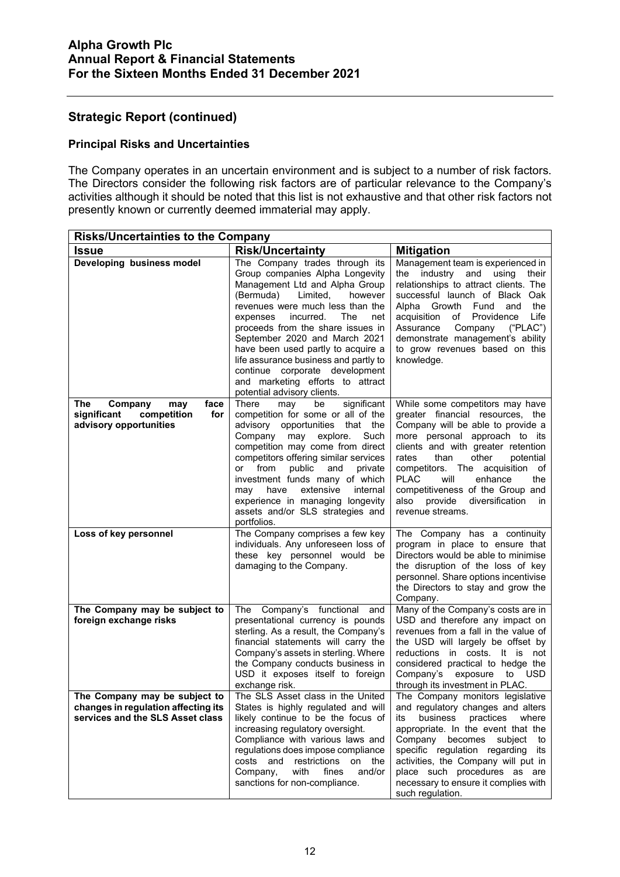## Strategic Report (continued)

### Principal Risks and Uncertainties

The Company operates in an uncertain environment and is subject to a number of risk factors. The Directors consider the following risk factors are of particular relevance to the Company's activities although it should be noted that this list is not exhaustive and that other risk factors not presently known or currently deemed immaterial may apply.

| **Risks/Uncertainties to the Company** | | |
|---|---|---|
| **Issue** | **Risk/Uncertainty** | **Mitigation** |
| **Developing business model** | The Company trades through its Group companies Alpha Longevity Management Ltd and Alpha Group (Bermuda) Limited, however revenues were much less than the expenses incurred. The net proceeds from the share issues in September 2020 and March 2021 have been used partly to acquire a life assurance business and partly to continue corporate development and marketing efforts to attract potential advisory clients. | Management team is experienced in the industry and using their relationships to attract clients. The successful launch of Black Oak Alpha Growth Fund and the acquisition of Providence Life Assurance Company ("PLAC") demonstrate management's ability to grow revenues based on this knowledge. |
| **The Company may face significant competition for advisory opportunities** | There may be significant competition for some or all of the advisory opportunities that the Company may explore. Such competition may come from direct competitors offering similar services or from public and private investment funds many of which may have extensive internal experience in managing longevity assets and/or SLS strategies and portfolios. | While some competitors may have greater financial resources, the Company will be able to provide a more personal approach to its clients and with greater retention rates than other potential competitors. The acquisition of PLAC will enhance the competitiveness of the Group and also provide diversification in revenue streams. |
| **Loss of key personnel** | The Company comprises a few key individuals. Any unforeseen loss of these key personnel would be damaging to the Company. | The Company has a continuity program in place to ensure that Directors would be able to minimise the disruption of the loss of key personnel. Share options incentivise the Directors to stay and grow the Company. |
| **The Company may be subject to foreign exchange risks** | The Company's functional and presentational currency is pounds sterling. As a result, the Company's financial statements will carry the Company's assets in sterling. Where the Company conducts business in USD it exposes itself to foreign exchange risk. | Many of the Company's costs are in USD and therefore any impact on revenues from a fall in the value of the USD will largely be offset by reductions in costs. It is not considered practical to hedge the Company's exposure to USD through its investment in PLAC. |
| **The Company may be subject to changes in regulation affecting its services and the SLS Asset class** | The SLS Asset class in the United States is highly regulated and will likely continue to be the focus of increasing regulatory oversight. Compliance with various laws and regulations does impose compliance costs and restrictions on the Company, with fines and/or sanctions for non-compliance. | The Company monitors legislative and regulatory changes and alters its business practices where appropriate. In the event that the Company becomes subject to specific regulation regarding its activities, the Company will put in place such procedures as are necessary to ensure it complies with such regulation. |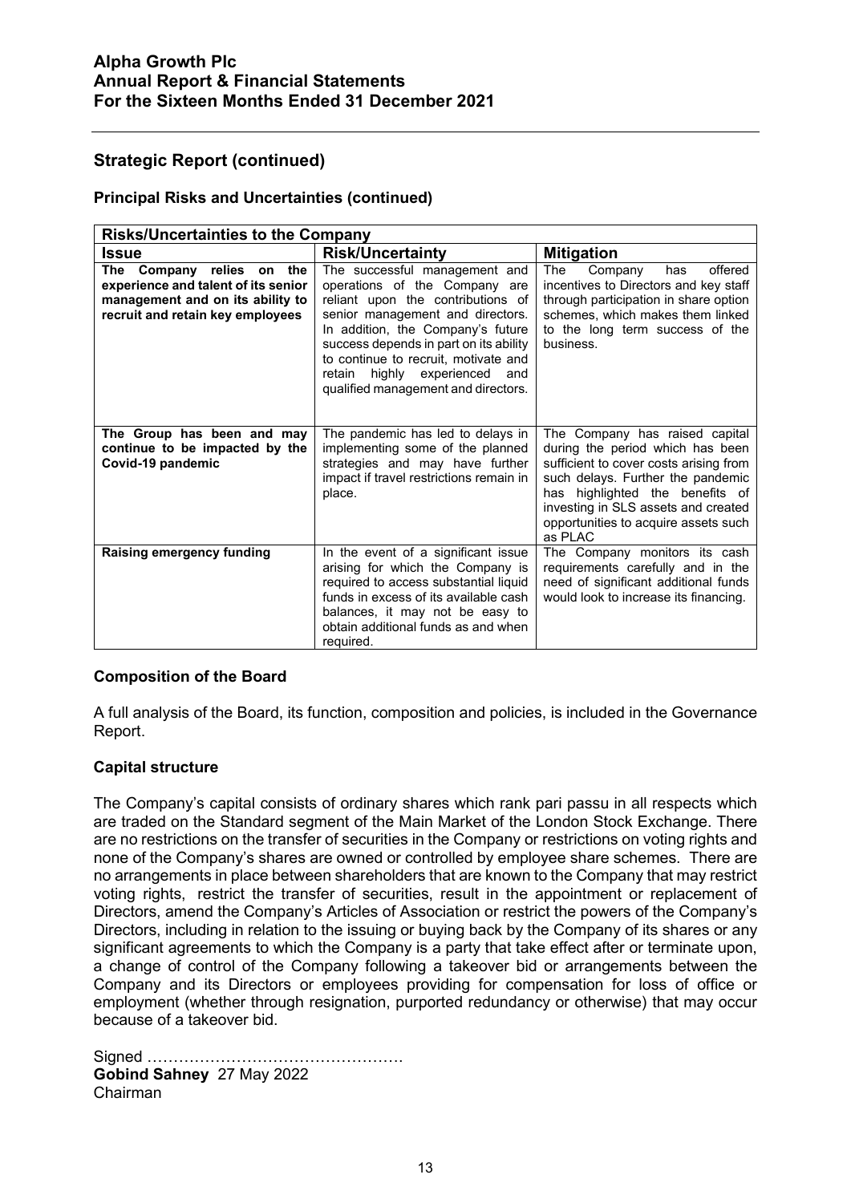## Strategic Report (continued)

### Principal Risks and Uncertainties (continued)

| Risks/Uncertainties to the Company | | |
|---|---|---|
| **Issue** | **Risk/Uncertainty** | **Mitigation** |
| **The Company relies on the experience and talent of its senior management and on its ability to recruit and retain key employees** | The successful management and operations of the Company are reliant upon the contributions of senior management and directors. In addition, the Company's future success depends in part on its ability to continue to recruit, motivate and retain highly experienced and qualified management and directors. | The Company has offered incentives to Directors and key staff through participation in share option schemes, which makes them linked to the long term success of the business. |
| **The Group has been and may continue to be impacted by the Covid-19 pandemic** | The pandemic has led to delays in implementing some of the planned strategies and may have further impact if travel restrictions remain in place. | The Company has raised capital during the period which has been sufficient to cover costs arising from such delays. Further the pandemic has highlighted the benefits of investing in SLS assets and created opportunities to acquire assets such as PLAC |
| **Raising emergency funding** | In the event of a significant issue arising for which the Company is required to access substantial liquid funds in excess of its available cash balances, it may not be easy to obtain additional funds as and when required. | The Company monitors its cash requirements carefully and in the need of significant additional funds would look to increase its financing. |

### Composition of the Board

A full analysis of the Board, its function, composition and policies, is included in the Governance Report.

### Capital structure

The Company's capital consists of ordinary shares which rank pari passu in all respects which are traded on the Standard segment of the Main Market of the London Stock Exchange. There are no restrictions on the transfer of securities in the Company or restrictions on voting rights and none of the Company's shares are owned or controlled by employee share schemes. There are no arrangements in place between shareholders that are known to the Company that may restrict voting rights, restrict the transfer of securities, result in the appointment or replacement of Directors, amend the Company's Articles of Association or restrict the powers of the Company's Directors, including in relation to the issuing or buying back by the Company of its shares or any significant agreements to which the Company is a party that take effect after or terminate upon, a change of control of the Company following a takeover bid or arrangements between the Company and its Directors or employees providing for compensation for loss of office or employment (whether through resignation, purported redundancy or otherwise) that may occur because of a takeover bid.

Signed ………………………………………….
**Gobind Sahney** 27 May 2022
Chairman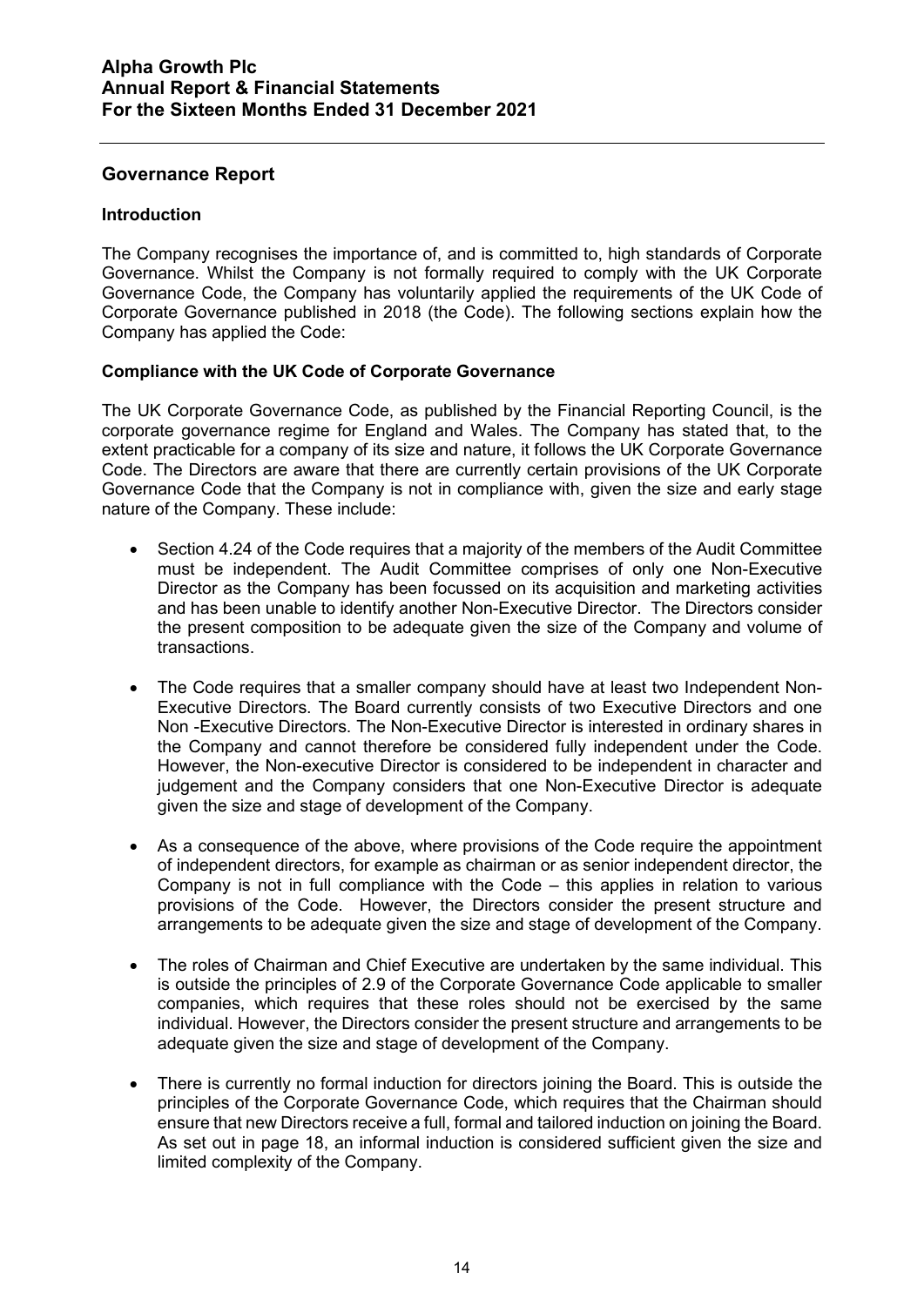## Governance Report

### Introduction

The Company recognises the importance of, and is committed to, high standards of Corporate Governance. Whilst the Company is not formally required to comply with the UK Corporate Governance Code, the Company has voluntarily applied the requirements of the UK Code of Corporate Governance published in 2018 (the Code). The following sections explain how the Company has applied the Code:

### Compliance with the UK Code of Corporate Governance

The UK Corporate Governance Code, as published by the Financial Reporting Council, is the corporate governance regime for England and Wales. The Company has stated that, to the extent practicable for a company of its size and nature, it follows the UK Corporate Governance Code. The Directors are aware that there are currently certain provisions of the UK Corporate Governance Code that the Company is not in compliance with, given the size and early stage nature of the Company. These include:

- Section 4.24 of the Code requires that a majority of the members of the Audit Committee must be independent. The Audit Committee comprises of only one Non-Executive Director as the Company has been focussed on its acquisition and marketing activities and has been unable to identify another Non-Executive Director. The Directors consider the present composition to be adequate given the size of the Company and volume of transactions.

- The Code requires that a smaller company should have at least two Independent Non-Executive Directors. The Board currently consists of two Executive Directors and one Non -Executive Directors. The Non-Executive Director is interested in ordinary shares in the Company and cannot therefore be considered fully independent under the Code. However, the Non-executive Director is considered to be independent in character and judgement and the Company considers that one Non-Executive Director is adequate given the size and stage of development of the Company.

- As a consequence of the above, where provisions of the Code require the appointment of independent directors, for example as chairman or as senior independent director, the Company is not in full compliance with the Code – this applies in relation to various provisions of the Code. However, the Directors consider the present structure and arrangements to be adequate given the size and stage of development of the Company.

- The roles of Chairman and Chief Executive are undertaken by the same individual. This is outside the principles of 2.9 of the Corporate Governance Code applicable to smaller companies, which requires that these roles should not be exercised by the same individual. However, the Directors consider the present structure and arrangements to be adequate given the size and stage of development of the Company.

- There is currently no formal induction for directors joining the Board. This is outside the principles of the Corporate Governance Code, which requires that the Chairman should ensure that new Directors receive a full, formal and tailored induction on joining the Board. As set out in page 18, an informal induction is considered sufficient given the size and limited complexity of the Company.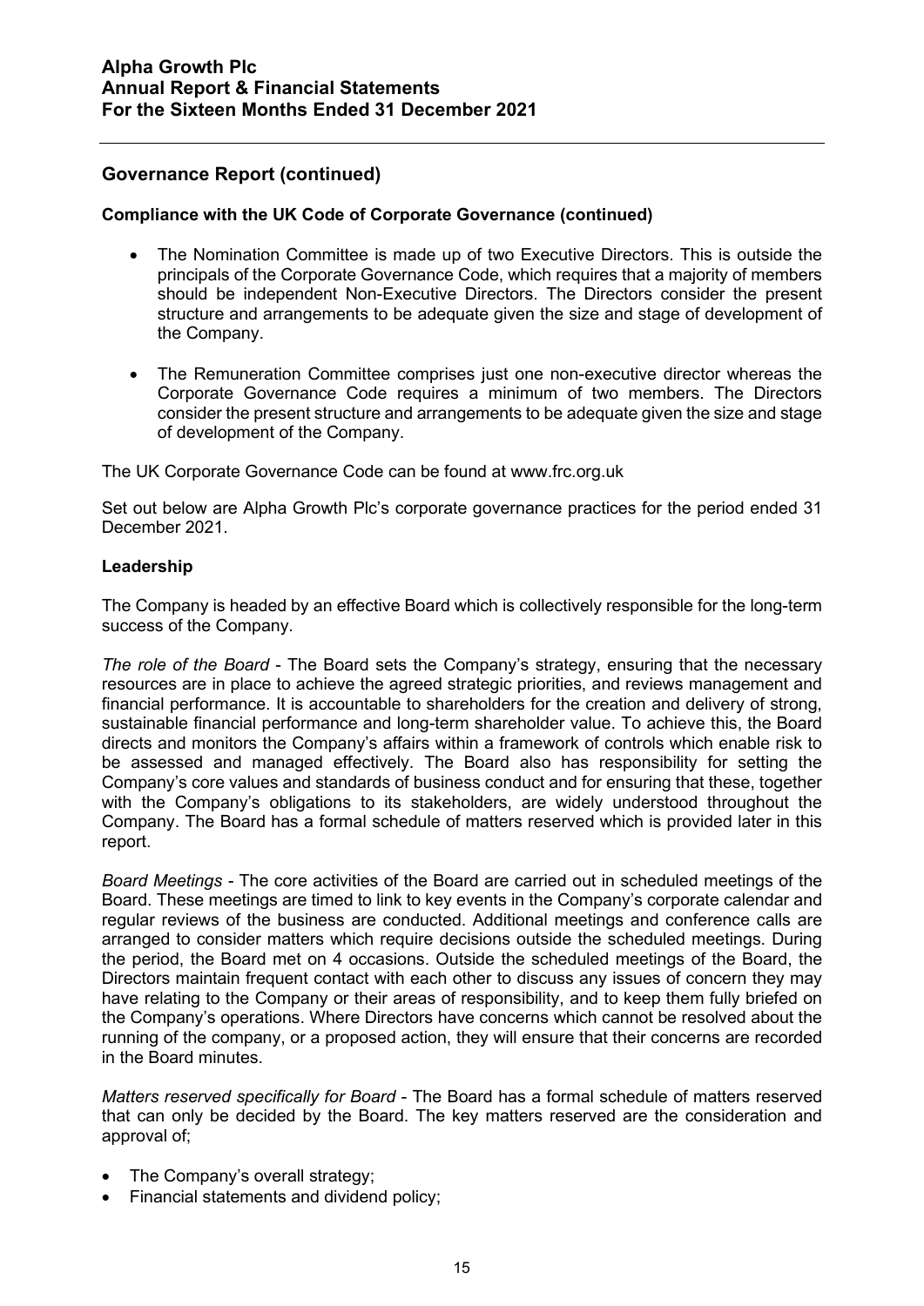## Governance Report (continued)

### Compliance with the UK Code of Corporate Governance (continued)

- The Nomination Committee is made up of two Executive Directors. This is outside the principals of the Corporate Governance Code, which requires that a majority of members should be independent Non-Executive Directors. The Directors consider the present structure and arrangements to be adequate given the size and stage of development of the Company.
- The Remuneration Committee comprises just one non-executive director whereas the Corporate Governance Code requires a minimum of two members. The Directors consider the present structure and arrangements to be adequate given the size and stage of development of the Company.

The UK Corporate Governance Code can be found at www.frc.org.uk

Set out below are Alpha Growth Plc's corporate governance practices for the period ended 31 December 2021.

### Leadership

The Company is headed by an effective Board which is collectively responsible for the long-term success of the Company.

*The role of the Board* - The Board sets the Company's strategy, ensuring that the necessary resources are in place to achieve the agreed strategic priorities, and reviews management and financial performance. It is accountable to shareholders for the creation and delivery of strong, sustainable financial performance and long-term shareholder value. To achieve this, the Board directs and monitors the Company's affairs within a framework of controls which enable risk to be assessed and managed effectively. The Board also has responsibility for setting the Company's core values and standards of business conduct and for ensuring that these, together with the Company's obligations to its stakeholders, are widely understood throughout the Company. The Board has a formal schedule of matters reserved which is provided later in this report.

*Board Meetings* - The core activities of the Board are carried out in scheduled meetings of the Board. These meetings are timed to link to key events in the Company's corporate calendar and regular reviews of the business are conducted. Additional meetings and conference calls are arranged to consider matters which require decisions outside the scheduled meetings. During the period, the Board met on 4 occasions. Outside the scheduled meetings of the Board, the Directors maintain frequent contact with each other to discuss any issues of concern they may have relating to the Company or their areas of responsibility, and to keep them fully briefed on the Company's operations. Where Directors have concerns which cannot be resolved about the running of the company, or a proposed action, they will ensure that their concerns are recorded in the Board minutes.

*Matters reserved specifically for Board* - The Board has a formal schedule of matters reserved that can only be decided by the Board. The key matters reserved are the consideration and approval of;

- The Company's overall strategy;
- Financial statements and dividend policy;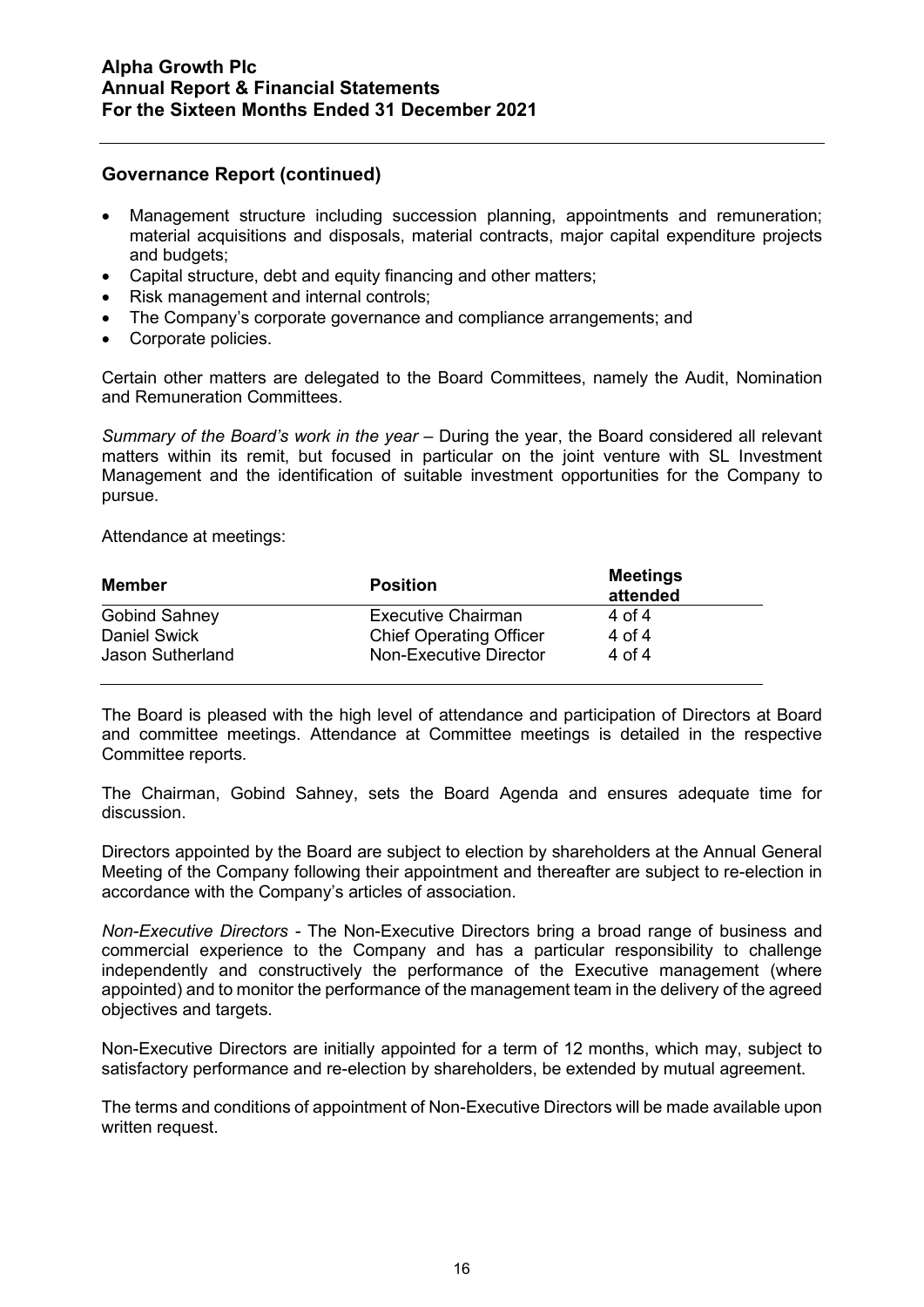## Governance Report (continued)

- Management structure including succession planning, appointments and remuneration; material acquisitions and disposals, material contracts, major capital expenditure projects and budgets;
- Capital structure, debt and equity financing and other matters;
- Risk management and internal controls;
- The Company's corporate governance and compliance arrangements; and
- Corporate policies.

Certain other matters are delegated to the Board Committees, namely the Audit, Nomination and Remuneration Committees.

*Summary of the Board's work in the year* – During the year, the Board considered all relevant matters within its remit, but focused in particular on the joint venture with SL Investment Management and the identification of suitable investment opportunities for the Company to pursue.

Attendance at meetings:

| Member | Position | Meetings attended |
|---|---|---|
| Gobind Sahney | Executive Chairman | 4 of 4 |
| Daniel Swick | Chief Operating Officer | 4 of 4 |
| Jason Sutherland | Non-Executive Director | 4 of 4 |

The Board is pleased with the high level of attendance and participation of Directors at Board and committee meetings. Attendance at Committee meetings is detailed in the respective Committee reports.

The Chairman, Gobind Sahney, sets the Board Agenda and ensures adequate time for discussion.

Directors appointed by the Board are subject to election by shareholders at the Annual General Meeting of the Company following their appointment and thereafter are subject to re-election in accordance with the Company's articles of association.

*Non-Executive Directors* - The Non-Executive Directors bring a broad range of business and commercial experience to the Company and has a particular responsibility to challenge independently and constructively the performance of the Executive management (where appointed) and to monitor the performance of the management team in the delivery of the agreed objectives and targets.

Non-Executive Directors are initially appointed for a term of 12 months, which may, subject to satisfactory performance and re-election by shareholders, be extended by mutual agreement.

The terms and conditions of appointment of Non-Executive Directors will be made available upon written request.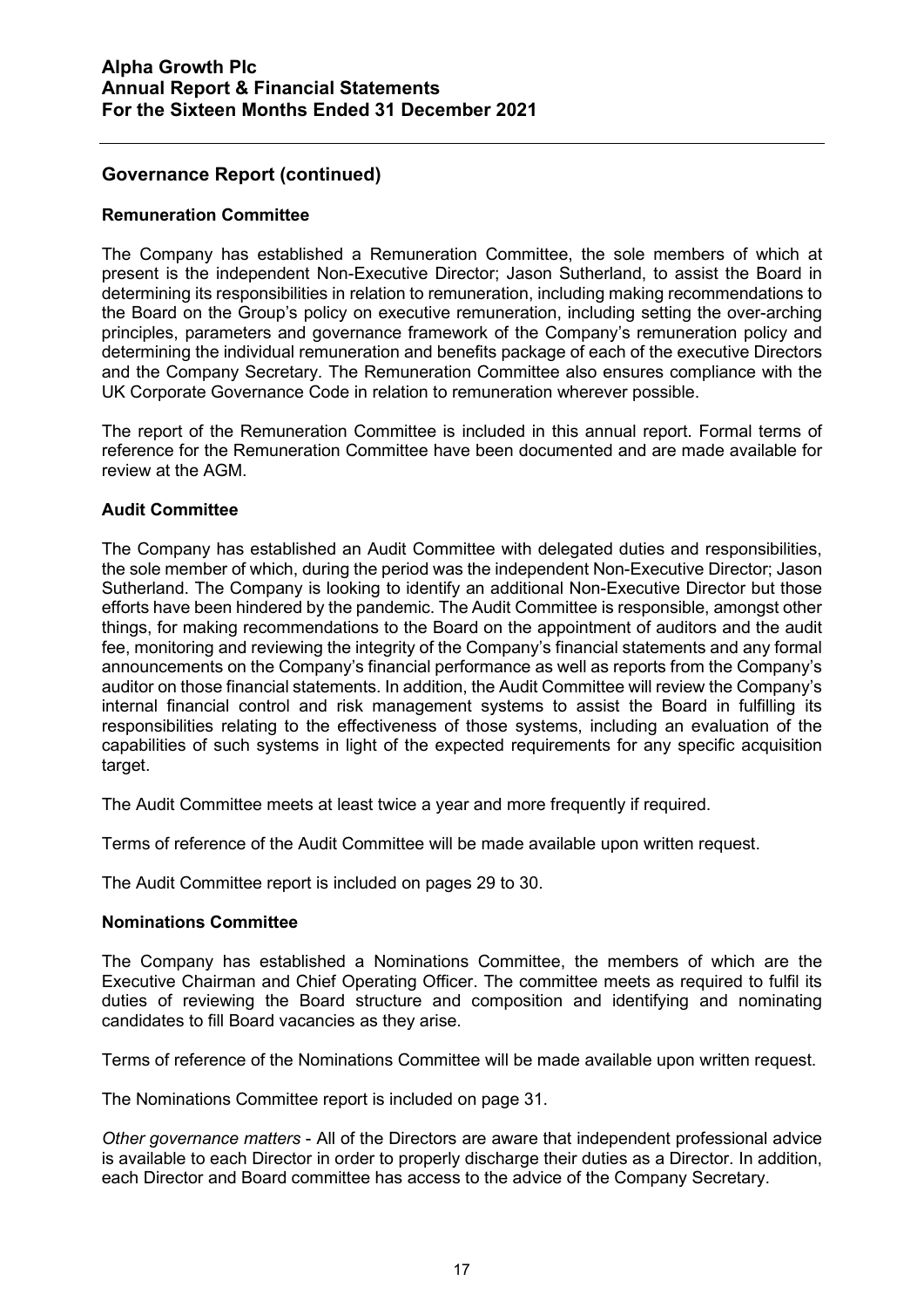## Governance Report (continued)

### Remuneration Committee

The Company has established a Remuneration Committee, the sole members of which at present is the independent Non-Executive Director; Jason Sutherland, to assist the Board in determining its responsibilities in relation to remuneration, including making recommendations to the Board on the Group's policy on executive remuneration, including setting the over-arching principles, parameters and governance framework of the Company's remuneration policy and determining the individual remuneration and benefits package of each of the executive Directors and the Company Secretary. The Remuneration Committee also ensures compliance with the UK Corporate Governance Code in relation to remuneration wherever possible.

The report of the Remuneration Committee is included in this annual report. Formal terms of reference for the Remuneration Committee have been documented and are made available for review at the AGM.

### Audit Committee

The Company has established an Audit Committee with delegated duties and responsibilities, the sole member of which, during the period was the independent Non-Executive Director; Jason Sutherland. The Company is looking to identify an additional Non-Executive Director but those efforts have been hindered by the pandemic. The Audit Committee is responsible, amongst other things, for making recommendations to the Board on the appointment of auditors and the audit fee, monitoring and reviewing the integrity of the Company's financial statements and any formal announcements on the Company's financial performance as well as reports from the Company's auditor on those financial statements. In addition, the Audit Committee will review the Company's internal financial control and risk management systems to assist the Board in fulfilling its responsibilities relating to the effectiveness of those systems, including an evaluation of the capabilities of such systems in light of the expected requirements for any specific acquisition target.

The Audit Committee meets at least twice a year and more frequently if required.

Terms of reference of the Audit Committee will be made available upon written request.

The Audit Committee report is included on pages 29 to 30.

### Nominations Committee

The Company has established a Nominations Committee, the members of which are the Executive Chairman and Chief Operating Officer. The committee meets as required to fulfil its duties of reviewing the Board structure and composition and identifying and nominating candidates to fill Board vacancies as they arise.

Terms of reference of the Nominations Committee will be made available upon written request.

The Nominations Committee report is included on page 31.

*Other governance matters* - All of the Directors are aware that independent professional advice is available to each Director in order to properly discharge their duties as a Director. In addition, each Director and Board committee has access to the advice of the Company Secretary.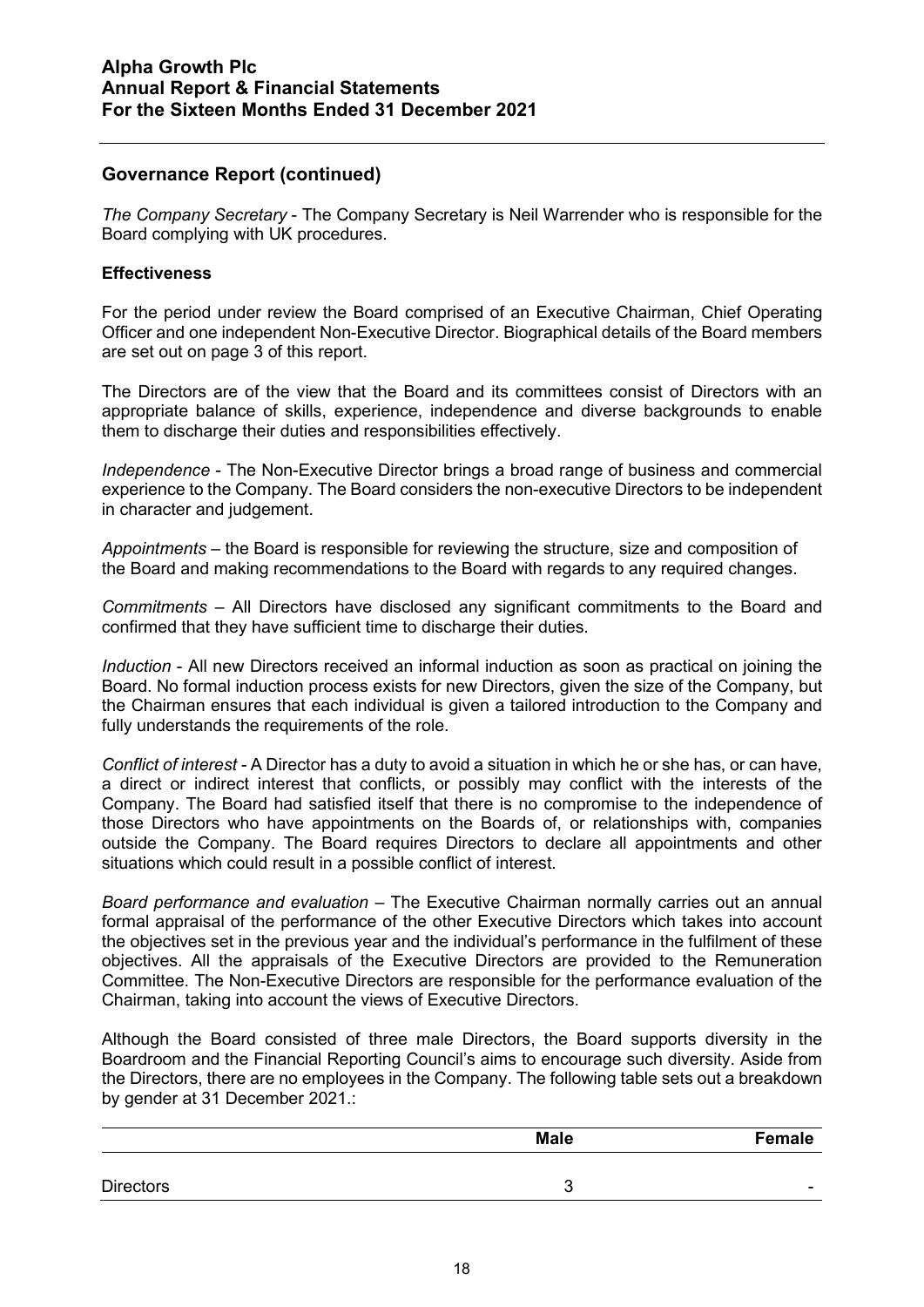## Governance Report (continued)

*The Company Secretary* - The Company Secretary is Neil Warrender who is responsible for the Board complying with UK procedures.

### Effectiveness

For the period under review the Board comprised of an Executive Chairman, Chief Operating Officer and one independent Non-Executive Director. Biographical details of the Board members are set out on page 3 of this report.

The Directors are of the view that the Board and its committees consist of Directors with an appropriate balance of skills, experience, independence and diverse backgrounds to enable them to discharge their duties and responsibilities effectively.

*Independence* - The Non-Executive Director brings a broad range of business and commercial experience to the Company. The Board considers the non-executive Directors to be independent in character and judgement.

*Appointments* – the Board is responsible for reviewing the structure, size and composition of the Board and making recommendations to the Board with regards to any required changes.

*Commitments* – All Directors have disclosed any significant commitments to the Board and confirmed that they have sufficient time to discharge their duties.

*Induction* - All new Directors received an informal induction as soon as practical on joining the Board. No formal induction process exists for new Directors, given the size of the Company, but the Chairman ensures that each individual is given a tailored introduction to the Company and fully understands the requirements of the role.

*Conflict of interest* - A Director has a duty to avoid a situation in which he or she has, or can have, a direct or indirect interest that conflicts, or possibly may conflict with the interests of the Company. The Board had satisfied itself that there is no compromise to the independence of those Directors who have appointments on the Boards of, or relationships with, companies outside the Company. The Board requires Directors to declare all appointments and other situations which could result in a possible conflict of interest.

*Board performance and evaluation* – The Executive Chairman normally carries out an annual formal appraisal of the performance of the other Executive Directors which takes into account the objectives set in the previous year and the individual's performance in the fulfilment of these objectives. All the appraisals of the Executive Directors are provided to the Remuneration Committee. The Non-Executive Directors are responsible for the performance evaluation of the Chairman, taking into account the views of Executive Directors.

Although the Board consisted of three male Directors, the Board supports diversity in the Boardroom and the Financial Reporting Council's aims to encourage such diversity. Aside from the Directors, there are no employees in the Company. The following table sets out a breakdown by gender at 31 December 2021.:

| | Male | Female |
|---|---|---|
| Directors | 3 | - |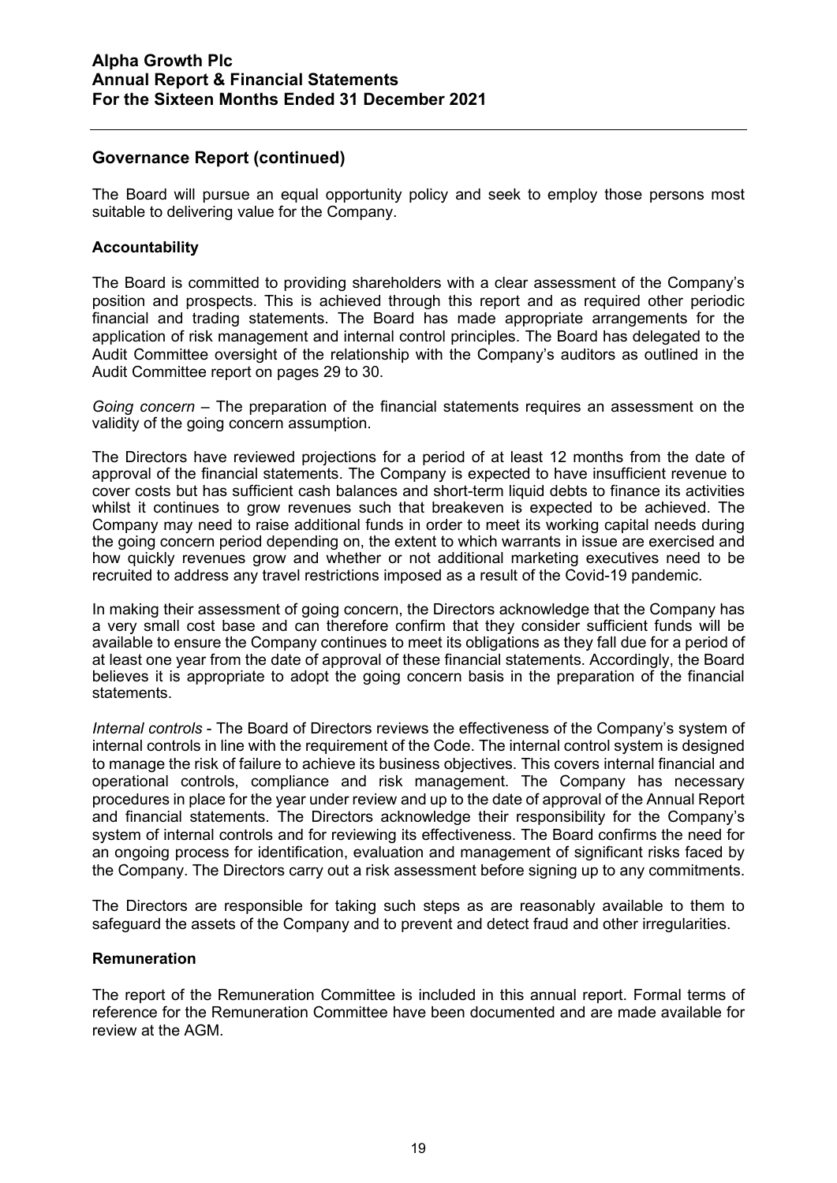## Governance Report (continued)

The Board will pursue an equal opportunity policy and seek to employ those persons most suitable to delivering value for the Company.

### Accountability

The Board is committed to providing shareholders with a clear assessment of the Company's position and prospects. This is achieved through this report and as required other periodic financial and trading statements. The Board has made appropriate arrangements for the application of risk management and internal control principles. The Board has delegated to the Audit Committee oversight of the relationship with the Company's auditors as outlined in the Audit Committee report on pages 29 to 30.

*Going concern* – The preparation of the financial statements requires an assessment on the validity of the going concern assumption.

The Directors have reviewed projections for a period of at least 12 months from the date of approval of the financial statements. The Company is expected to have insufficient revenue to cover costs but has sufficient cash balances and short-term liquid debts to finance its activities whilst it continues to grow revenues such that breakeven is expected to be achieved. The Company may need to raise additional funds in order to meet its working capital needs during the going concern period depending on, the extent to which warrants in issue are exercised and how quickly revenues grow and whether or not additional marketing executives need to be recruited to address any travel restrictions imposed as a result of the Covid-19 pandemic.

In making their assessment of going concern, the Directors acknowledge that the Company has a very small cost base and can therefore confirm that they consider sufficient funds will be available to ensure the Company continues to meet its obligations as they fall due for a period of at least one year from the date of approval of these financial statements. Accordingly, the Board believes it is appropriate to adopt the going concern basis in the preparation of the financial statements.

*Internal controls* - The Board of Directors reviews the effectiveness of the Company's system of internal controls in line with the requirement of the Code. The internal control system is designed to manage the risk of failure to achieve its business objectives. This covers internal financial and operational controls, compliance and risk management. The Company has necessary procedures in place for the year under review and up to the date of approval of the Annual Report and financial statements. The Directors acknowledge their responsibility for the Company's system of internal controls and for reviewing its effectiveness. The Board confirms the need for an ongoing process for identification, evaluation and management of significant risks faced by the Company. The Directors carry out a risk assessment before signing up to any commitments.

The Directors are responsible for taking such steps as are reasonably available to them to safeguard the assets of the Company and to prevent and detect fraud and other irregularities.

### Remuneration

The report of the Remuneration Committee is included in this annual report. Formal terms of reference for the Remuneration Committee have been documented and are made available for review at the AGM.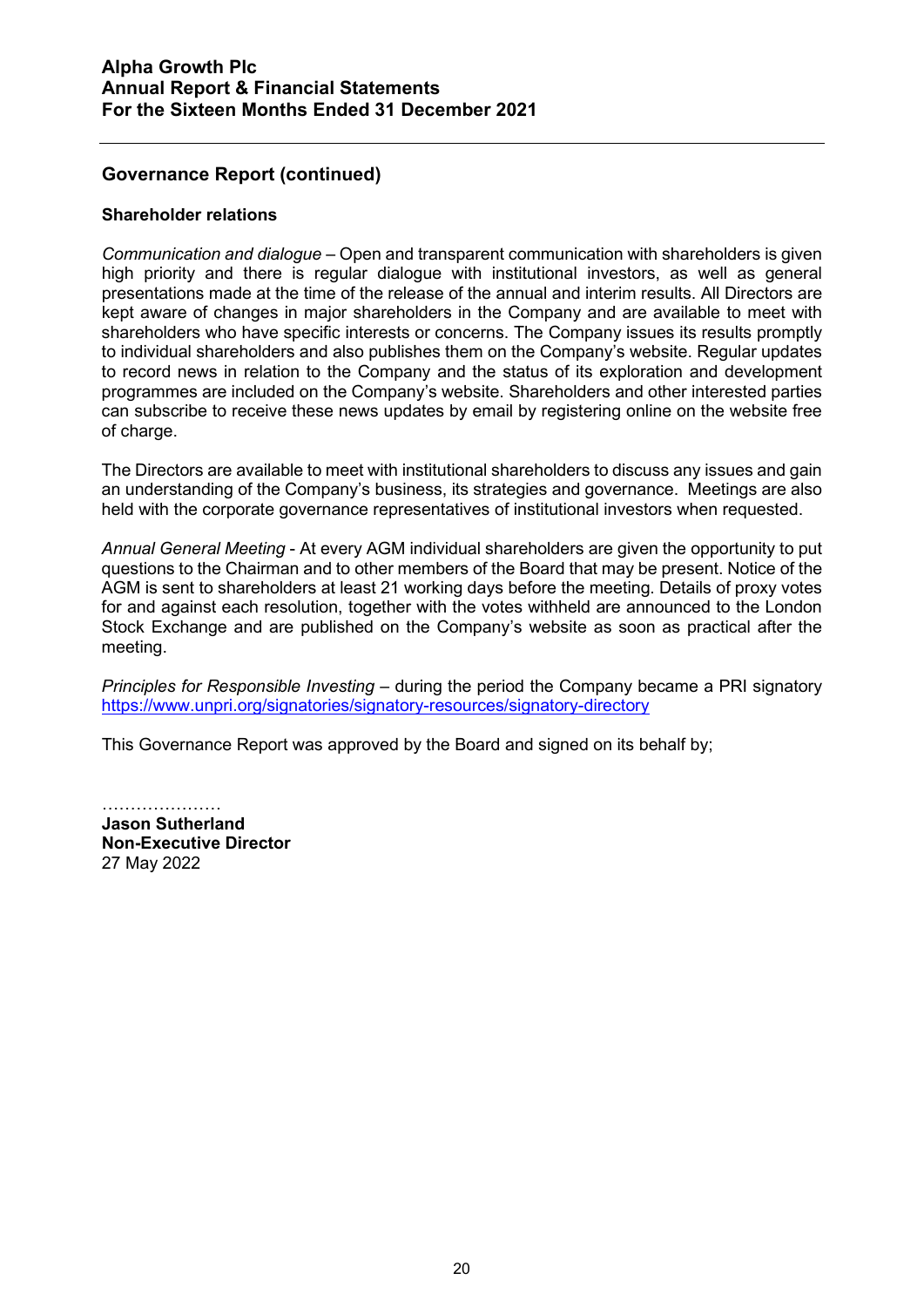## Governance Report (continued)

### Shareholder relations

*Communication and dialogue* – Open and transparent communication with shareholders is given high priority and there is regular dialogue with institutional investors, as well as general presentations made at the time of the release of the annual and interim results. All Directors are kept aware of changes in major shareholders in the Company and are available to meet with shareholders who have specific interests or concerns. The Company issues its results promptly to individual shareholders and also publishes them on the Company's website. Regular updates to record news in relation to the Company and the status of its exploration and development programmes are included on the Company's website. Shareholders and other interested parties can subscribe to receive these news updates by email by registering online on the website free of charge.

The Directors are available to meet with institutional shareholders to discuss any issues and gain an understanding of the Company's business, its strategies and governance. Meetings are also held with the corporate governance representatives of institutional investors when requested.

*Annual General Meeting* - At every AGM individual shareholders are given the opportunity to put questions to the Chairman and to other members of the Board that may be present. Notice of the AGM is sent to shareholders at least 21 working days before the meeting. Details of proxy votes for and against each resolution, together with the votes withheld are announced to the London Stock Exchange and are published on the Company's website as soon as practical after the meeting.

*Principles for Responsible Investing* – during the period the Company became a PRI signatory https://www.unpri.org/signatories/signatory-resources/signatory-directory

This Governance Report was approved by the Board and signed on its behalf by;

…………………

**Jason Sutherland**
**Non-Executive Director**
27 May 2022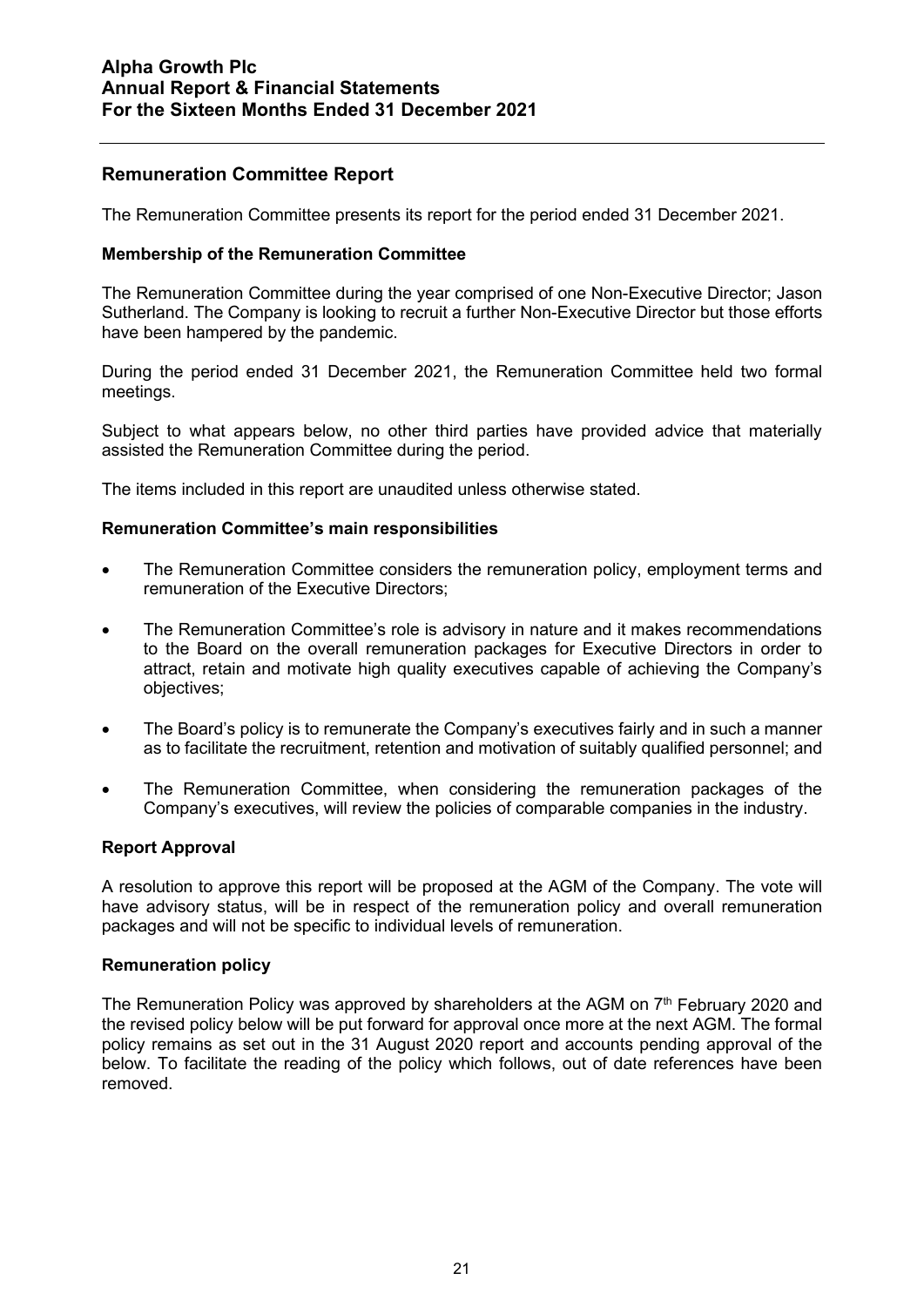## Remuneration Committee Report

The Remuneration Committee presents its report for the period ended 31 December 2021.

### Membership of the Remuneration Committee

The Remuneration Committee during the year comprised of one Non-Executive Director; Jason Sutherland. The Company is looking to recruit a further Non-Executive Director but those efforts have been hampered by the pandemic.

During the period ended 31 December 2021, the Remuneration Committee held two formal meetings.

Subject to what appears below, no other third parties have provided advice that materially assisted the Remuneration Committee during the period.

The items included in this report are unaudited unless otherwise stated.

### Remuneration Committee's main responsibilities

- The Remuneration Committee considers the remuneration policy, employment terms and remuneration of the Executive Directors;
- The Remuneration Committee's role is advisory in nature and it makes recommendations to the Board on the overall remuneration packages for Executive Directors in order to attract, retain and motivate high quality executives capable of achieving the Company's objectives;
- The Board's policy is to remunerate the Company's executives fairly and in such a manner as to facilitate the recruitment, retention and motivation of suitably qualified personnel; and
- The Remuneration Committee, when considering the remuneration packages of the Company's executives, will review the policies of comparable companies in the industry.

### Report Approval

A resolution to approve this report will be proposed at the AGM of the Company. The vote will have advisory status, will be in respect of the remuneration policy and overall remuneration packages and will not be specific to individual levels of remuneration.

### Remuneration policy

The Remuneration Policy was approved by shareholders at the AGM on 7th February 2020 and the revised policy below will be put forward for approval once more at the next AGM. The formal policy remains as set out in the 31 August 2020 report and accounts pending approval of the below. To facilitate the reading of the policy which follows, out of date references have been removed.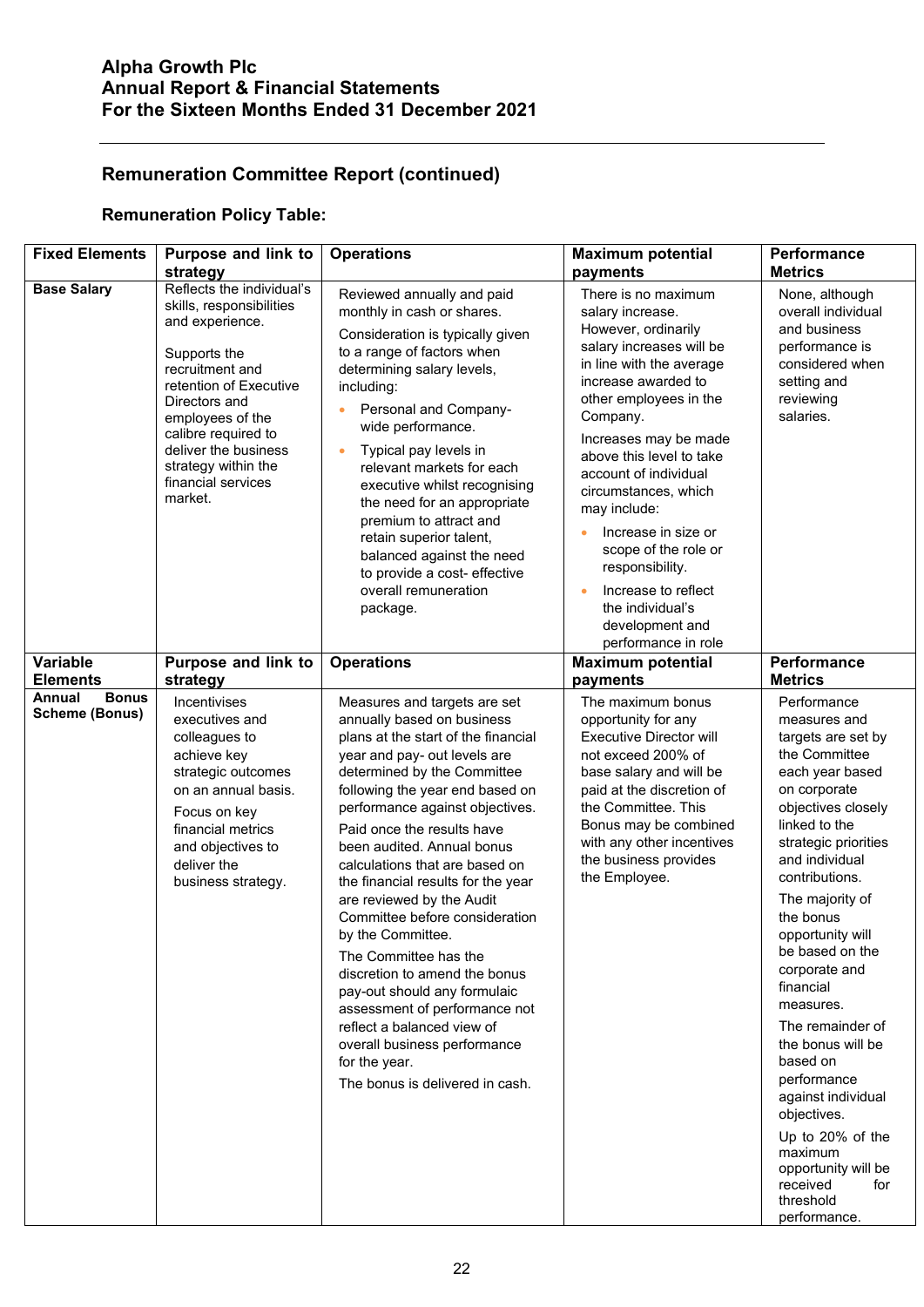## Remuneration Committee Report (continued)

### Remuneration Policy Table:

| Fixed Elements | Purpose and link to strategy | Operations | Maximum potential payments | Performance Metrics |
|---|---|---|---|---|
| **Base Salary** | Reflects the individual's skills, responsibilities and experience.<br><br>Supports the recruitment and retention of Executive Directors and employees of the calibre required to deliver the business strategy within the financial services market. | Reviewed annually and paid monthly in cash or shares.<br><br>Consideration is typically given to a range of factors when determining salary levels, including:<br>• Personal and Company-wide performance.<br>• Typical pay levels in relevant markets for each executive whilst recognising the need for an appropriate premium to attract and retain superior talent, balanced against the need to provide a cost- effective overall remuneration package. | There is no maximum salary increase. However, ordinarily salary increases will be in line with the average increase awarded to other employees in the Company.<br><br>Increases may be made above this level to take account of individual circumstances, which may include:<br>• Increase in size or scope of the role or responsibility.<br>• Increase to reflect the individual's development and performance in role | None, although overall individual and business performance is considered when setting and reviewing salaries. |
| **Variable Elements** | **Purpose and link to strategy** | **Operations** | **Maximum potential payments** | **Performance Metrics** |
| **Annual Bonus Scheme (Bonus)** | Incentivises executives and colleagues to achieve key strategic outcomes on an annual basis.<br><br>Focus on key financial metrics and objectives to deliver the business strategy. | Measures and targets are set annually based on business plans at the start of the financial year and pay- out levels are determined by the Committee following the year end based on performance against objectives.<br><br>Paid once the results have been audited. Annual bonus calculations that are based on the financial results for the year are reviewed by the Audit Committee before consideration by the Committee.<br><br>The Committee has the discretion to amend the bonus pay-out should any formulaic assessment of performance not reflect a balanced view of overall business performance for the year.<br><br>The bonus is delivered in cash. | The maximum bonus opportunity for any Executive Director will not exceed 200% of base salary and will be paid at the discretion of the Committee. This Bonus may be combined with any other incentives the business provides the Employee. | Performance measures and targets are set by the Committee each year based on corporate objectives closely linked to the strategic priorities and individual contributions.<br><br>The majority of the bonus opportunity will be based on the corporate and financial measures.<br><br>The remainder of the bonus will be based on performance against individual objectives.<br><br>Up to 20% of the maximum opportunity will be received for threshold performance. |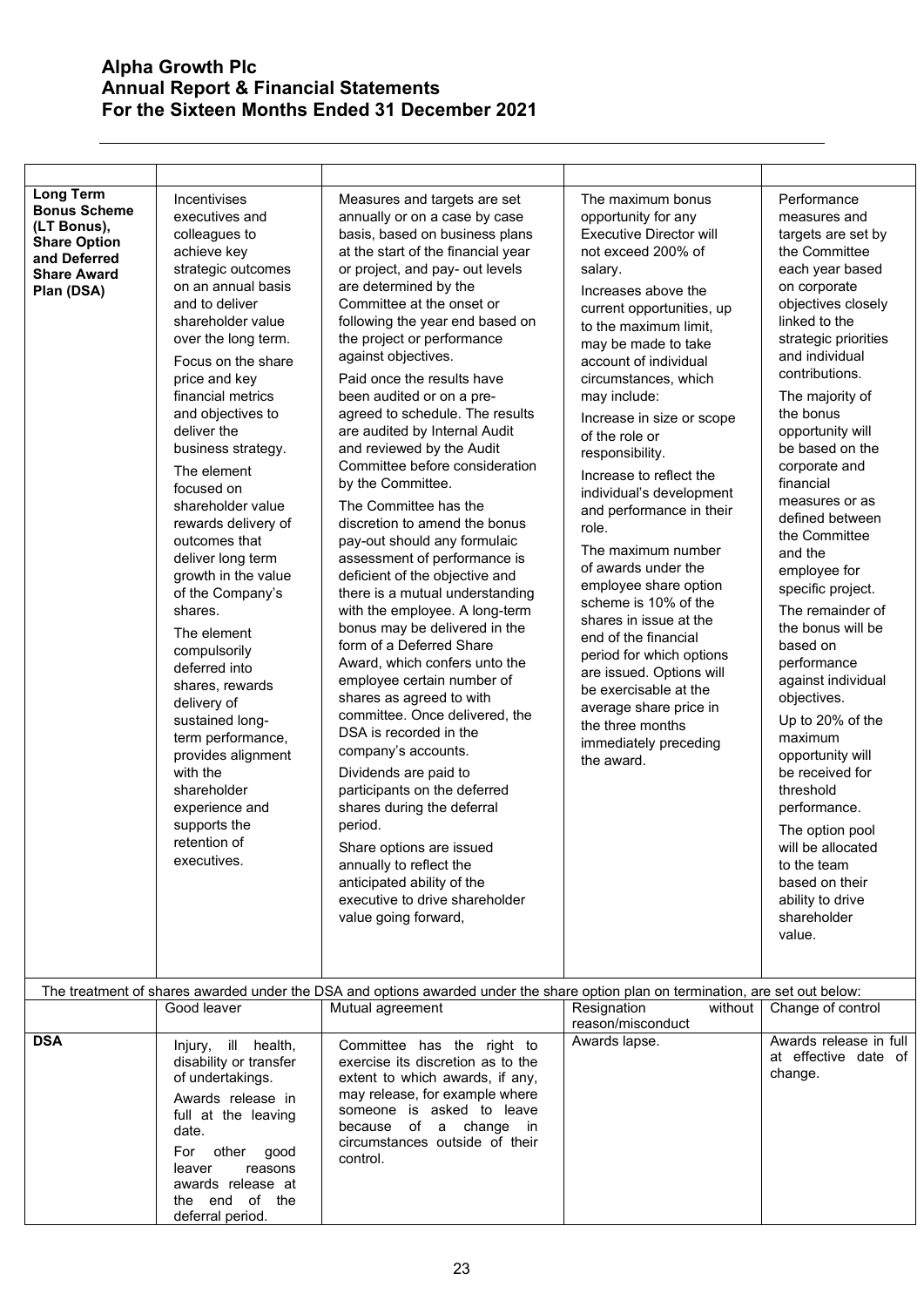| | | | | |
|---|---|---|---|---|
| **Long Term Bonus Scheme (LT Bonus), Share Option and Deferred Share Award Plan (DSA)** | Incentivises executives and colleagues to achieve key strategic outcomes on an annual basis and to deliver shareholder value over the long term.<br><br>Focus on the share price and key financial metrics and objectives to deliver the business strategy.<br><br>The element focused on shareholder value rewards delivery of outcomes that deliver long term growth in the value of the Company's shares.<br><br>The element compulsorily deferred into shares, rewards delivery of sustained long-term performance, provides alignment with the shareholder experience and supports the retention of executives. | Measures and targets are set annually or on a case by case basis, based on business plans at the start of the financial year or project, and pay- out levels are determined by the Committee at the onset or following the year end based on the project or performance against objectives.<br><br>Paid once the results have been audited or on a pre-agreed to schedule. The results are audited by Internal Audit and reviewed by the Audit Committee before consideration by the Committee.<br><br>The Committee has the discretion to amend the bonus pay-out should any formulaic assessment of performance is deficient of the objective and there is a mutual understanding with the employee. A long-term bonus may be delivered in the form of a Deferred Share Award, which confers unto the employee certain number of shares as agreed to with committee. Once delivered, the DSA is recorded in the company's accounts.<br><br>Dividends are paid to participants on the deferred shares during the deferral period.<br><br>Share options are issued annually to reflect the anticipated ability of the executive to drive shareholder value going forward, | The maximum bonus opportunity for any Executive Director will not exceed 200% of salary.<br><br>Increases above the current opportunities, up to the maximum limit, may be made to take account of individual circumstances, which may include:<br><br>Increase in size or scope of the role or responsibility.<br><br>Increase to reflect the individual's development and performance in their role.<br><br>The maximum number of awards under the employee share option scheme is 10% of the shares in issue at the end of the financial period for which options are issued. Options will be exercisable at the average share price in the three months immediately preceding the award. | Performance measures and targets are set by the Committee each year based on corporate objectives closely linked to the strategic priorities and individual contributions.<br><br>The majority of the bonus opportunity will be based on the corporate and financial measures or as defined between the Committee and the employee for specific project.<br><br>The remainder of the bonus will be based on performance against individual objectives.<br><br>Up to 20% of the maximum opportunity will be received for threshold performance.<br><br>The option pool will be allocated to the team based on their ability to drive shareholder value. |

The treatment of shares awarded under the DSA and options awarded under the share option plan on termination, are set out below:

| | Good leaver | Mutual agreement | Resignation without reason/misconduct | Change of control |
|---|---|---|---|---|
| **DSA** | Injury, ill health, disability or transfer of undertakings.<br><br>Awards release in full at the leaving date.<br><br>For other good leaver reasons awards release at the end of the deferral period. | Committee has the right to exercise its discretion as to the extent to which awards, if any, may release, for example where someone is asked to leave because of a change in circumstances outside of their control. | Awards lapse. | Awards release in full at effective date of change. |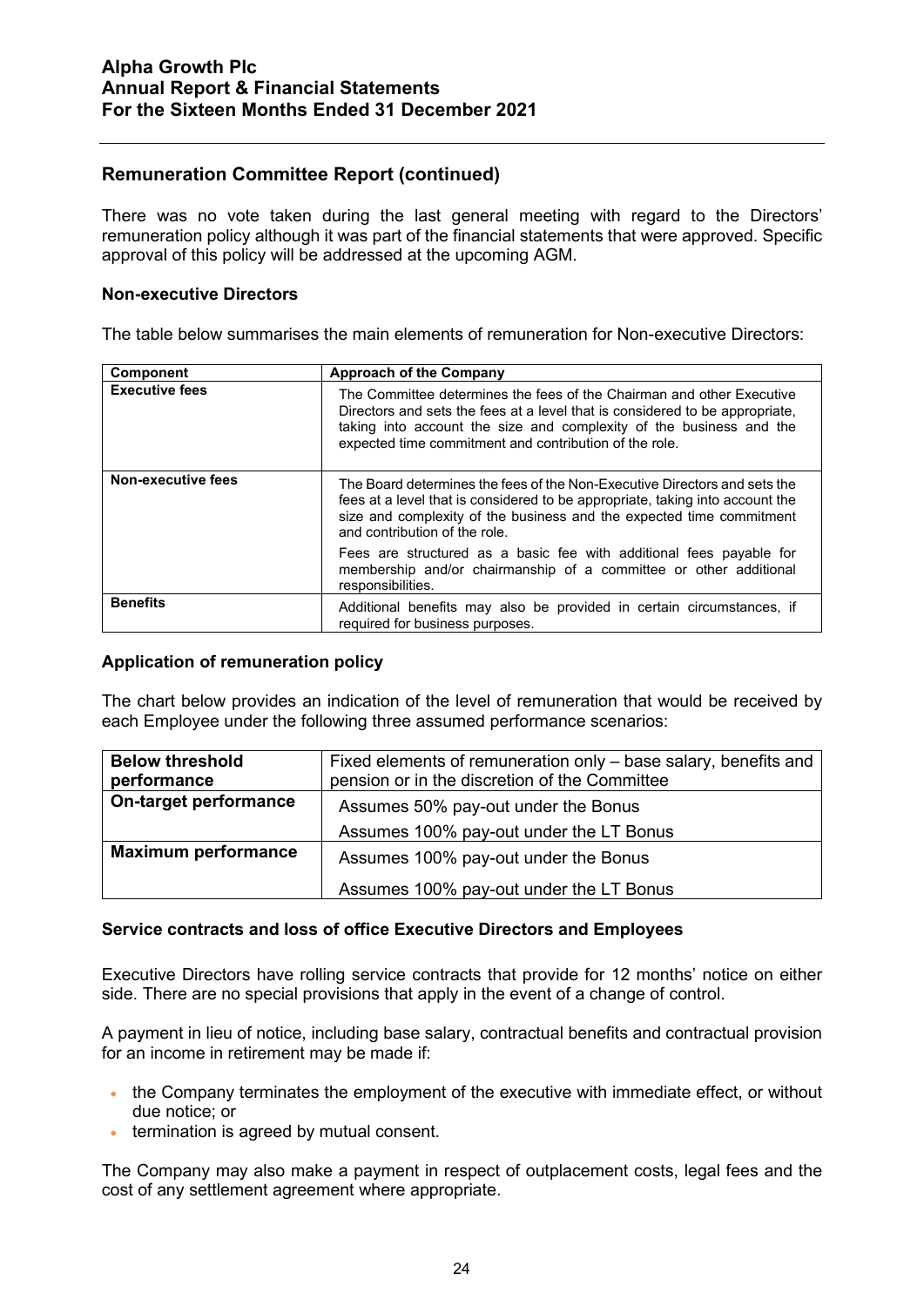## Remuneration Committee Report (continued)

There was no vote taken during the last general meeting with regard to the Directors' remuneration policy although it was part of the financial statements that were approved. Specific approval of this policy will be addressed at the upcoming AGM.

### Non-executive Directors

The table below summarises the main elements of remuneration for Non-executive Directors:

| Component | Approach of the Company |
| --- | --- |
| **Executive fees** | The Committee determines the fees of the Chairman and other Executive Directors and sets the fees at a level that is considered to be appropriate, taking into account the size and complexity of the business and the expected time commitment and contribution of the role. |
| **Non-executive fees** | The Board determines the fees of the Non-Executive Directors and sets the fees at a level that is considered to be appropriate, taking into account the size and complexity of the business and the expected time commitment and contribution of the role.<br><br>Fees are structured as a basic fee with additional fees payable for membership and/or chairmanship of a committee or other additional responsibilities. |
| **Benefits** | Additional benefits may also be provided in certain circumstances, if required for business purposes. |

### Application of remuneration policy

The chart below provides an indication of the level of remuneration that would be received by each Employee under the following three assumed performance scenarios:

| **Below threshold performance** | Fixed elements of remuneration only – base salary, benefits and pension or in the discretion of the Committee |
| --- | --- |
| **On-target performance** | Assumes 50% pay-out under the Bonus<br>Assumes 100% pay-out under the LT Bonus |
| **Maximum performance** | Assumes 100% pay-out under the Bonus<br>Assumes 100% pay-out under the LT Bonus |

### Service contracts and loss of office Executive Directors and Employees

Executive Directors have rolling service contracts that provide for 12 months' notice on either side. There are no special provisions that apply in the event of a change of control.

A payment in lieu of notice, including base salary, contractual benefits and contractual provision for an income in retirement may be made if:

- the Company terminates the employment of the executive with immediate effect, or without due notice; or
- termination is agreed by mutual consent.

The Company may also make a payment in respect of outplacement costs, legal fees and the cost of any settlement agreement where appropriate.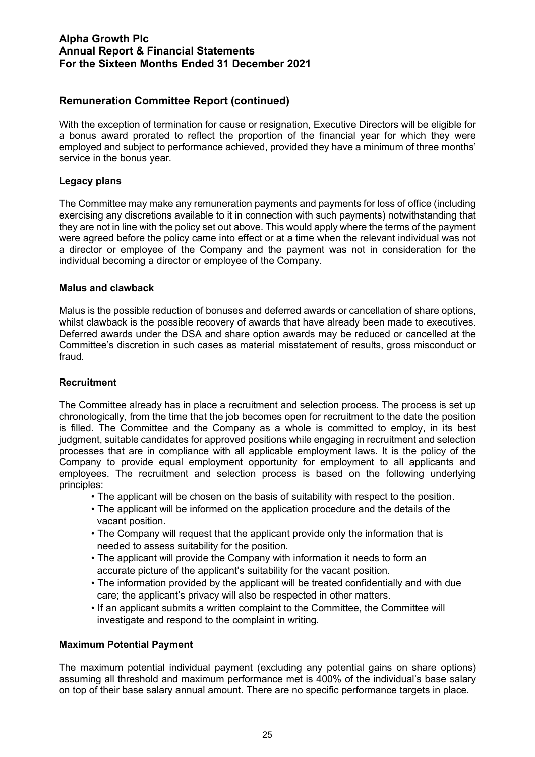## Remuneration Committee Report (continued)

With the exception of termination for cause or resignation, Executive Directors will be eligible for a bonus award prorated to reflect the proportion of the financial year for which they were employed and subject to performance achieved, provided they have a minimum of three months' service in the bonus year.

### Legacy plans

The Committee may make any remuneration payments and payments for loss of office (including exercising any discretions available to it in connection with such payments) notwithstanding that they are not in line with the policy set out above. This would apply where the terms of the payment were agreed before the policy came into effect or at a time when the relevant individual was not a director or employee of the Company and the payment was not in consideration for the individual becoming a director or employee of the Company.

### Malus and clawback

Malus is the possible reduction of bonuses and deferred awards or cancellation of share options, whilst clawback is the possible recovery of awards that have already been made to executives. Deferred awards under the DSA and share option awards may be reduced or cancelled at the Committee's discretion in such cases as material misstatement of results, gross misconduct or fraud.

### Recruitment

The Committee already has in place a recruitment and selection process. The process is set up chronologically, from the time that the job becomes open for recruitment to the date the position is filled. The Committee and the Company as a whole is committed to employ, in its best judgment, suitable candidates for approved positions while engaging in recruitment and selection processes that are in compliance with all applicable employment laws. It is the policy of the Company to provide equal employment opportunity for employment to all applicants and employees. The recruitment and selection process is based on the following underlying principles:

- The applicant will be chosen on the basis of suitability with respect to the position.
- The applicant will be informed on the application procedure and the details of the vacant position.
- The Company will request that the applicant provide only the information that is needed to assess suitability for the position.
- The applicant will provide the Company with information it needs to form an accurate picture of the applicant's suitability for the vacant position.
- The information provided by the applicant will be treated confidentially and with due care; the applicant's privacy will also be respected in other matters.
- If an applicant submits a written complaint to the Committee, the Committee will investigate and respond to the complaint in writing.

### Maximum Potential Payment

The maximum potential individual payment (excluding any potential gains on share options) assuming all threshold and maximum performance met is 400% of the individual's base salary on top of their base salary annual amount. There are no specific performance targets in place.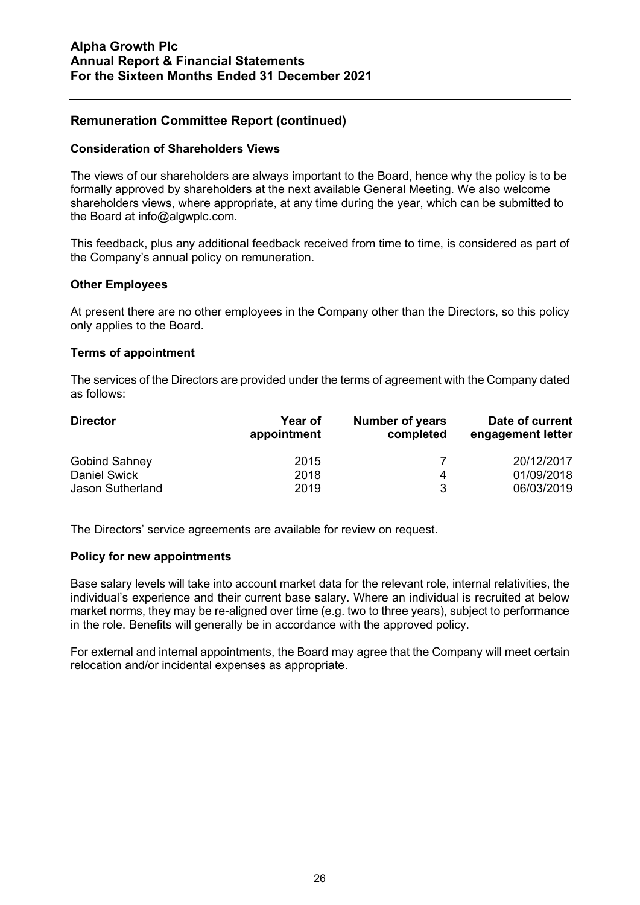## Remuneration Committee Report (continued)

### Consideration of Shareholders Views

The views of our shareholders are always important to the Board, hence why the policy is to be formally approved by shareholders at the next available General Meeting. We also welcome shareholders views, where appropriate, at any time during the year, which can be submitted to the Board at info@algwplc.com.

This feedback, plus any additional feedback received from time to time, is considered as part of the Company's annual policy on remuneration.

### Other Employees

At present there are no other employees in the Company other than the Directors, so this policy only applies to the Board.

### Terms of appointment

The services of the Directors are provided under the terms of agreement with the Company dated as follows:

| Director | Year of appointment | Number of years completed | Date of current engagement letter |
|---|---|---|---|
| Gobind Sahney | 2015 | 7 | 20/12/2017 |
| Daniel Swick | 2018 | 4 | 01/09/2018 |
| Jason Sutherland | 2019 | 3 | 06/03/2019 |

The Directors' service agreements are available for review on request.

### Policy for new appointments

Base salary levels will take into account market data for the relevant role, internal relativities, the individual's experience and their current base salary. Where an individual is recruited at below market norms, they may be re-aligned over time (e.g. two to three years), subject to performance in the role. Benefits will generally be in accordance with the approved policy.

For external and internal appointments, the Board may agree that the Company will meet certain relocation and/or incidental expenses as appropriate.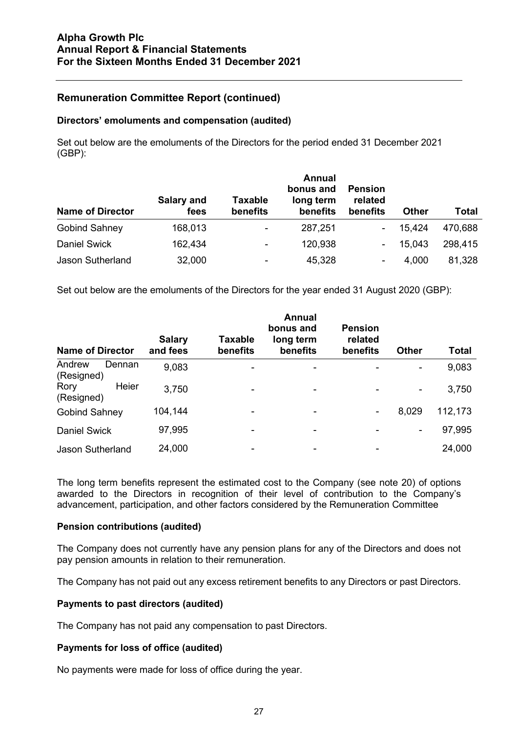## Remuneration Committee Report (continued)

### Directors' emoluments and compensation (audited)

Set out below are the emoluments of the Directors for the period ended 31 December 2021 (GBP):

| Name of Director | Salary and fees | Taxable benefits | Annual bonus and long term benefits | Pension related benefits | Other | Total |
|---|---|---|---|---|---|---|
| Gobind Sahney | 168,013 | - | 287,251 | - | 15,424 | 470,688 |
| Daniel Swick | 162,434 | - | 120,938 | - | 15,043 | 298,415 |
| Jason Sutherland | 32,000 | - | 45,328 | - | 4,000 | 81,328 |

Set out below are the emoluments of the Directors for the year ended 31 August 2020 (GBP):

| Name of Director | Salary and fees | Taxable benefits | Annual bonus and long term benefits | Pension related benefits | Other | Total |
|---|---|---|---|---|---|---|
| Andrew Dennan (Resigned) | 9,083 | - | - | - | - | 9,083 |
| Rory Heier (Resigned) | 3,750 | - | - | - | - | 3,750 |
| Gobind Sahney | 104,144 | - | - | - | 8,029 | 112,173 |
| Daniel Swick | 97,995 | - | - | - | - | 97,995 |
| Jason Sutherland | 24,000 | - | - | - | | 24,000 |

The long term benefits represent the estimated cost to the Company (see note 20) of options awarded to the Directors in recognition of their level of contribution to the Company's advancement, participation, and other factors considered by the Remuneration Committee

### Pension contributions (audited)

The Company does not currently have any pension plans for any of the Directors and does not pay pension amounts in relation to their remuneration.

The Company has not paid out any excess retirement benefits to any Directors or past Directors.

### Payments to past directors (audited)

The Company has not paid any compensation to past Directors.

### Payments for loss of office (audited)

No payments were made for loss of office during the year.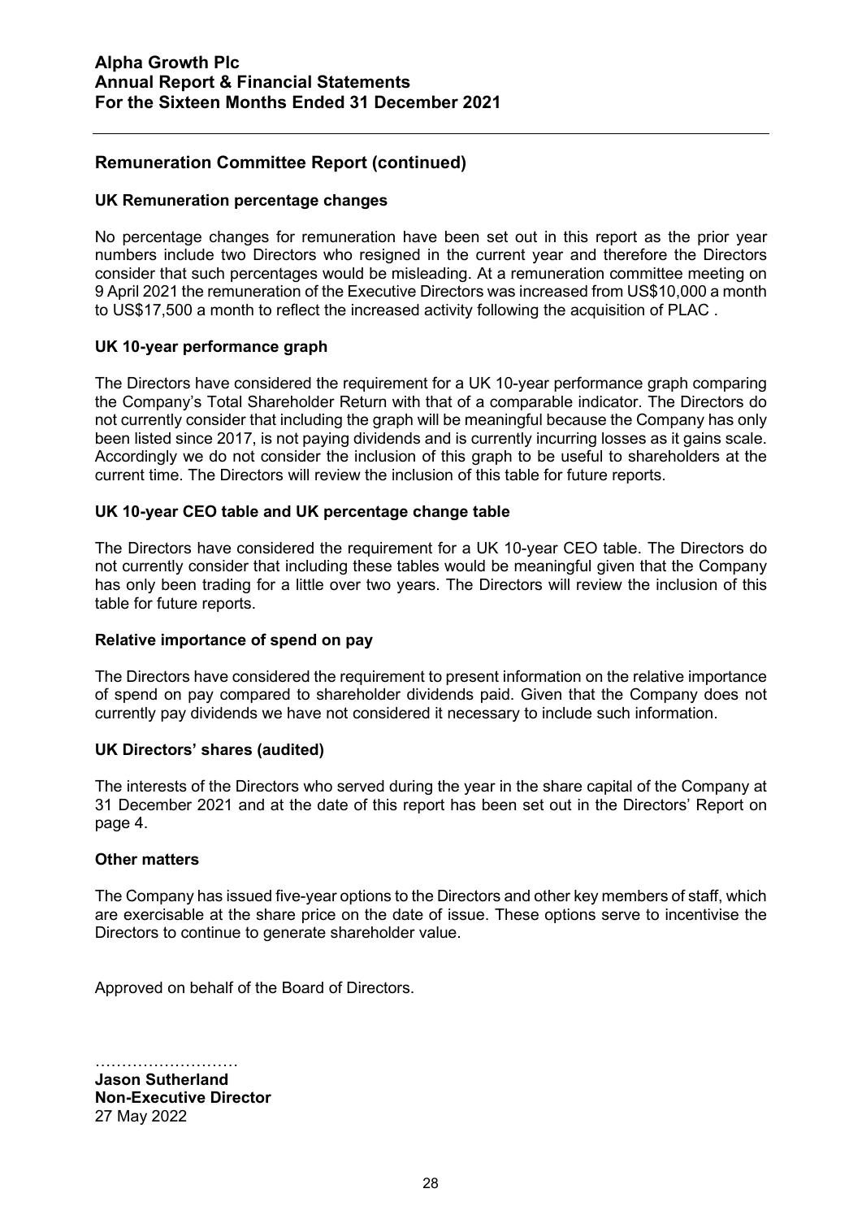## Remuneration Committee Report (continued)

### UK Remuneration percentage changes

No percentage changes for remuneration have been set out in this report as the prior year numbers include two Directors who resigned in the current year and therefore the Directors consider that such percentages would be misleading. At a remuneration committee meeting on 9 April 2021 the remuneration of the Executive Directors was increased from US$10,000 a month to US$17,500 a month to reflect the increased activity following the acquisition of PLAC .

### UK 10-year performance graph

The Directors have considered the requirement for a UK 10-year performance graph comparing the Company's Total Shareholder Return with that of a comparable indicator. The Directors do not currently consider that including the graph will be meaningful because the Company has only been listed since 2017, is not paying dividends and is currently incurring losses as it gains scale. Accordingly we do not consider the inclusion of this graph to be useful to shareholders at the current time. The Directors will review the inclusion of this table for future reports.

### UK 10-year CEO table and UK percentage change table

The Directors have considered the requirement for a UK 10-year CEO table. The Directors do not currently consider that including these tables would be meaningful given that the Company has only been trading for a little over two years. The Directors will review the inclusion of this table for future reports.

### Relative importance of spend on pay

The Directors have considered the requirement to present information on the relative importance of spend on pay compared to shareholder dividends paid. Given that the Company does not currently pay dividends we have not considered it necessary to include such information.

### UK Directors' shares (audited)

The interests of the Directors who served during the year in the share capital of the Company at 31 December 2021 and at the date of this report has been set out in the Directors' Report on page 4.

### Other matters

The Company has issued five-year options to the Directors and other key members of staff, which are exercisable at the share price on the date of issue. These options serve to incentivise the Directors to continue to generate shareholder value.

Approved on behalf of the Board of Directors.

………………………
**Jason Sutherland**
**Non-Executive Director**
27 May 2022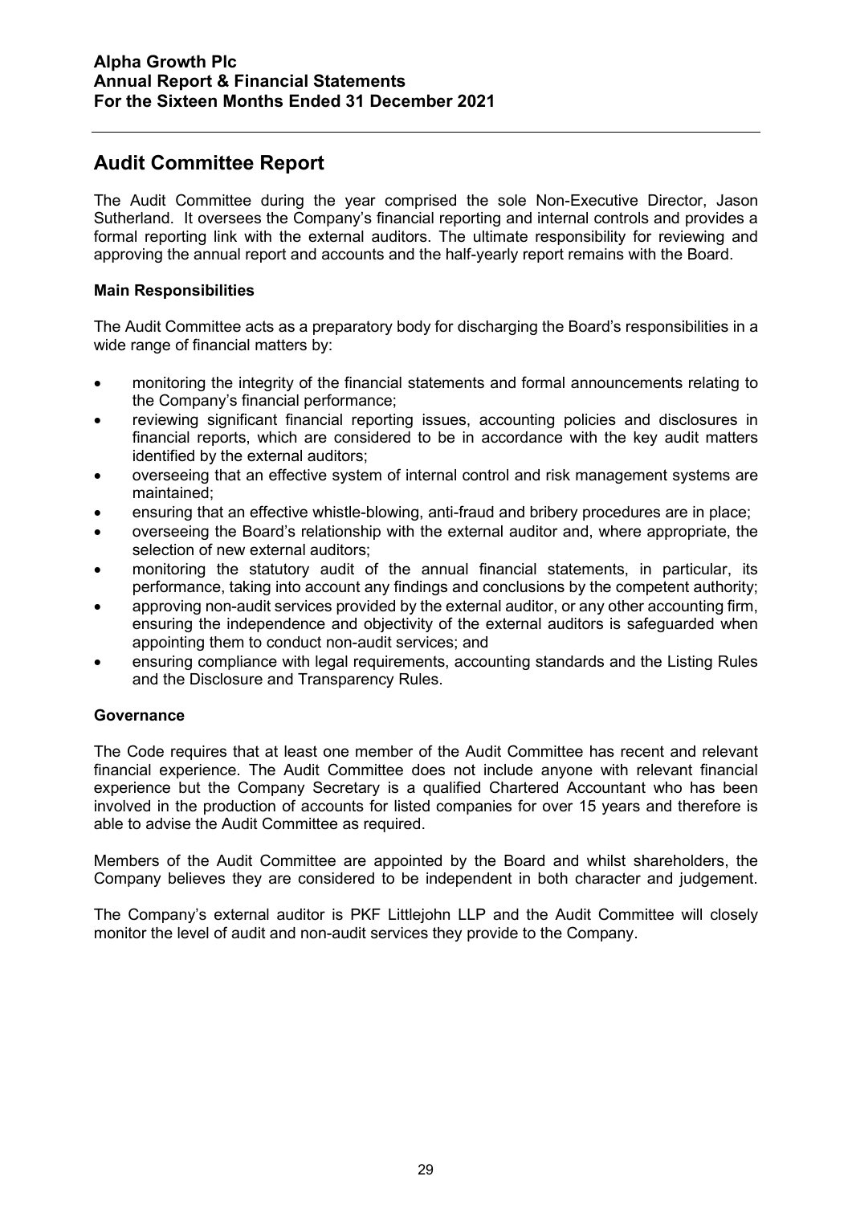## Audit Committee Report

The Audit Committee during the year comprised the sole Non-Executive Director, Jason Sutherland. It oversees the Company's financial reporting and internal controls and provides a formal reporting link with the external auditors. The ultimate responsibility for reviewing and approving the annual report and accounts and the half-yearly report remains with the Board.

### Main Responsibilities

The Audit Committee acts as a preparatory body for discharging the Board's responsibilities in a wide range of financial matters by:

- monitoring the integrity of the financial statements and formal announcements relating to the Company's financial performance;
- reviewing significant financial reporting issues, accounting policies and disclosures in financial reports, which are considered to be in accordance with the key audit matters identified by the external auditors;
- overseeing that an effective system of internal control and risk management systems are maintained;
- ensuring that an effective whistle-blowing, anti-fraud and bribery procedures are in place;
- overseeing the Board's relationship with the external auditor and, where appropriate, the selection of new external auditors;
- monitoring the statutory audit of the annual financial statements, in particular, its performance, taking into account any findings and conclusions by the competent authority;
- approving non-audit services provided by the external auditor, or any other accounting firm, ensuring the independence and objectivity of the external auditors is safeguarded when appointing them to conduct non-audit services; and
- ensuring compliance with legal requirements, accounting standards and the Listing Rules and the Disclosure and Transparency Rules.

### Governance

The Code requires that at least one member of the Audit Committee has recent and relevant financial experience. The Audit Committee does not include anyone with relevant financial experience but the Company Secretary is a qualified Chartered Accountant who has been involved in the production of accounts for listed companies for over 15 years and therefore is able to advise the Audit Committee as required.

Members of the Audit Committee are appointed by the Board and whilst shareholders, the Company believes they are considered to be independent in both character and judgement.

The Company's external auditor is PKF Littlejohn LLP and the Audit Committee will closely monitor the level of audit and non-audit services they provide to the Company.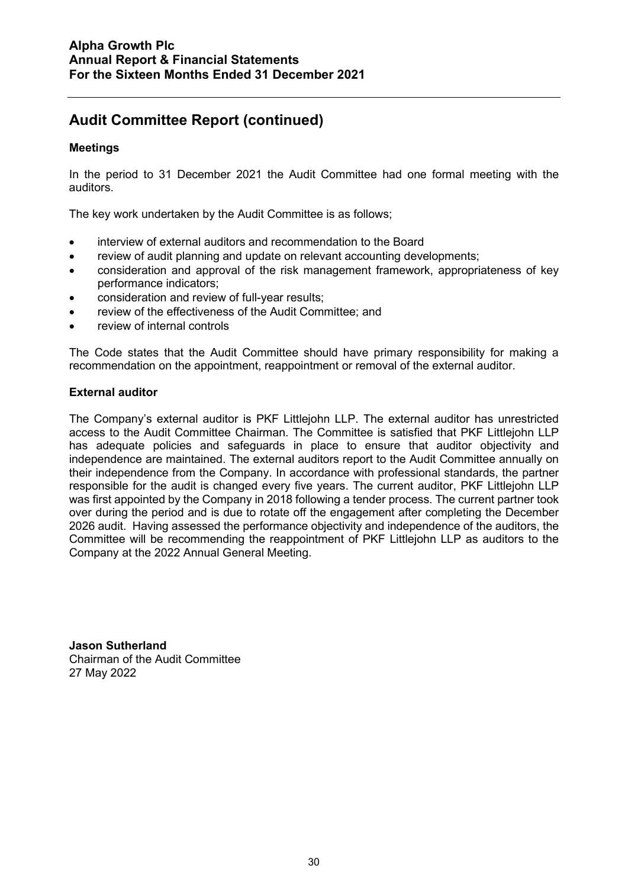## Audit Committee Report (continued)

### Meetings

In the period to 31 December 2021 the Audit Committee had one formal meeting with the auditors.

The key work undertaken by the Audit Committee is as follows;

- interview of external auditors and recommendation to the Board
- review of audit planning and update on relevant accounting developments;
- consideration and approval of the risk management framework, appropriateness of key performance indicators;
- consideration and review of full-year results;
- review of the effectiveness of the Audit Committee; and
- review of internal controls

The Code states that the Audit Committee should have primary responsibility for making a recommendation on the appointment, reappointment or removal of the external auditor.

### External auditor

The Company's external auditor is PKF Littlejohn LLP. The external auditor has unrestricted access to the Audit Committee Chairman. The Committee is satisfied that PKF Littlejohn LLP has adequate policies and safeguards in place to ensure that auditor objectivity and independence are maintained. The external auditors report to the Audit Committee annually on their independence from the Company. In accordance with professional standards, the partner responsible for the audit is changed every five years. The current auditor, PKF Littlejohn LLP was first appointed by the Company in 2018 following a tender process. The current partner took over during the period and is due to rotate off the engagement after completing the December 2026 audit. Having assessed the performance objectivity and independence of the auditors, the Committee will be recommending the reappointment of PKF Littlejohn LLP as auditors to the Company at the 2022 Annual General Meeting.

**Jason Sutherland**
Chairman of the Audit Committee
27 May 2022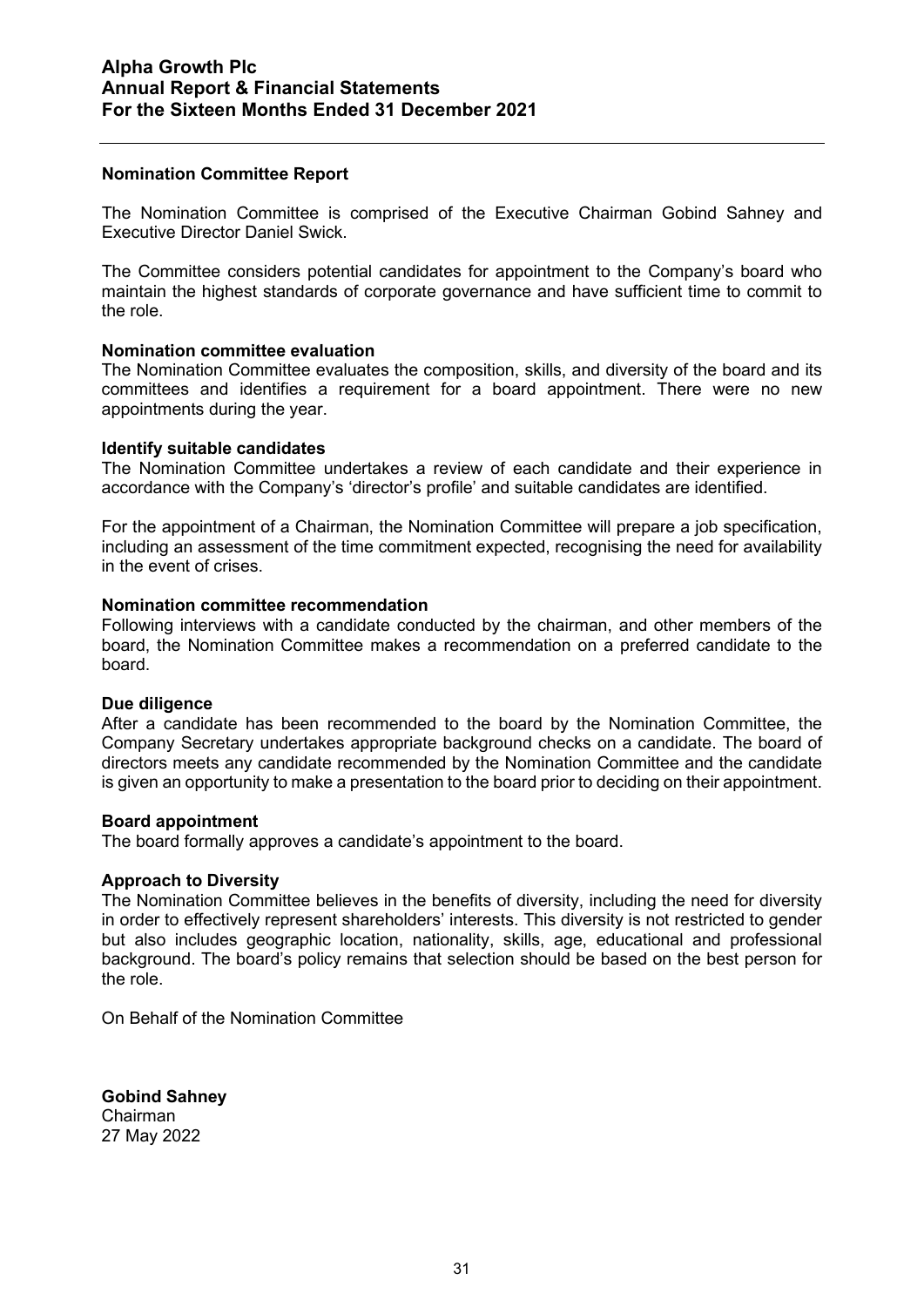## Nomination Committee Report

The Nomination Committee is comprised of the Executive Chairman Gobind Sahney and Executive Director Daniel Swick.

The Committee considers potential candidates for appointment to the Company's board who maintain the highest standards of corporate governance and have sufficient time to commit to the role.

**Nomination committee evaluation**

The Nomination Committee evaluates the composition, skills, and diversity of the board and its committees and identifies a requirement for a board appointment. There were no new appointments during the year.

**Identify suitable candidates**

The Nomination Committee undertakes a review of each candidate and their experience in accordance with the Company's 'director's profile' and suitable candidates are identified.

For the appointment of a Chairman, the Nomination Committee will prepare a job specification, including an assessment of the time commitment expected, recognising the need for availability in the event of crises.

**Nomination committee recommendation**

Following interviews with a candidate conducted by the chairman, and other members of the board, the Nomination Committee makes a recommendation on a preferred candidate to the board.

**Due diligence**

After a candidate has been recommended to the board by the Nomination Committee, the Company Secretary undertakes appropriate background checks on a candidate. The board of directors meets any candidate recommended by the Nomination Committee and the candidate is given an opportunity to make a presentation to the board prior to deciding on their appointment.

**Board appointment**

The board formally approves a candidate's appointment to the board.

**Approach to Diversity**

The Nomination Committee believes in the benefits of diversity, including the need for diversity in order to effectively represent shareholders' interests. This diversity is not restricted to gender but also includes geographic location, nationality, skills, age, educational and professional background. The board's policy remains that selection should be based on the best person for the role.

On Behalf of the Nomination Committee

**Gobind Sahney**
Chairman
27 May 2022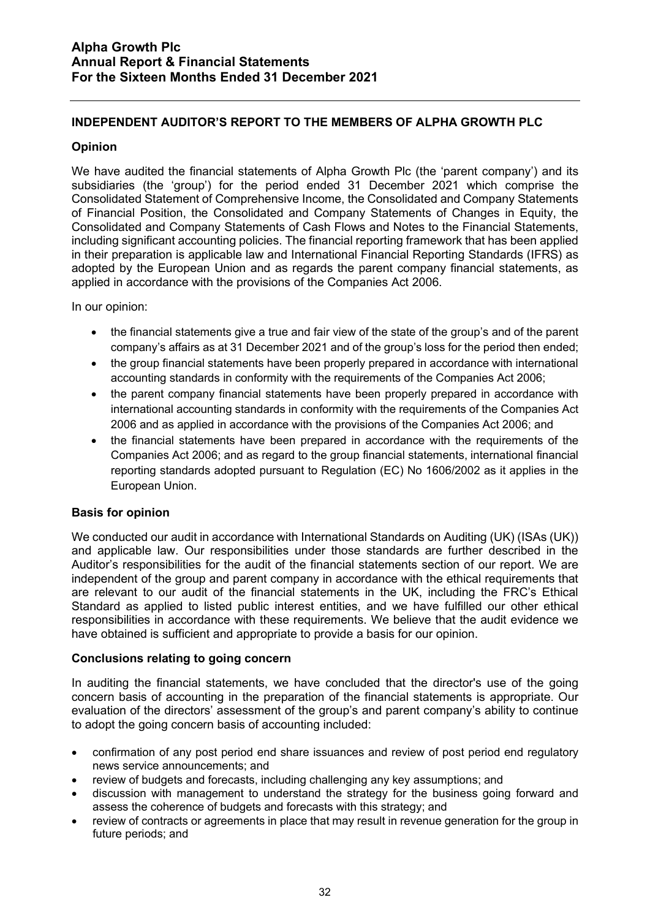## INDEPENDENT AUDITOR'S REPORT TO THE MEMBERS OF ALPHA GROWTH PLC

### Opinion

We have audited the financial statements of Alpha Growth Plc (the 'parent company') and its subsidiaries (the 'group') for the period ended 31 December 2021 which comprise the Consolidated Statement of Comprehensive Income, the Consolidated and Company Statements of Financial Position, the Consolidated and Company Statements of Changes in Equity, the Consolidated and Company Statements of Cash Flows and Notes to the Financial Statements, including significant accounting policies. The financial reporting framework that has been applied in their preparation is applicable law and International Financial Reporting Standards (IFRS) as adopted by the European Union and as regards the parent company financial statements, as applied in accordance with the provisions of the Companies Act 2006.

In our opinion:

- the financial statements give a true and fair view of the state of the group's and of the parent company's affairs as at 31 December 2021 and of the group's loss for the period then ended;
- the group financial statements have been properly prepared in accordance with international accounting standards in conformity with the requirements of the Companies Act 2006;
- the parent company financial statements have been properly prepared in accordance with international accounting standards in conformity with the requirements of the Companies Act 2006 and as applied in accordance with the provisions of the Companies Act 2006; and
- the financial statements have been prepared in accordance with the requirements of the Companies Act 2006; and as regard to the group financial statements, international financial reporting standards adopted pursuant to Regulation (EC) No 1606/2002 as it applies in the European Union.

### Basis for opinion

We conducted our audit in accordance with International Standards on Auditing (UK) (ISAs (UK)) and applicable law. Our responsibilities under those standards are further described in the Auditor's responsibilities for the audit of the financial statements section of our report. We are independent of the group and parent company in accordance with the ethical requirements that are relevant to our audit of the financial statements in the UK, including the FRC's Ethical Standard as applied to listed public interest entities, and we have fulfilled our other ethical responsibilities in accordance with these requirements. We believe that the audit evidence we have obtained is sufficient and appropriate to provide a basis for our opinion.

### Conclusions relating to going concern

In auditing the financial statements, we have concluded that the director's use of the going concern basis of accounting in the preparation of the financial statements is appropriate. Our evaluation of the directors' assessment of the group's and parent company's ability to continue to adopt the going concern basis of accounting included:

- confirmation of any post period end share issuances and review of post period end regulatory news service announcements; and
- review of budgets and forecasts, including challenging any key assumptions; and
- discussion with management to understand the strategy for the business going forward and assess the coherence of budgets and forecasts with this strategy; and
- review of contracts or agreements in place that may result in revenue generation for the group in future periods; and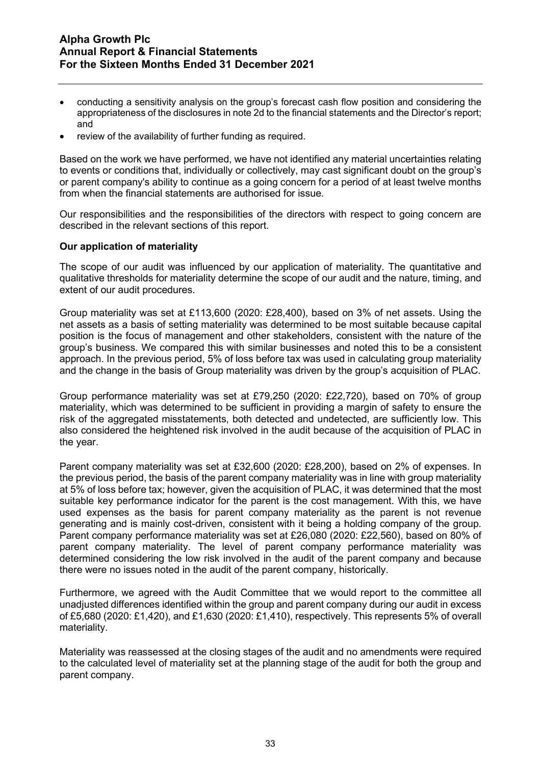- conducting a sensitivity analysis on the group's forecast cash flow position and considering the appropriateness of the disclosures in note 2d to the financial statements and the Director's report; and
- review of the availability of further funding as required.

Based on the work we have performed, we have not identified any material uncertainties relating to events or conditions that, individually or collectively, may cast significant doubt on the group's or parent company's ability to continue as a going concern for a period of at least twelve months from when the financial statements are authorised for issue.

Our responsibilities and the responsibilities of the directors with respect to going concern are described in the relevant sections of this report.

**Our application of materiality**

The scope of our audit was influenced by our application of materiality. The quantitative and qualitative thresholds for materiality determine the scope of our audit and the nature, timing, and extent of our audit procedures.

Group materiality was set at £113,600 (2020: £28,400), based on 3% of net assets. Using the net assets as a basis of setting materiality was determined to be most suitable because capital position is the focus of management and other stakeholders, consistent with the nature of the group's business. We compared this with similar businesses and noted this to be a consistent approach. In the previous period, 5% of loss before tax was used in calculating group materiality and the change in the basis of Group materiality was driven by the group's acquisition of PLAC.

Group performance materiality was set at £79,250 (2020: £22,720), based on 70% of group materiality, which was determined to be sufficient in providing a margin of safety to ensure the risk of the aggregated misstatements, both detected and undetected, are sufficiently low. This also considered the heightened risk involved in the audit because of the acquisition of PLAC in the year.

Parent company materiality was set at £32,600 (2020: £28,200), based on 2% of expenses. In the previous period, the basis of the parent company materiality was in line with group materiality at 5% of loss before tax; however, given the acquisition of PLAC, it was determined that the most suitable key performance indicator for the parent is the cost management. With this, we have used expenses as the basis for parent company materiality as the parent is not revenue generating and is mainly cost-driven, consistent with it being a holding company of the group. Parent company performance materiality was set at £26,080 (2020: £22,560), based on 80% of parent company materiality. The level of parent company performance materiality was determined considering the low risk involved in the audit of the parent company and because there were no issues noted in the audit of the parent company, historically.

Furthermore, we agreed with the Audit Committee that we would report to the committee all unadjusted differences identified within the group and parent company during our audit in excess of £5,680 (2020: £1,420), and £1,630 (2020: £1,410), respectively. This represents 5% of overall materiality.

Materiality was reassessed at the closing stages of the audit and no amendments were required to the calculated level of materiality set at the planning stage of the audit for both the group and parent company.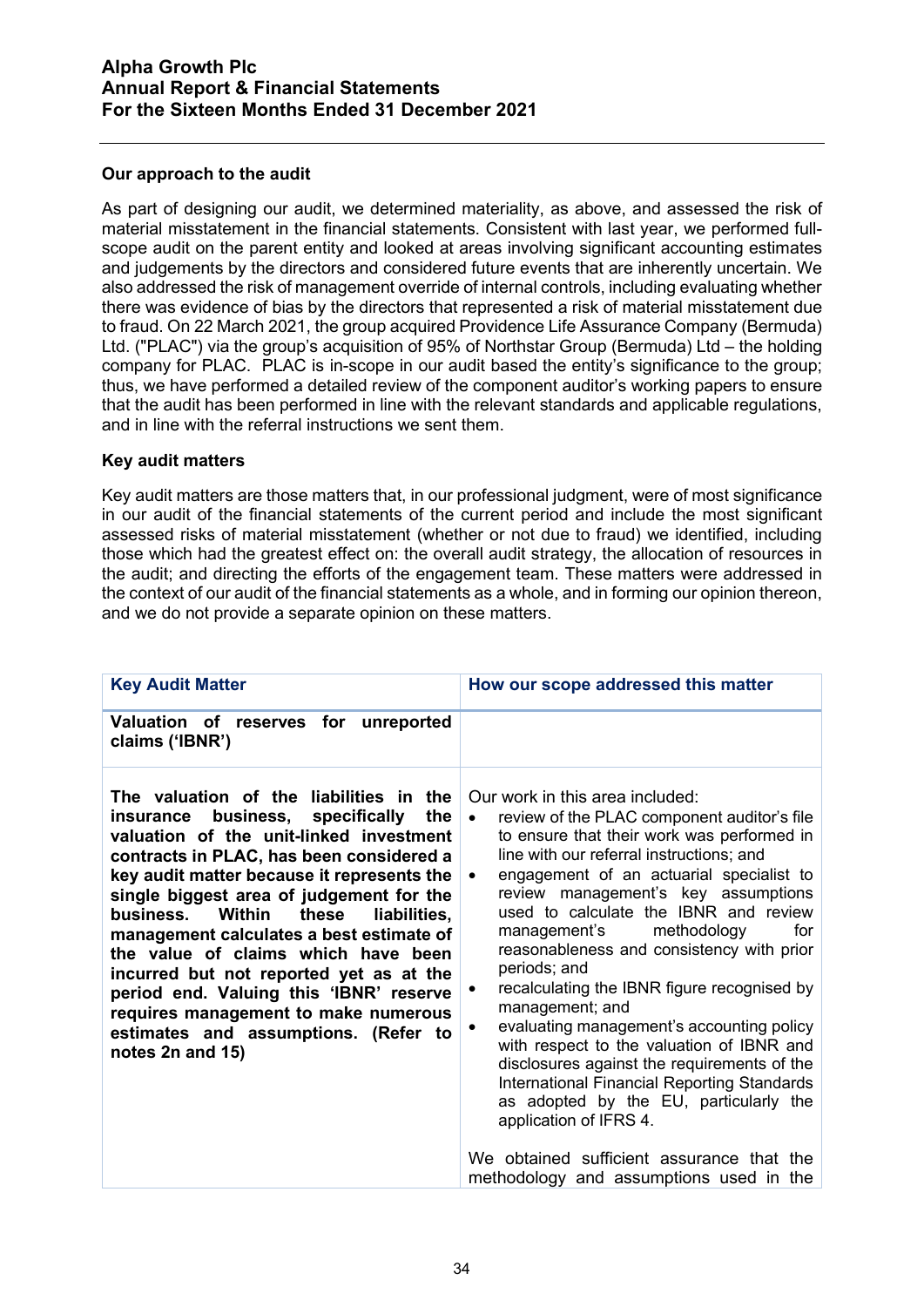### Our approach to the audit

As part of designing our audit, we determined materiality, as above, and assessed the risk of material misstatement in the financial statements. Consistent with last year, we performed full-scope audit on the parent entity and looked at areas involving significant accounting estimates and judgements by the directors and considered future events that are inherently uncertain. We also addressed the risk of management override of internal controls, including evaluating whether there was evidence of bias by the directors that represented a risk of material misstatement due to fraud. On 22 March 2021, the group acquired Providence Life Assurance Company (Bermuda) Ltd. ("PLAC") via the group's acquisition of 95% of Northstar Group (Bermuda) Ltd – the holding company for PLAC. PLAC is in-scope in our audit based the entity's significance to the group; thus, we have performed a detailed review of the component auditor's working papers to ensure that the audit has been performed in line with the relevant standards and applicable regulations, and in line with the referral instructions we sent them.

### Key audit matters

Key audit matters are those matters that, in our professional judgment, were of most significance in our audit of the financial statements of the current period and include the most significant assessed risks of material misstatement (whether or not due to fraud) we identified, including those which had the greatest effect on: the overall audit strategy, the allocation of resources in the audit; and directing the efforts of the engagement team. These matters were addressed in the context of our audit of the financial statements as a whole, and in forming our opinion thereon, and we do not provide a separate opinion on these matters.

| Key Audit Matter | How our scope addressed this matter |
|---|---|
| **Valuation of reserves for unreported claims ('IBNR')** | |
| **The valuation of the liabilities in the insurance business, specifically the valuation of the unit-linked investment contracts in PLAC, has been considered a key audit matter because it represents the single biggest area of judgement for the business. Within these liabilities, management calculates a best estimate of the value of claims which have been incurred but not reported yet as at the period end. Valuing this 'IBNR' reserve requires management to make numerous estimates and assumptions. (Refer to notes 2n and 15)** | Our work in this area included:<br>• review of the PLAC component auditor's file to ensure that their work was performed in line with our referral instructions; and<br>• engagement of an actuarial specialist to review management's key assumptions used to calculate the IBNR and review management's methodology for reasonableness and consistency with prior periods; and<br>• recalculating the IBNR figure recognised by management; and<br>• evaluating management's accounting policy with respect to the valuation of IBNR and disclosures against the requirements of the International Financial Reporting Standards as adopted by the EU, particularly the application of IFRS 4.<br><br>We obtained sufficient assurance that the methodology and assumptions used in the |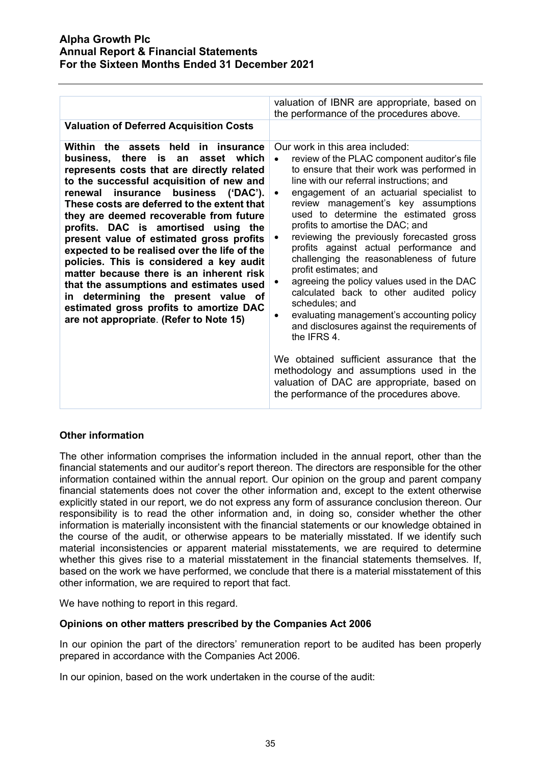| | valuation of IBNR are appropriate, based on the performance of the procedures above. |
|---|---|
| **Valuation of Deferred Acquisition Costs** | |
| **Within the assets held in insurance business, there is an asset which represents costs that are directly related to the successful acquisition of new and renewal insurance business ('DAC'). These costs are deferred to the extent that they are deemed recoverable from future profits. DAC is amortised using the present value of estimated gross profits expected to be realised over the life of the policies. This is considered a key audit matter because there is an inherent risk that the assumptions and estimates used in determining the present value of estimated gross profits to amortize DAC are not appropriate. (Refer to Note 15)** | Our work in this area included:<br>• review of the PLAC component auditor's file to ensure that their work was performed in line with our referral instructions; and<br>• engagement of an actuarial specialist to review management's key assumptions used to determine the estimated gross profits to amortise the DAC; and<br>• reviewing the previously forecasted gross profits against actual performance and challenging the reasonableness of future profit estimates; and<br>• agreeing the policy values used in the DAC calculated back to other audited policy schedules; and<br>• evaluating management's accounting policy and disclosures against the requirements of the IFRS 4.<br><br>We obtained sufficient assurance that the methodology and assumptions used in the valuation of DAC are appropriate, based on the performance of the procedures above. |

**Other information**

The other information comprises the information included in the annual report, other than the financial statements and our auditor's report thereon. The directors are responsible for the other information contained within the annual report. Our opinion on the group and parent company financial statements does not cover the other information and, except to the extent otherwise explicitly stated in our report, we do not express any form of assurance conclusion thereon. Our responsibility is to read the other information and, in doing so, consider whether the other information is materially inconsistent with the financial statements or our knowledge obtained in the course of the audit, or otherwise appears to be materially misstated. If we identify such material inconsistencies or apparent material misstatements, we are required to determine whether this gives rise to a material misstatement in the financial statements themselves. If, based on the work we have performed, we conclude that there is a material misstatement of this other information, we are required to report that fact.

We have nothing to report in this regard.

**Opinions on other matters prescribed by the Companies Act 2006**

In our opinion the part of the directors' remuneration report to be audited has been properly prepared in accordance with the Companies Act 2006.

In our opinion, based on the work undertaken in the course of the audit: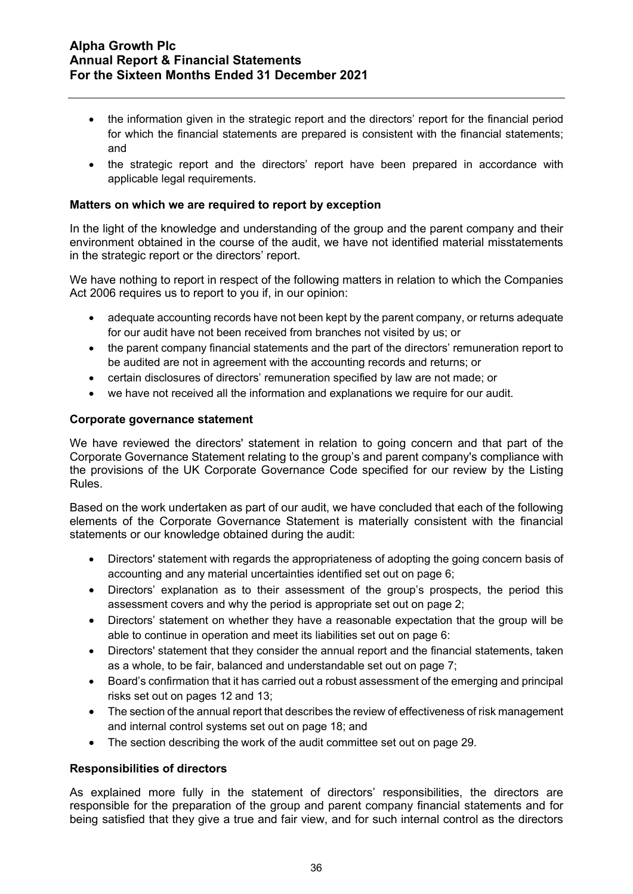- the information given in the strategic report and the directors' report for the financial period for which the financial statements are prepared is consistent with the financial statements; and
- the strategic report and the directors' report have been prepared in accordance with applicable legal requirements.

**Matters on which we are required to report by exception**

In the light of the knowledge and understanding of the group and the parent company and their environment obtained in the course of the audit, we have not identified material misstatements in the strategic report or the directors' report.

We have nothing to report in respect of the following matters in relation to which the Companies Act 2006 requires us to report to you if, in our opinion:

- adequate accounting records have not been kept by the parent company, or returns adequate for our audit have not been received from branches not visited by us; or
- the parent company financial statements and the part of the directors' remuneration report to be audited are not in agreement with the accounting records and returns; or
- certain disclosures of directors' remuneration specified by law are not made; or
- we have not received all the information and explanations we require for our audit.

**Corporate governance statement**

We have reviewed the directors' statement in relation to going concern and that part of the Corporate Governance Statement relating to the group's and parent company's compliance with the provisions of the UK Corporate Governance Code specified for our review by the Listing Rules.

Based on the work undertaken as part of our audit, we have concluded that each of the following elements of the Corporate Governance Statement is materially consistent with the financial statements or our knowledge obtained during the audit:

- Directors' statement with regards the appropriateness of adopting the going concern basis of accounting and any material uncertainties identified set out on page 6;
- Directors' explanation as to their assessment of the group's prospects, the period this assessment covers and why the period is appropriate set out on page 2;
- Directors' statement on whether they have a reasonable expectation that the group will be able to continue in operation and meet its liabilities set out on page 6:
- Directors' statement that they consider the annual report and the financial statements, taken as a whole, to be fair, balanced and understandable set out on page 7;
- Board's confirmation that it has carried out a robust assessment of the emerging and principal risks set out on pages 12 and 13;
- The section of the annual report that describes the review of effectiveness of risk management and internal control systems set out on page 18; and
- The section describing the work of the audit committee set out on page 29.

**Responsibilities of directors**

As explained more fully in the statement of directors' responsibilities, the directors are responsible for the preparation of the group and parent company financial statements and for being satisfied that they give a true and fair view, and for such internal control as the directors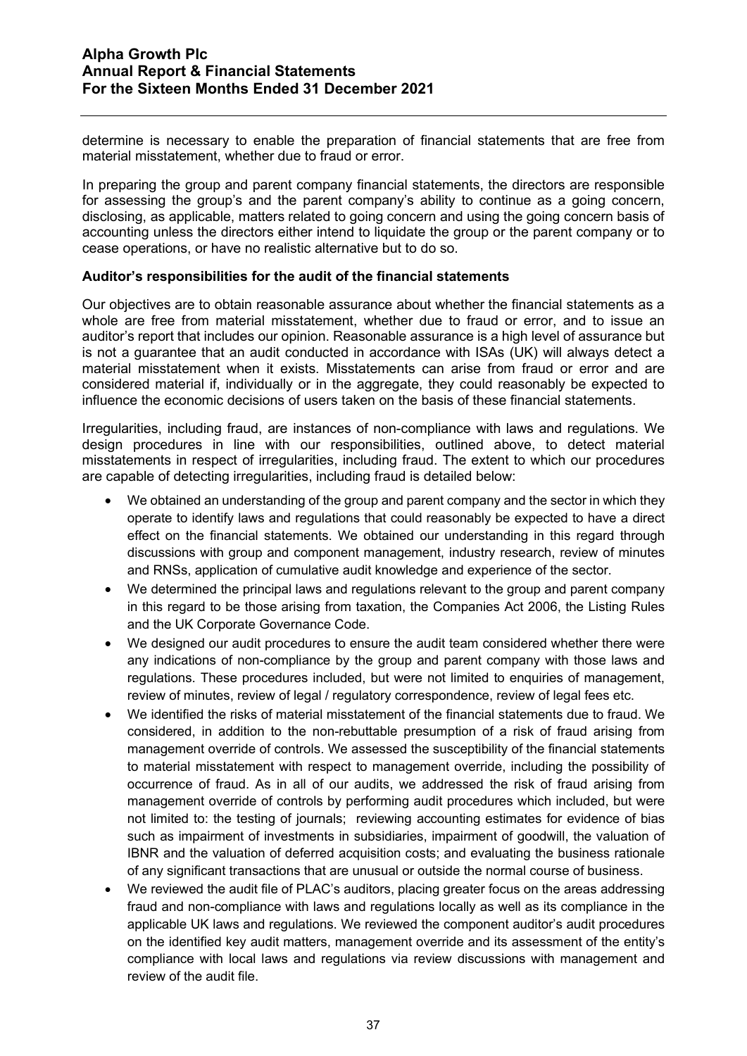determine is necessary to enable the preparation of financial statements that are free from material misstatement, whether due to fraud or error.

In preparing the group and parent company financial statements, the directors are responsible for assessing the group's and the parent company's ability to continue as a going concern, disclosing, as applicable, matters related to going concern and using the going concern basis of accounting unless the directors either intend to liquidate the group or the parent company or to cease operations, or have no realistic alternative but to do so.

**Auditor's responsibilities for the audit of the financial statements**

Our objectives are to obtain reasonable assurance about whether the financial statements as a whole are free from material misstatement, whether due to fraud or error, and to issue an auditor's report that includes our opinion. Reasonable assurance is a high level of assurance but is not a guarantee that an audit conducted in accordance with ISAs (UK) will always detect a material misstatement when it exists. Misstatements can arise from fraud or error and are considered material if, individually or in the aggregate, they could reasonably be expected to influence the economic decisions of users taken on the basis of these financial statements.

Irregularities, including fraud, are instances of non-compliance with laws and regulations. We design procedures in line with our responsibilities, outlined above, to detect material misstatements in respect of irregularities, including fraud. The extent to which our procedures are capable of detecting irregularities, including fraud is detailed below:

- We obtained an understanding of the group and parent company and the sector in which they operate to identify laws and regulations that could reasonably be expected to have a direct effect on the financial statements. We obtained our understanding in this regard through discussions with group and component management, industry research, review of minutes and RNSs, application of cumulative audit knowledge and experience of the sector.
- We determined the principal laws and regulations relevant to the group and parent company in this regard to be those arising from taxation, the Companies Act 2006, the Listing Rules and the UK Corporate Governance Code.
- We designed our audit procedures to ensure the audit team considered whether there were any indications of non-compliance by the group and parent company with those laws and regulations. These procedures included, but were not limited to enquiries of management, review of minutes, review of legal / regulatory correspondence, review of legal fees etc.
- We identified the risks of material misstatement of the financial statements due to fraud. We considered, in addition to the non-rebuttable presumption of a risk of fraud arising from management override of controls. We assessed the susceptibility of the financial statements to material misstatement with respect to management override, including the possibility of occurrence of fraud. As in all of our audits, we addressed the risk of fraud arising from management override of controls by performing audit procedures which included, but were not limited to: the testing of journals; reviewing accounting estimates for evidence of bias such as impairment of investments in subsidiaries, impairment of goodwill, the valuation of IBNR and the valuation of deferred acquisition costs; and evaluating the business rationale of any significant transactions that are unusual or outside the normal course of business.
- We reviewed the audit file of PLAC's auditors, placing greater focus on the areas addressing fraud and non-compliance with laws and regulations locally as well as its compliance in the applicable UK laws and regulations. We reviewed the component auditor's audit procedures on the identified key audit matters, management override and its assessment of the entity's compliance with local laws and regulations via review discussions with management and review of the audit file.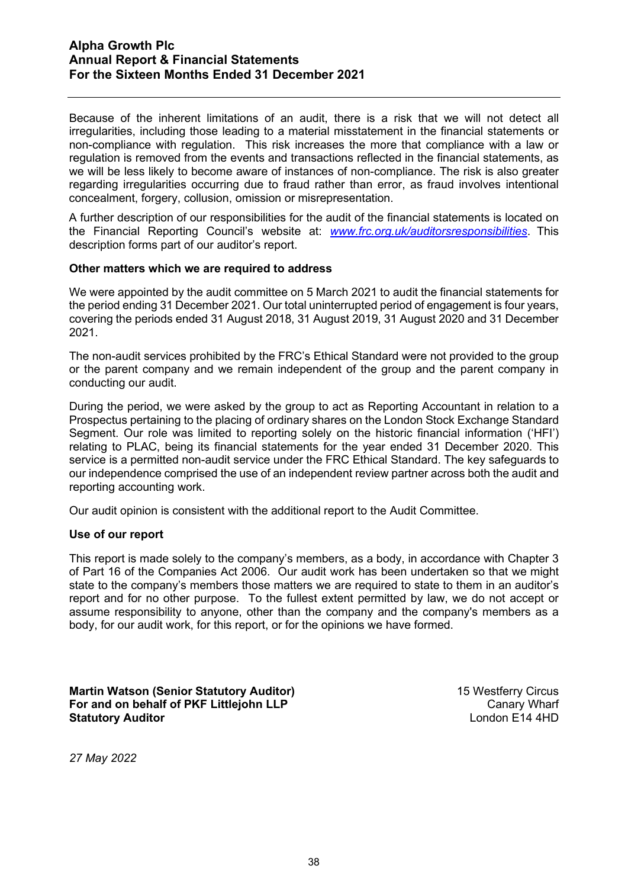Because of the inherent limitations of an audit, there is a risk that we will not detect all irregularities, including those leading to a material misstatement in the financial statements or non-compliance with regulation. This risk increases the more that compliance with a law or regulation is removed from the events and transactions reflected in the financial statements, as we will be less likely to become aware of instances of non-compliance. The risk is also greater regarding irregularities occurring due to fraud rather than error, as fraud involves intentional concealment, forgery, collusion, omission or misrepresentation.

A further description of our responsibilities for the audit of the financial statements is located on the Financial Reporting Council's website at: *www.frc.org.uk/auditorsresponsibilities*. This description forms part of our auditor's report.

**Other matters which we are required to address**

We were appointed by the audit committee on 5 March 2021 to audit the financial statements for the period ending 31 December 2021. Our total uninterrupted period of engagement is four years, covering the periods ended 31 August 2018, 31 August 2019, 31 August 2020 and 31 December 2021.

The non-audit services prohibited by the FRC's Ethical Standard were not provided to the group or the parent company and we remain independent of the group and the parent company in conducting our audit.

During the period, we were asked by the group to act as Reporting Accountant in relation to a Prospectus pertaining to the placing of ordinary shares on the London Stock Exchange Standard Segment. Our role was limited to reporting solely on the historic financial information ('HFI') relating to PLAC, being its financial statements for the year ended 31 December 2020. This service is a permitted non-audit service under the FRC Ethical Standard. The key safeguards to our independence comprised the use of an independent review partner across both the audit and reporting accounting work.

Our audit opinion is consistent with the additional report to the Audit Committee.

**Use of our report**

This report is made solely to the company's members, as a body, in accordance with Chapter 3 of Part 16 of the Companies Act 2006. Our audit work has been undertaken so that we might state to the company's members those matters we are required to state to them in an auditor's report and for no other purpose. To the fullest extent permitted by law, we do not accept or assume responsibility to anyone, other than the company and the company's members as a body, for our audit work, for this report, or for the opinions we have formed.

**Martin Watson (Senior Statutory Auditor)**
**For and on behalf of PKF Littlejohn LLP**
**Statutory Auditor**

15 Westferry Circus
Canary Wharf
London E14 4HD

*27 May 2022*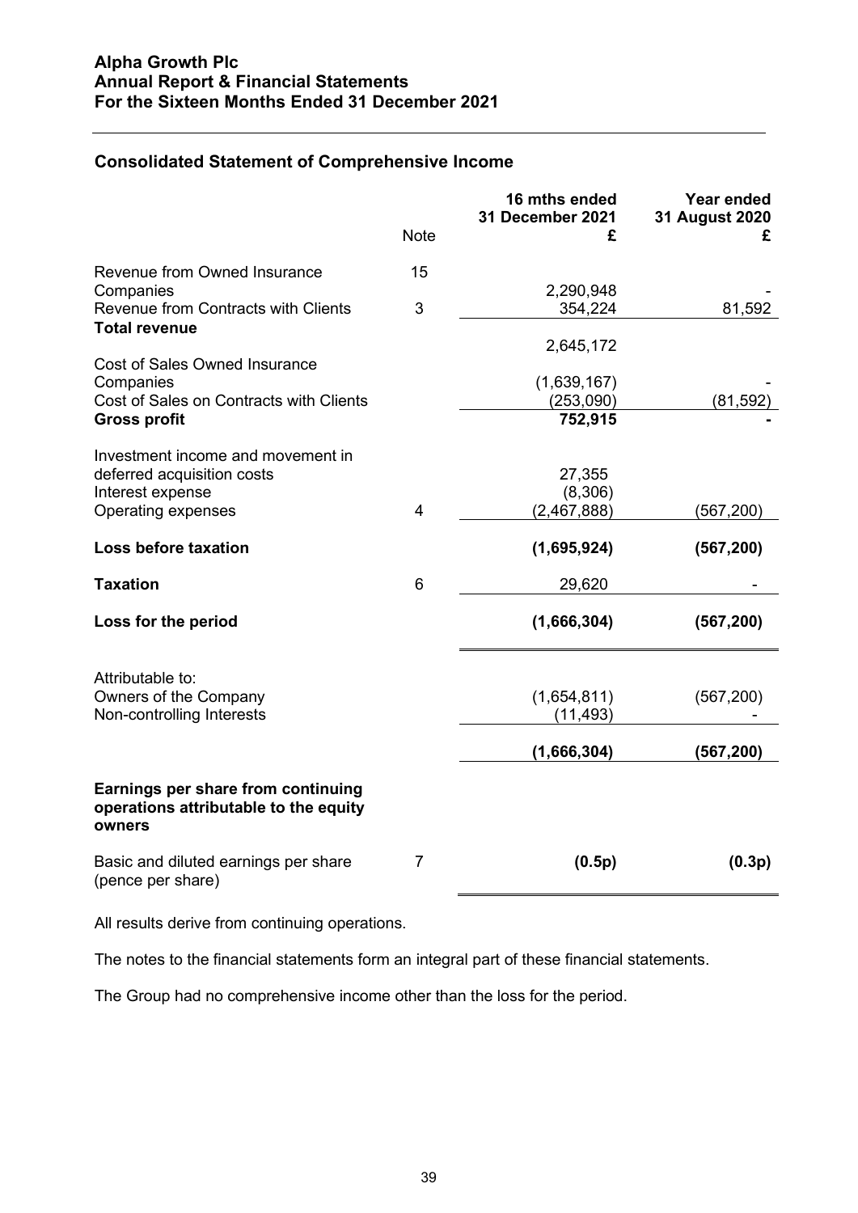**Alpha Growth Plc**
**Annual Report & Financial Statements**
**For the Sixteen Months Ended 31 December 2021**

## Consolidated Statement of Comprehensive Income

| | Note | 16 mths ended 31 December 2021 £ | Year ended 31 August 2020 £ |
|---|---|---|---|
| Revenue from Owned Insurance Companies | 15 | 2,290,948 | - |
| Revenue from Contracts with Clients | 3 | 354,224 | 81,592 |
| **Total revenue** | | 2,645,172 | |
| Cost of Sales Owned Insurance Companies | | (1,639,167) | - |
| Cost of Sales on Contracts with Clients | | (253,090) | (81,592) |
| **Gross profit** | | **752,915** | **-** |
| Investment income and movement in deferred acquisition costs | | 27,355 | |
| Interest expense | | (8,306) | |
| Operating expenses | 4 | (2,467,888) | (567,200) |
| **Loss before taxation** | | **(1,695,924)** | **(567,200)** |
| **Taxation** | 6 | 29,620 | - |
| **Loss for the period** | | **(1,666,304)** | **(567,200)** |
| Attributable to: | | | |
| Owners of the Company | | (1,654,811) | (567,200) |
| Non-controlling Interests | | (11,493) | - |
| | | **(1,666,304)** | **(567,200)** |
| **Earnings per share from continuing operations attributable to the equity owners** | | | |
| Basic and diluted earnings per share (pence per share) | 7 | **(0.5p)** | **(0.3p)** |

All results derive from continuing operations.

The notes to the financial statements form an integral part of these financial statements.

The Group had no comprehensive income other than the loss for the period.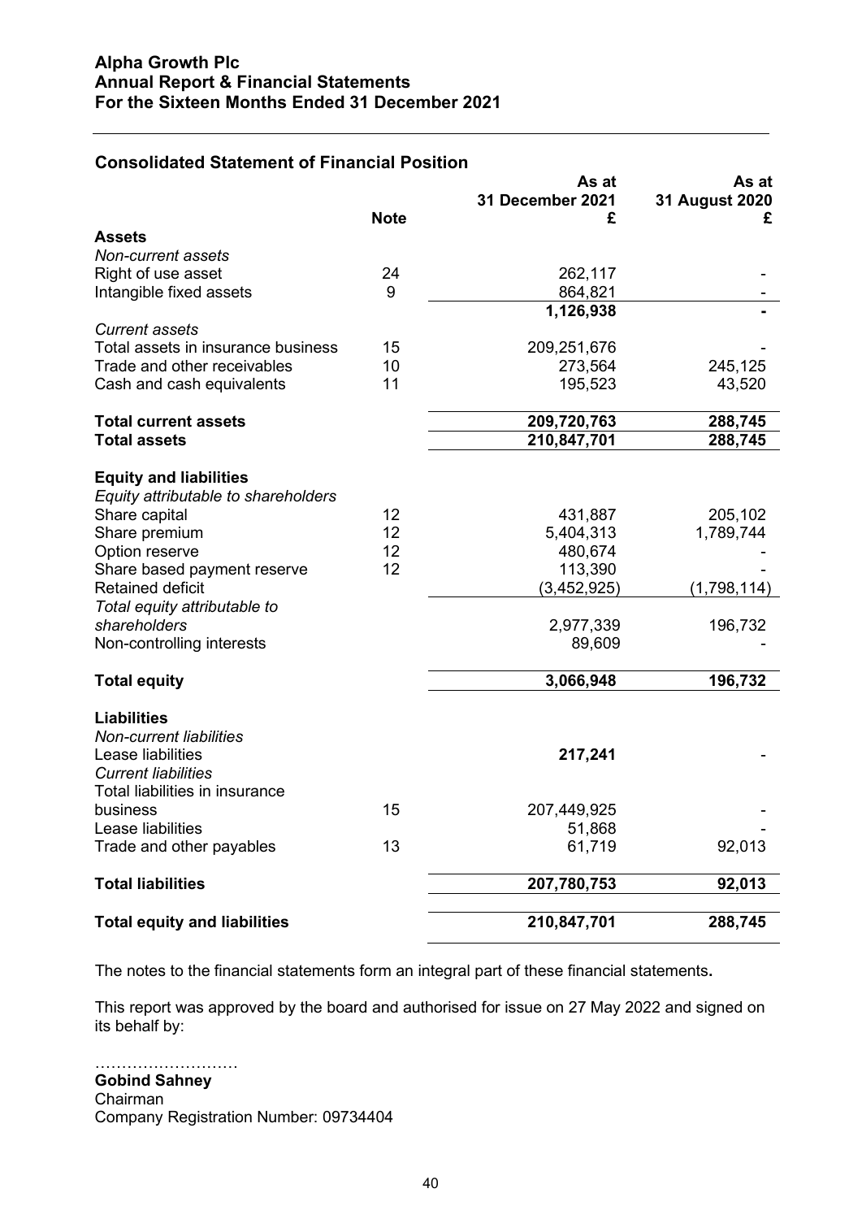## Consolidated Statement of Financial Position

| | Note | As at 31 December 2021 £ | As at 31 August 2020 £ |
|---|---|---|---|
| **Assets** | | | |
| *Non-current assets* | | | |
| Right of use asset | 24 | 262,117 | - |
| Intangible fixed assets | 9 | 864,821 | - |
| | | **1,126,938** | **-** |
| *Current assets* | | | |
| Total assets in insurance business | 15 | 209,251,676 | - |
| Trade and other receivables | 10 | 273,564 | 245,125 |
| Cash and cash equivalents | 11 | 195,523 | 43,520 |
| **Total current assets** | | **209,720,763** | **288,745** |
| **Total assets** | | **210,847,701** | **288,745** |
| **Equity and liabilities** | | | |
| *Equity attributable to shareholders* | | | |
| Share capital | 12 | 431,887 | 205,102 |
| Share premium | 12 | 5,404,313 | 1,789,744 |
| Option reserve | 12 | 480,674 | - |
| Share based payment reserve | 12 | 113,390 | - |
| Retained deficit | | (3,452,925) | (1,798,114) |
| *Total equity attributable to shareholders* | | 2,977,339 | 196,732 |
| Non-controlling interests | | 89,609 | - |
| **Total equity** | | **3,066,948** | **196,732** |
| **Liabilities** | | | |
| *Non-current liabilities* | | | |
| Lease liabilities | | **217,241** | - |
| *Current liabilities* | | | |
| Total liabilities in insurance business | 15 | 207,449,925 | - |
| Lease liabilities | | 51,868 | - |
| Trade and other payables | 13 | 61,719 | 92,013 |
| **Total liabilities** | | **207,780,753** | **92,013** |
| **Total equity and liabilities** | | **210,847,701** | **288,745** |

The notes to the financial statements form an integral part of these financial statements**.**

This report was approved by the board and authorised for issue on 27 May 2022 and signed on its behalf by:

………………………

**Gobind Sahney**
Chairman
Company Registration Number: 09734404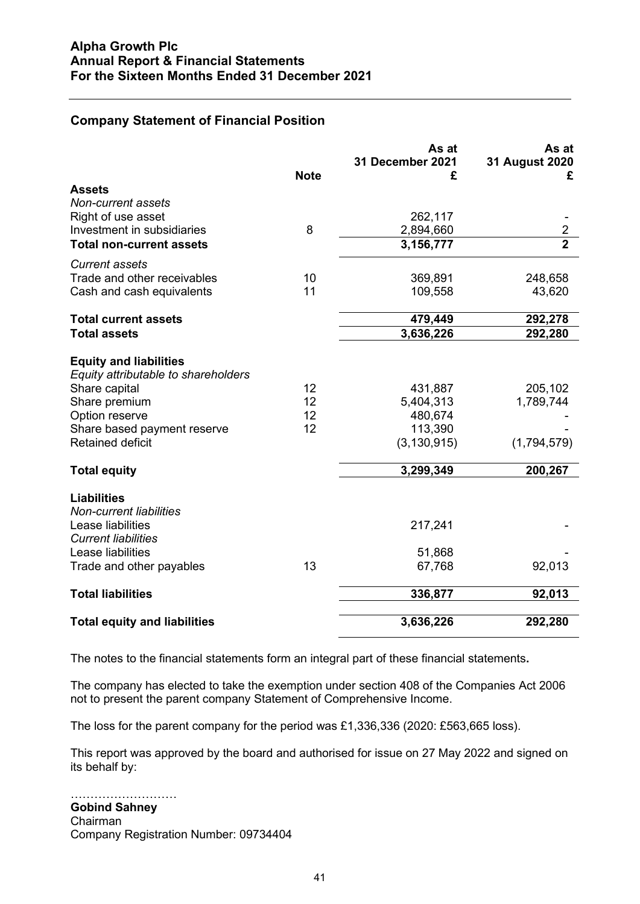## Company Statement of Financial Position

| | Note | As at 31 December 2021 £ | As at 31 August 2020 £ |
|---|---|---|---|
| **Assets** | | | |
| *Non-current assets* | | | |
| Right of use asset | | 262,117 | - |
| Investment in subsidiaries | 8 | 2,894,660 | 2 |
| **Total non-current assets** | | **3,156,777** | **2** |
| *Current assets* | | | |
| Trade and other receivables | 10 | 369,891 | 248,658 |
| Cash and cash equivalents | 11 | 109,558 | 43,620 |
| **Total current assets** | | **479,449** | **292,278** |
| **Total assets** | | **3,636,226** | **292,280** |
| **Equity and liabilities** | | | |
| *Equity attributable to shareholders* | | | |
| Share capital | 12 | 431,887 | 205,102 |
| Share premium | 12 | 5,404,313 | 1,789,744 |
| Option reserve | 12 | 480,674 | - |
| Share based payment reserve | 12 | 113,390 | - |
| Retained deficit | | (3,130,915) | (1,794,579) |
| **Total equity** | | **3,299,349** | **200,267** |
| **Liabilities** | | | |
| *Non-current liabilities* | | | |
| Lease liabilities | | 217,241 | - |
| *Current liabilities* | | | |
| Lease liabilities | | 51,868 | - |
| Trade and other payables | 13 | 67,768 | 92,013 |
| **Total liabilities** | | **336,877** | **92,013** |
| **Total equity and liabilities** | | **3,636,226** | **292,280** |

The notes to the financial statements form an integral part of these financial statements**.**

The company has elected to take the exemption under section 408 of the Companies Act 2006 not to present the parent company Statement of Comprehensive Income.

The loss for the parent company for the period was £1,336,336 (2020: £563,665 loss).

This report was approved by the board and authorised for issue on 27 May 2022 and signed on its behalf by:

………………………

**Gobind Sahney**
Chairman
Company Registration Number: 09734404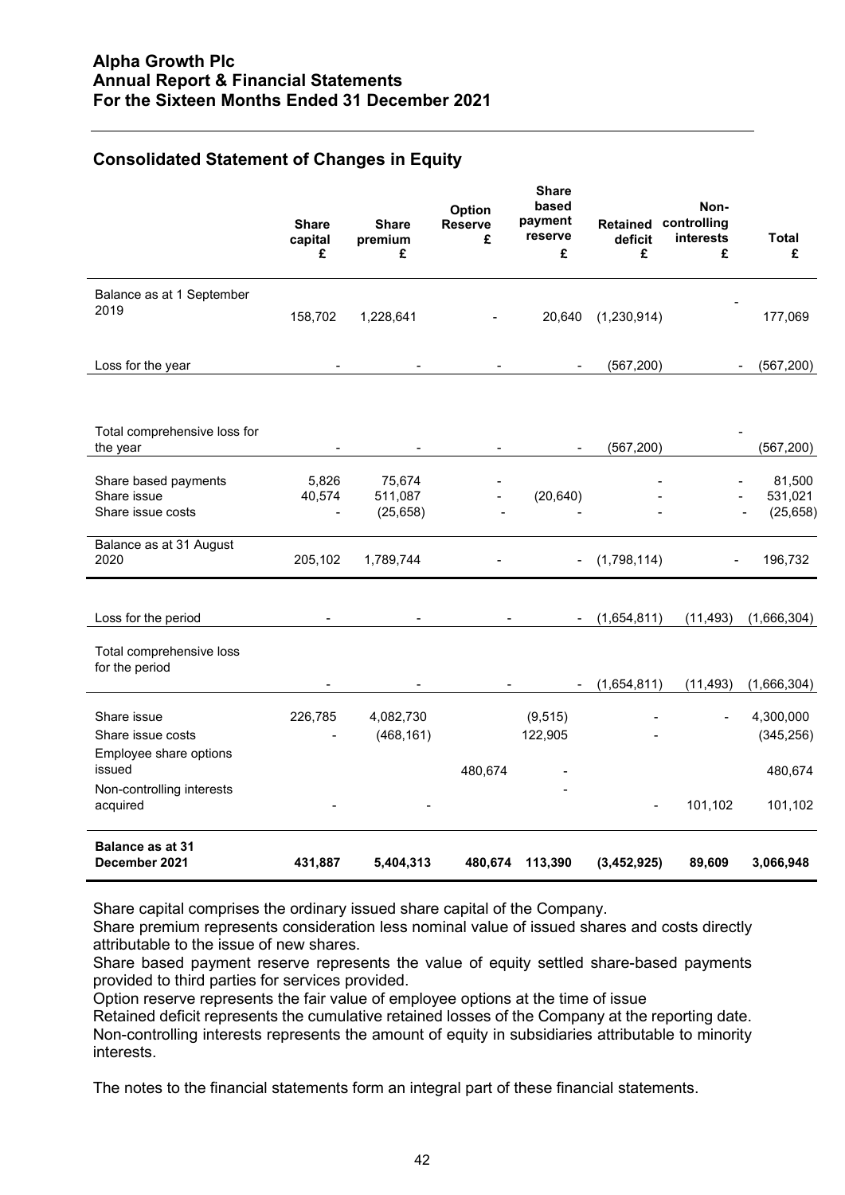## Consolidated Statement of Changes in Equity

| | Share capital £ | Share premium £ | Option Reserve £ | Share based payment reserve £ | Retained deficit £ | Non-controlling interests £ | Total £ |
|---|---|---|---|---|---|---|---|
| Balance as at 1 September 2019 | 158,702 | 1,228,641 | - | 20,640 | (1,230,914) | - | 177,069 |
| Loss for the year | - | - | - | - | (567,200) | - | (567,200) |
| Total comprehensive loss for the year | - | - | - | - | (567,200) | - | (567,200) |
| Share based payments | 5,826 | 75,674 | - | | - | - | 81,500 |
| Share issue | 40,574 | 511,087 | - | (20,640) | - | - | 531,021 |
| Share issue costs | - | (25,658) | - | - | - | - | (25,658) |
| Balance as at 31 August 2020 | 205,102 | 1,789,744 | - | - | (1,798,114) | - | 196,732 |
| Loss for the period | - | - | - | - | (1,654,811) | (11,493) | (1,666,304) |
| Total comprehensive loss for the period | - | - | - | - | (1,654,811) | (11,493) | (1,666,304) |
| Share issue | 226,785 | 4,082,730 | | (9,515) | - | - | 4,300,000 |
| Share issue costs | - | (468,161) | | 122,905 | - | | (345,256) |
| Employee share options issued | | | 480,674 | - | | | 480,674 |
| Non-controlling interests acquired | - | - | | - | - | 101,102 | 101,102 |
| **Balance as at 31 December 2021** | **431,887** | **5,404,313** | **480,674** | **113,390** | **(3,452,925)** | **89,609** | **3,066,948** |

Share capital comprises the ordinary issued share capital of the Company.
Share premium represents consideration less nominal value of issued shares and costs directly attributable to the issue of new shares.
Share based payment reserve represents the value of equity settled share-based payments provided to third parties for services provided.
Option reserve represents the fair value of employee options at the time of issue
Retained deficit represents the cumulative retained losses of the Company at the reporting date.
Non-controlling interests represents the amount of equity in subsidiaries attributable to minority interests.

The notes to the financial statements form an integral part of these financial statements.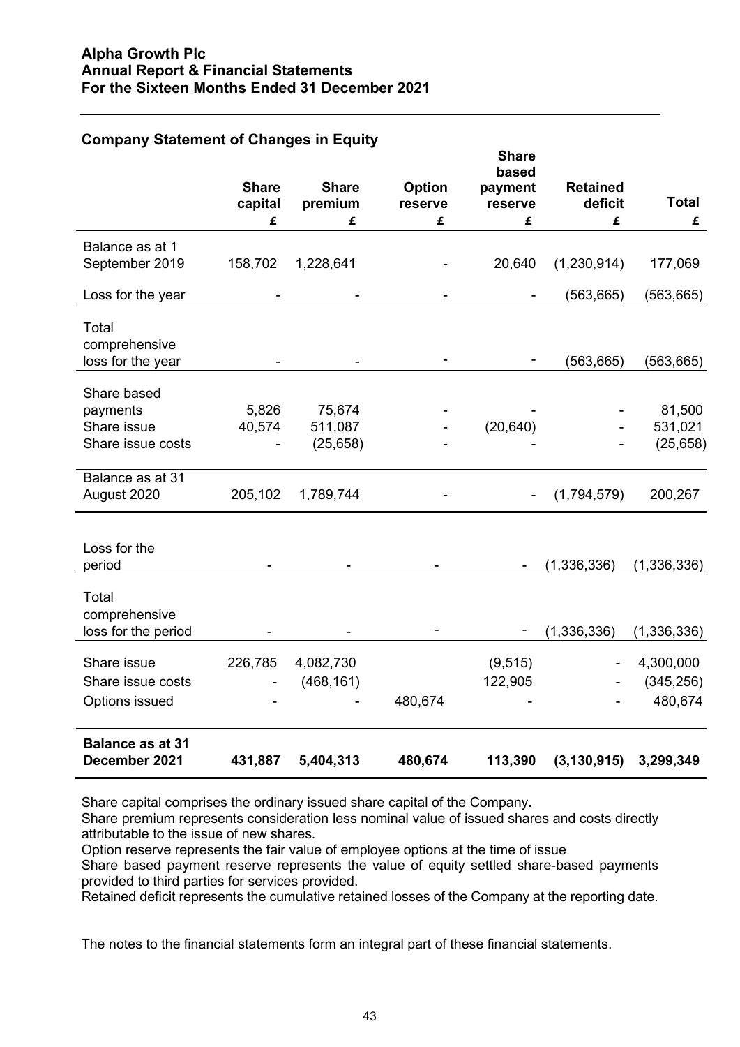## Company Statement of Changes in Equity

| | Share capital | Share premium | Option reserve | Share based payment reserve | Retained deficit | Total |
|---|---|---|---|---|---|---|
| | £ | £ | £ | £ | £ | £ |
| Balance as at 1 September 2019 | 158,702 | 1,228,641 | - | 20,640 | (1,230,914) | 177,069 |
| Loss for the year | - | - | - | - | (563,665) | (563,665) |
| Total comprehensive loss for the year | - | - | - | - | (563,665) | (563,665) |
| Share based payments | 5,826 | 75,674 | - | - | - | 81,500 |
| Share issue | 40,574 | 511,087 | - | (20,640) | - | 531,021 |
| Share issue costs | - | (25,658) | - | - | - | (25,658) |
| Balance as at 31 August 2020 | 205,102 | 1,789,744 | - | - | (1,794,579) | 200,267 |
| Loss for the period | - | - | - | - | (1,336,336) | (1,336,336) |
| Total comprehensive loss for the period | - | - | - | - | (1,336,336) | (1,336,336) |
| Share issue | 226,785 | 4,082,730 | | (9,515) | - | 4,300,000 |
| Share issue costs | - | (468,161) | | 122,905 | - | (345,256) |
| Options issued | - | - | 480,674 | - | - | 480,674 |
| **Balance as at 31 December 2021** | **431,887** | **5,404,313** | **480,674** | **113,390** | **(3,130,915)** | **3,299,349** |

Share capital comprises the ordinary issued share capital of the Company.

Share premium represents consideration less nominal value of issued shares and costs directly attributable to the issue of new shares.

Option reserve represents the fair value of employee options at the time of issue

Share based payment reserve represents the value of equity settled share-based payments provided to third parties for services provided.

Retained deficit represents the cumulative retained losses of the Company at the reporting date.

The notes to the financial statements form an integral part of these financial statements.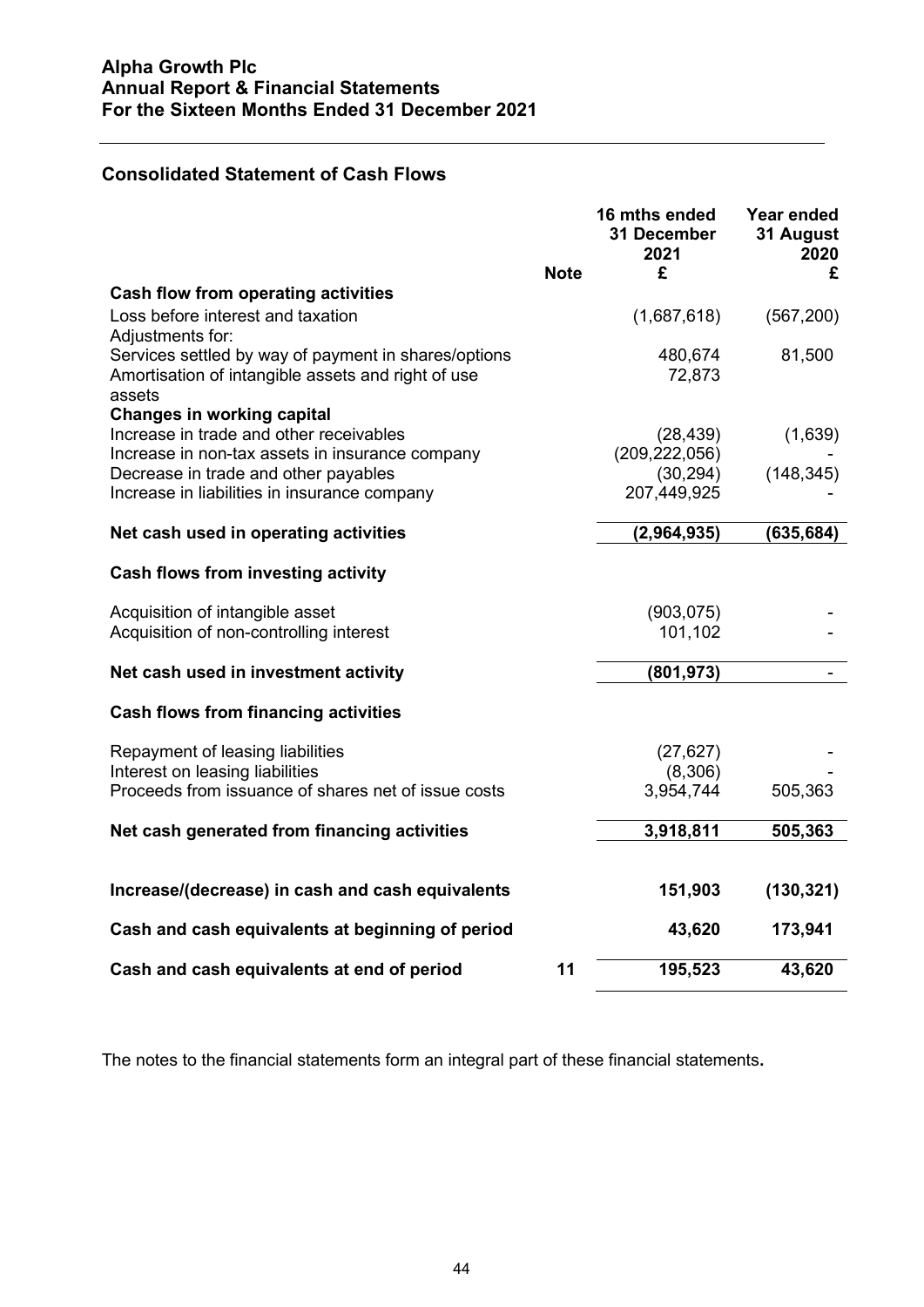## Consolidated Statement of Cash Flows

| | Note | 16 mths ended 31 December 2021 £ | Year ended 31 August 2020 £ |
|---|---|---|---|
| **Cash flow from operating activities** | | | |
| Loss before interest and taxation | | (1,687,618) | (567,200) |
| Adjustments for: | | | |
| Services settled by way of payment in shares/options | | 480,674 | 81,500 |
| Amortisation of intangible assets and right of use assets | | 72,873 | |
| **Changes in working capital** | | | |
| Increase in trade and other receivables | | (28,439) | (1,639) |
| Increase in non-tax assets in insurance company | | (209,222,056) | - |
| Decrease in trade and other payables | | (30,294) | (148,345) |
| Increase in liabilities in insurance company | | 207,449,925 | - |
| **Net cash used in operating activities** | | **(2,964,935)** | **(635,684)** |
| **Cash flows from investing activity** | | | |
| Acquisition of intangible asset | | (903,075) | - |
| Acquisition of non-controlling interest | | 101,102 | - |
| **Net cash used in investment activity** | | **(801,973)** | **-** |
| **Cash flows from financing activities** | | | |
| Repayment of leasing liabilities | | (27,627) | - |
| Interest on leasing liabilities | | (8,306) | - |
| Proceeds from issuance of shares net of issue costs | | 3,954,744 | 505,363 |
| **Net cash generated from financing activities** | | **3,918,811** | **505,363** |
| **Increase/(decrease) in cash and cash equivalents** | | **151,903** | **(130,321)** |
| **Cash and cash equivalents at beginning of period** | | **43,620** | **173,941** |
| **Cash and cash equivalents at end of period** | **11** | **195,523** | **43,620** |

The notes to the financial statements form an integral part of these financial statements**.**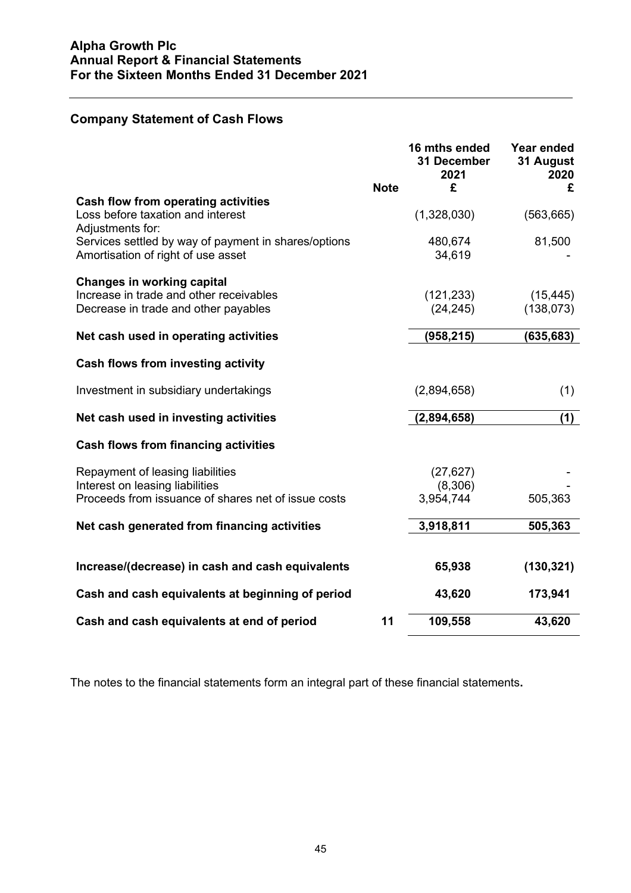## Company Statement of Cash Flows

| | Note | 16 mths ended 31 December 2021 £ | Year ended 31 August 2020 £ |
|---|---|---|---|
| **Cash flow from operating activities** | | | |
| Loss before taxation and interest | | (1,328,030) | (563,665) |
| Adjustments for: | | | |
| Services settled by way of payment in shares/options | | 480,674 | 81,500 |
| Amortisation of right of use asset | | 34,619 | - |
| **Changes in working capital** | | | |
| Increase in trade and other receivables | | (121,233) | (15,445) |
| Decrease in trade and other payables | | (24,245) | (138,073) |
| **Net cash used in operating activities** | | **(958,215)** | **(635,683)** |
| **Cash flows from investing activity** | | | |
| Investment in subsidiary undertakings | | (2,894,658) | (1) |
| **Net cash used in investing activities** | | **(2,894,658)** | **(1)** |
| **Cash flows from financing activities** | | | |
| Repayment of leasing liabilities | | (27,627) | - |
| Interest on leasing liabilities | | (8,306) | - |
| Proceeds from issuance of shares net of issue costs | | 3,954,744 | 505,363 |
| **Net cash generated from financing activities** | | **3,918,811** | **505,363** |
| **Increase/(decrease) in cash and cash equivalents** | | **65,938** | **(130,321)** |
| **Cash and cash equivalents at beginning of period** | | **43,620** | **173,941** |
| **Cash and cash equivalents at end of period** | **11** | **109,558** | **43,620** |

The notes to the financial statements form an integral part of these financial statements**.**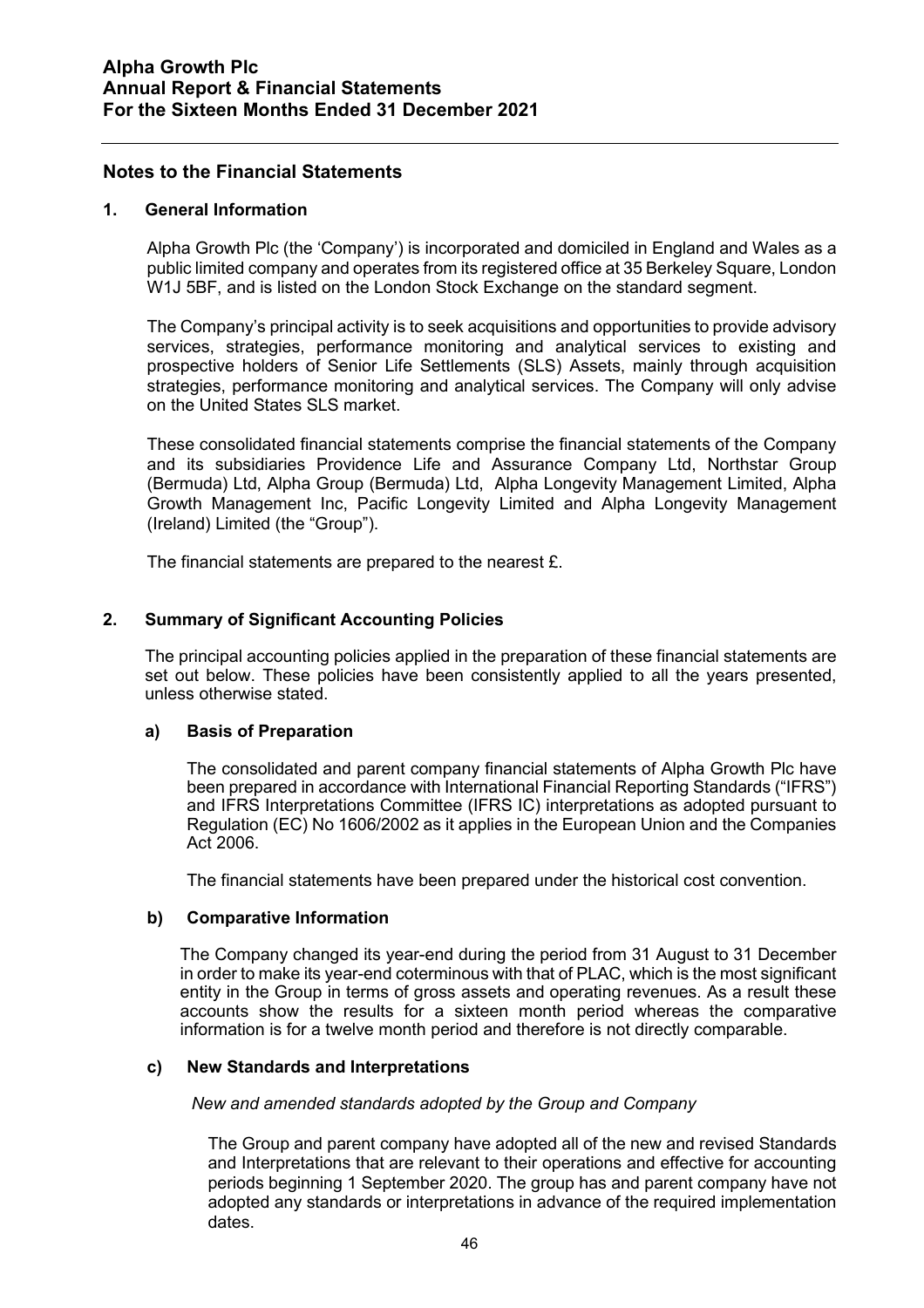## Notes to the Financial Statements

### 1. General Information

Alpha Growth Plc (the 'Company') is incorporated and domiciled in England and Wales as a public limited company and operates from its registered office at 35 Berkeley Square, London W1J 5BF, and is listed on the London Stock Exchange on the standard segment.

The Company's principal activity is to seek acquisitions and opportunities to provide advisory services, strategies, performance monitoring and analytical services to existing and prospective holders of Senior Life Settlements (SLS) Assets, mainly through acquisition strategies, performance monitoring and analytical services. The Company will only advise on the United States SLS market.

These consolidated financial statements comprise the financial statements of the Company and its subsidiaries Providence Life and Assurance Company Ltd, Northstar Group (Bermuda) Ltd, Alpha Group (Bermuda) Ltd, Alpha Longevity Management Limited, Alpha Growth Management Inc, Pacific Longevity Limited and Alpha Longevity Management (Ireland) Limited (the "Group").

The financial statements are prepared to the nearest £.

### 2. Summary of Significant Accounting Policies

The principal accounting policies applied in the preparation of these financial statements are set out below. These policies have been consistently applied to all the years presented, unless otherwise stated.

#### a) Basis of Preparation

The consolidated and parent company financial statements of Alpha Growth Plc have been prepared in accordance with International Financial Reporting Standards ("IFRS") and IFRS Interpretations Committee (IFRS IC) interpretations as adopted pursuant to Regulation (EC) No 1606/2002 as it applies in the European Union and the Companies Act 2006.

The financial statements have been prepared under the historical cost convention.

#### b) Comparative Information

The Company changed its year-end during the period from 31 August to 31 December in order to make its year-end coterminous with that of PLAC, which is the most significant entity in the Group in terms of gross assets and operating revenues. As a result these accounts show the results for a sixteen month period whereas the comparative information is for a twelve month period and therefore is not directly comparable.

#### c) New Standards and Interpretations

*New and amended standards adopted by the Group and Company*

The Group and parent company have adopted all of the new and revised Standards and Interpretations that are relevant to their operations and effective for accounting periods beginning 1 September 2020. The group has and parent company have not adopted any standards or interpretations in advance of the required implementation dates.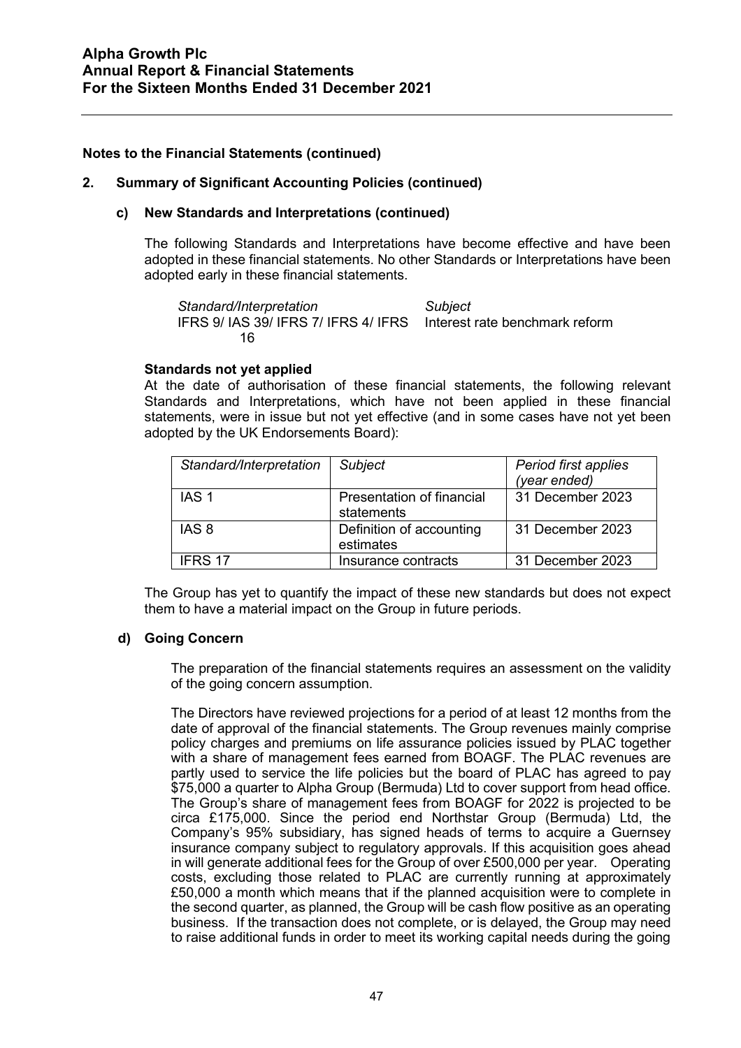## Notes to the Financial Statements (continued)

### 2. Summary of Significant Accounting Policies (continued)

#### c) New Standards and Interpretations (continued)

The following Standards and Interpretations have become effective and have been adopted in these financial statements. No other Standards or Interpretations have been adopted early in these financial statements.

| *Standard/Interpretation* | *Subject* |
|---|---|
| IFRS 9/ IAS 39/ IFRS 7/ IFRS 4/ IFRS 16 | Interest rate benchmark reform |

**Standards not yet applied**

At the date of authorisation of these financial statements, the following relevant Standards and Interpretations, which have not been applied in these financial statements, were in issue but not yet effective (and in some cases have not yet been adopted by the UK Endorsements Board):

| *Standard/Interpretation* | *Subject* | *Period first applies (year ended)* |
|---|---|---|
| IAS 1 | Presentation of financial statements | 31 December 2023 |
| IAS 8 | Definition of accounting estimates | 31 December 2023 |
| IFRS 17 | Insurance contracts | 31 December 2023 |

The Group has yet to quantify the impact of these new standards but does not expect them to have a material impact on the Group in future periods.

#### d) Going Concern

The preparation of the financial statements requires an assessment on the validity of the going concern assumption.

The Directors have reviewed projections for a period of at least 12 months from the date of approval of the financial statements. The Group revenues mainly comprise policy charges and premiums on life assurance policies issued by PLAC together with a share of management fees earned from BOAGF. The PLAC revenues are partly used to service the life policies but the board of PLAC has agreed to pay $75,000 a quarter to Alpha Group (Bermuda) Ltd to cover support from head office. The Group's share of management fees from BOAGF for 2022 is projected to be circa £175,000. Since the period end Northstar Group (Bermuda) Ltd, the Company's 95% subsidiary, has signed heads of terms to acquire a Guernsey insurance company subject to regulatory approvals. If this acquisition goes ahead in will generate additional fees for the Group of over £500,000 per year. Operating costs, excluding those related to PLAC are currently running at approximately £50,000 a month which means that if the planned acquisition were to complete in the second quarter, as planned, the Group will be cash flow positive as an operating business. If the transaction does not complete, or is delayed, the Group may need to raise additional funds in order to meet its working capital needs during the going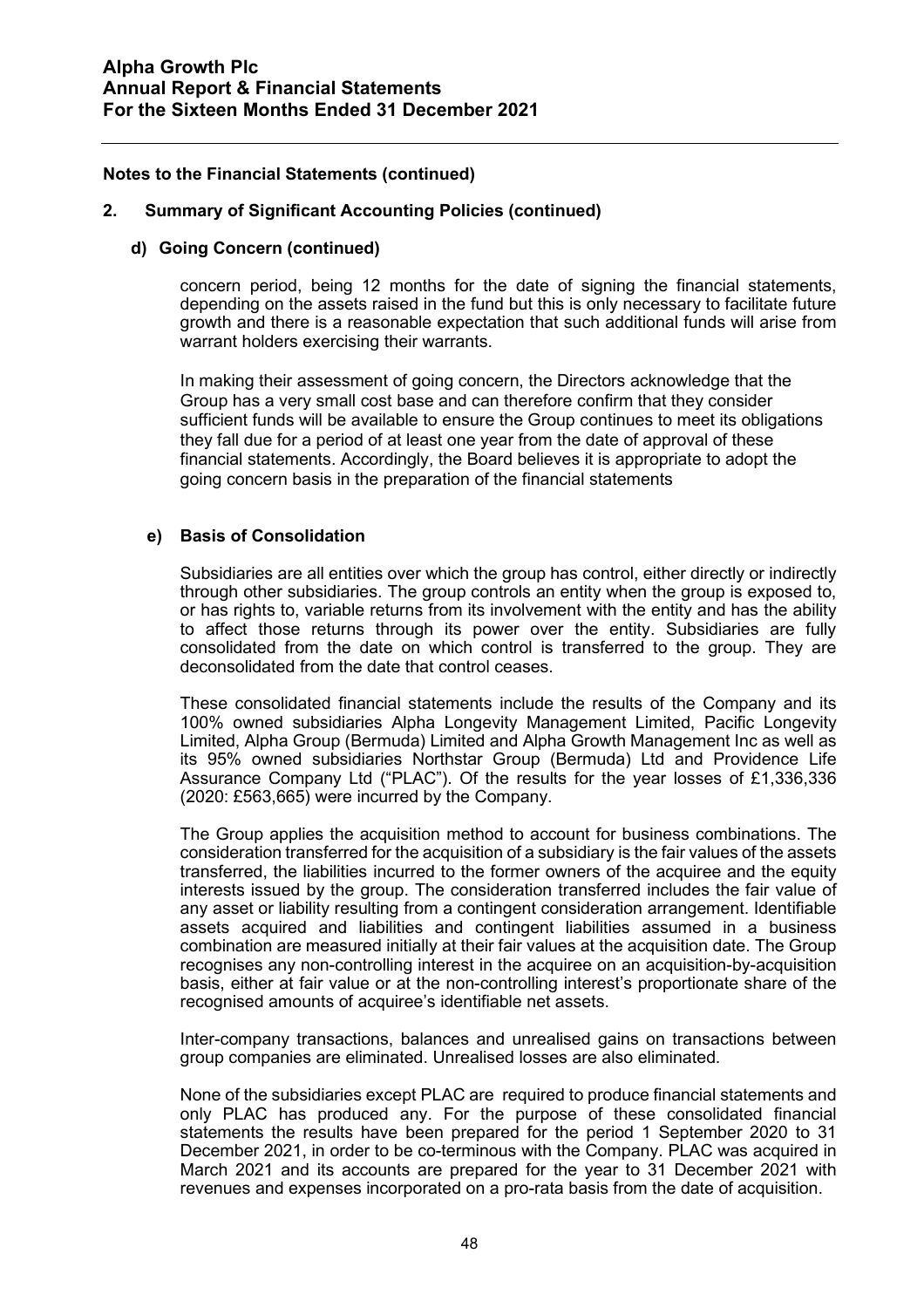### Notes to the Financial Statements (continued)

### 2. Summary of Significant Accounting Policies (continued)

#### d) Going Concern (continued)

concern period, being 12 months for the date of signing the financial statements, depending on the assets raised in the fund but this is only necessary to facilitate future growth and there is a reasonable expectation that such additional funds will arise from warrant holders exercising their warrants.

In making their assessment of going concern, the Directors acknowledge that the Group has a very small cost base and can therefore confirm that they consider sufficient funds will be available to ensure the Group continues to meet its obligations they fall due for a period of at least one year from the date of approval of these financial statements. Accordingly, the Board believes it is appropriate to adopt the going concern basis in the preparation of the financial statements

#### e) Basis of Consolidation

Subsidiaries are all entities over which the group has control, either directly or indirectly through other subsidiaries. The group controls an entity when the group is exposed to, or has rights to, variable returns from its involvement with the entity and has the ability to affect those returns through its power over the entity. Subsidiaries are fully consolidated from the date on which control is transferred to the group. They are deconsolidated from the date that control ceases.

These consolidated financial statements include the results of the Company and its 100% owned subsidiaries Alpha Longevity Management Limited, Pacific Longevity Limited, Alpha Group (Bermuda) Limited and Alpha Growth Management Inc as well as its 95% owned subsidiaries Northstar Group (Bermuda) Ltd and Providence Life Assurance Company Ltd ("PLAC"). Of the results for the year losses of £1,336,336 (2020: £563,665) were incurred by the Company.

The Group applies the acquisition method to account for business combinations. The consideration transferred for the acquisition of a subsidiary is the fair values of the assets transferred, the liabilities incurred to the former owners of the acquiree and the equity interests issued by the group. The consideration transferred includes the fair value of any asset or liability resulting from a contingent consideration arrangement. Identifiable assets acquired and liabilities and contingent liabilities assumed in a business combination are measured initially at their fair values at the acquisition date. The Group recognises any non-controlling interest in the acquiree on an acquisition-by-acquisition basis, either at fair value or at the non-controlling interest's proportionate share of the recognised amounts of acquiree's identifiable net assets.

Inter-company transactions, balances and unrealised gains on transactions between group companies are eliminated. Unrealised losses are also eliminated.

None of the subsidiaries except PLAC are required to produce financial statements and only PLAC has produced any. For the purpose of these consolidated financial statements the results have been prepared for the period 1 September 2020 to 31 December 2021, in order to be co-terminous with the Company. PLAC was acquired in March 2021 and its accounts are prepared for the year to 31 December 2021 with revenues and expenses incorporated on a pro-rata basis from the date of acquisition.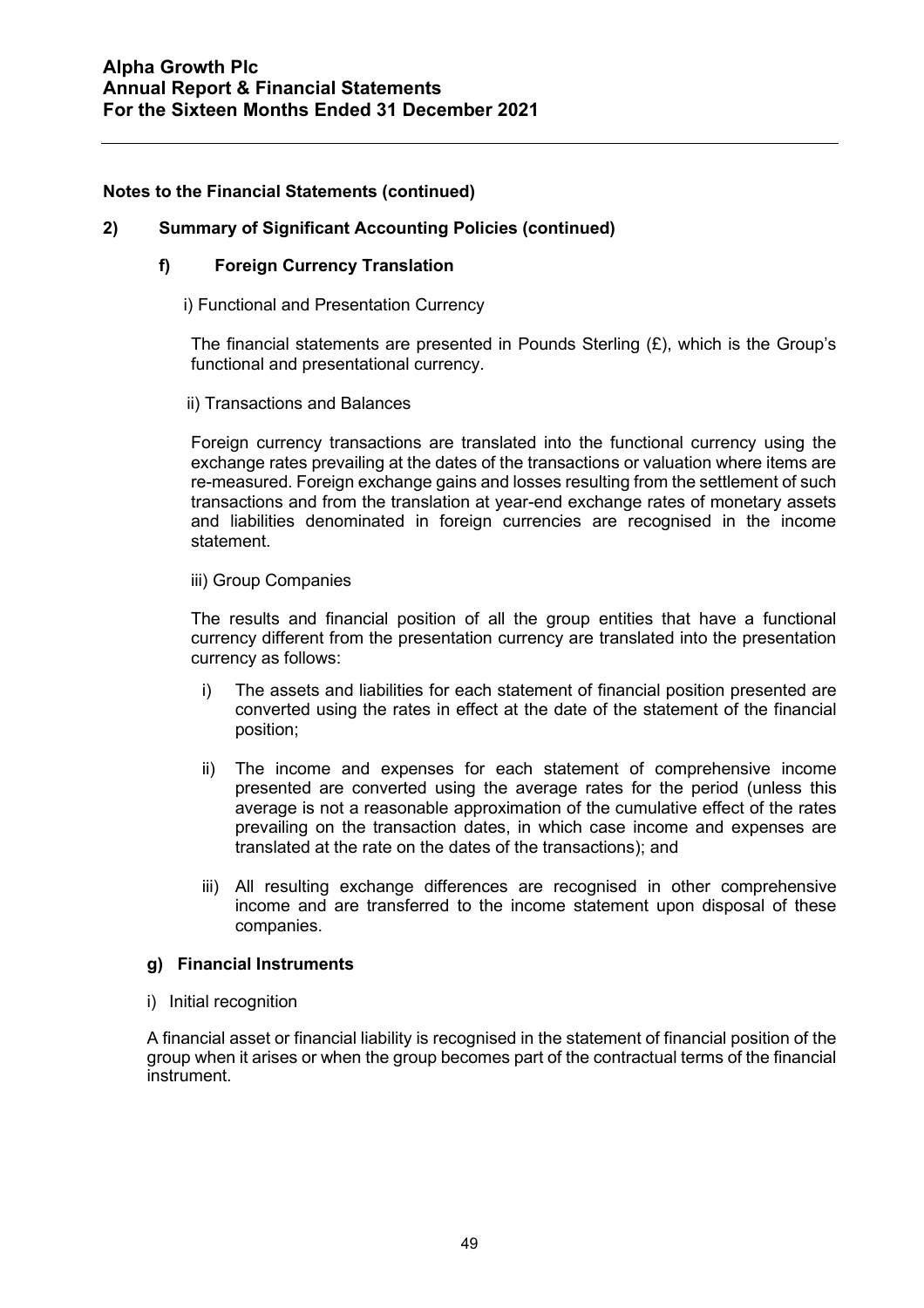**Notes to the Financial Statements (continued)**

## 2) Summary of Significant Accounting Policies (continued)

### f) Foreign Currency Translation

i) Functional and Presentation Currency

The financial statements are presented in Pounds Sterling (£), which is the Group's functional and presentational currency.

ii) Transactions and Balances

Foreign currency transactions are translated into the functional currency using the exchange rates prevailing at the dates of the transactions or valuation where items are re-measured. Foreign exchange gains and losses resulting from the settlement of such transactions and from the translation at year-end exchange rates of monetary assets and liabilities denominated in foreign currencies are recognised in the income statement.

iii) Group Companies

The results and financial position of all the group entities that have a functional currency different from the presentation currency are translated into the presentation currency as follows:

i) The assets and liabilities for each statement of financial position presented are converted using the rates in effect at the date of the statement of the financial position;

ii) The income and expenses for each statement of comprehensive income presented are converted using the average rates for the period (unless this average is not a reasonable approximation of the cumulative effect of the rates prevailing on the transaction dates, in which case income and expenses are translated at the rate on the dates of the transactions); and

iii) All resulting exchange differences are recognised in other comprehensive income and are transferred to the income statement upon disposal of these companies.

### g) Financial Instruments

i) Initial recognition

A financial asset or financial liability is recognised in the statement of financial position of the group when it arises or when the group becomes part of the contractual terms of the financial instrument.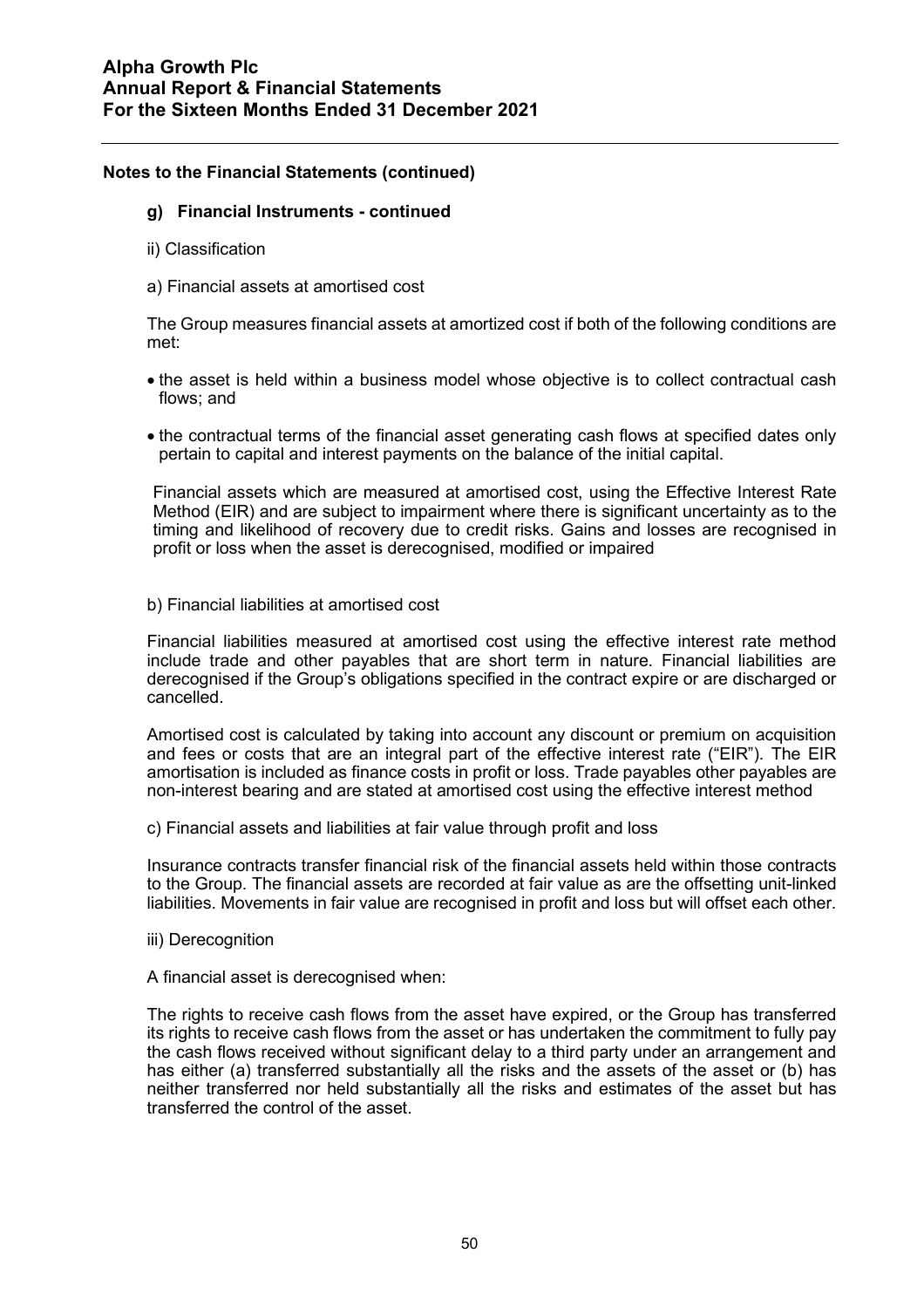## Notes to the Financial Statements (continued)

### g) Financial Instruments - continued

ii) Classification

a) Financial assets at amortised cost

The Group measures financial assets at amortized cost if both of the following conditions are met:

- the asset is held within a business model whose objective is to collect contractual cash flows; and
- the contractual terms of the financial asset generating cash flows at specified dates only pertain to capital and interest payments on the balance of the initial capital.

Financial assets which are measured at amortised cost, using the Effective Interest Rate Method (EIR) and are subject to impairment where there is significant uncertainty as to the timing and likelihood of recovery due to credit risks. Gains and losses are recognised in profit or loss when the asset is derecognised, modified or impaired

b) Financial liabilities at amortised cost

Financial liabilities measured at amortised cost using the effective interest rate method include trade and other payables that are short term in nature. Financial liabilities are derecognised if the Group's obligations specified in the contract expire or are discharged or cancelled.

Amortised cost is calculated by taking into account any discount or premium on acquisition and fees or costs that are an integral part of the effective interest rate ("EIR"). The EIR amortisation is included as finance costs in profit or loss. Trade payables other payables are non-interest bearing and are stated at amortised cost using the effective interest method

c) Financial assets and liabilities at fair value through profit and loss

Insurance contracts transfer financial risk of the financial assets held within those contracts to the Group. The financial assets are recorded at fair value as are the offsetting unit-linked liabilities. Movements in fair value are recognised in profit and loss but will offset each other.

iii) Derecognition

A financial asset is derecognised when:

The rights to receive cash flows from the asset have expired, or the Group has transferred its rights to receive cash flows from the asset or has undertaken the commitment to fully pay the cash flows received without significant delay to a third party under an arrangement and has either (a) transferred substantially all the risks and the assets of the asset or (b) has neither transferred nor held substantially all the risks and estimates of the asset but has transferred the control of the asset.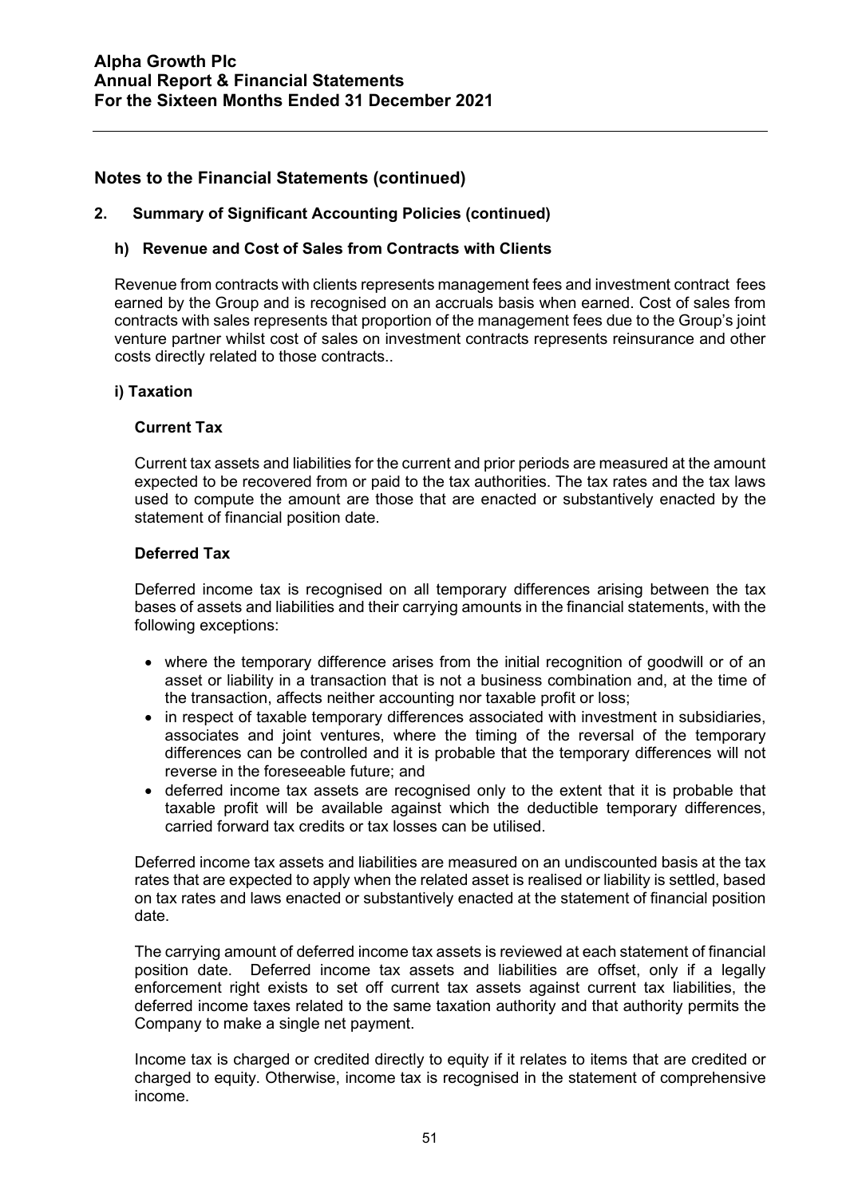## Notes to the Financial Statements (continued)

### 2. Summary of Significant Accounting Policies (continued)

#### h) Revenue and Cost of Sales from Contracts with Clients

Revenue from contracts with clients represents management fees and investment contract fees earned by the Group and is recognised on an accruals basis when earned. Cost of sales from contracts with sales represents that proportion of the management fees due to the Group's joint venture partner whilst cost of sales on investment contracts represents reinsurance and other costs directly related to those contracts..

#### i) Taxation

**Current Tax**

Current tax assets and liabilities for the current and prior periods are measured at the amount expected to be recovered from or paid to the tax authorities. The tax rates and the tax laws used to compute the amount are those that are enacted or substantively enacted by the statement of financial position date.

**Deferred Tax**

Deferred income tax is recognised on all temporary differences arising between the tax bases of assets and liabilities and their carrying amounts in the financial statements, with the following exceptions:

- where the temporary difference arises from the initial recognition of goodwill or of an asset or liability in a transaction that is not a business combination and, at the time of the transaction, affects neither accounting nor taxable profit or loss;
- in respect of taxable temporary differences associated with investment in subsidiaries, associates and joint ventures, where the timing of the reversal of the temporary differences can be controlled and it is probable that the temporary differences will not reverse in the foreseeable future; and
- deferred income tax assets are recognised only to the extent that it is probable that taxable profit will be available against which the deductible temporary differences, carried forward tax credits or tax losses can be utilised.

Deferred income tax assets and liabilities are measured on an undiscounted basis at the tax rates that are expected to apply when the related asset is realised or liability is settled, based on tax rates and laws enacted or substantively enacted at the statement of financial position date.

The carrying amount of deferred income tax assets is reviewed at each statement of financial position date. Deferred income tax assets and liabilities are offset, only if a legally enforcement right exists to set off current tax assets against current tax liabilities, the deferred income taxes related to the same taxation authority and that authority permits the Company to make a single net payment.

Income tax is charged or credited directly to equity if it relates to items that are credited or charged to equity. Otherwise, income tax is recognised in the statement of comprehensive income.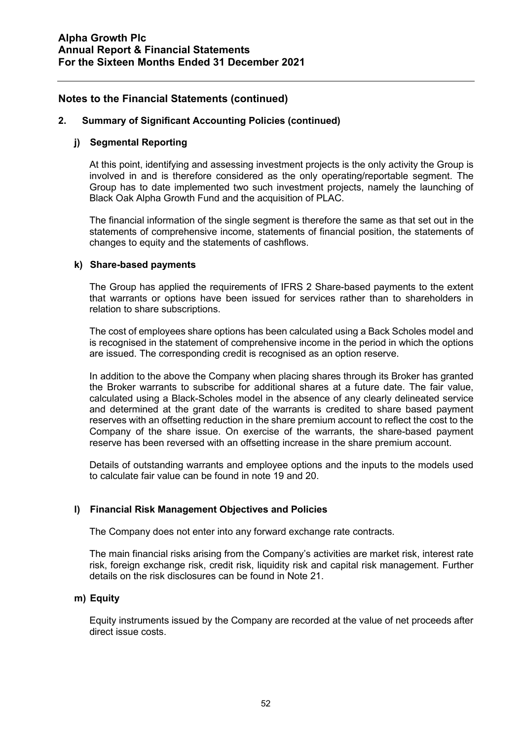## Notes to the Financial Statements (continued)

### 2. Summary of Significant Accounting Policies (continued)

#### j) Segmental Reporting

At this point, identifying and assessing investment projects is the only activity the Group is involved in and is therefore considered as the only operating/reportable segment. The Group has to date implemented two such investment projects, namely the launching of Black Oak Alpha Growth Fund and the acquisition of PLAC.

The financial information of the single segment is therefore the same as that set out in the statements of comprehensive income, statements of financial position, the statements of changes to equity and the statements of cashflows.

#### k) Share-based payments

The Group has applied the requirements of IFRS 2 Share-based payments to the extent that warrants or options have been issued for services rather than to shareholders in relation to share subscriptions.

The cost of employees share options has been calculated using a Back Scholes model and is recognised in the statement of comprehensive income in the period in which the options are issued. The corresponding credit is recognised as an option reserve.

In addition to the above the Company when placing shares through its Broker has granted the Broker warrants to subscribe for additional shares at a future date. The fair value, calculated using a Black-Scholes model in the absence of any clearly delineated service and determined at the grant date of the warrants is credited to share based payment reserves with an offsetting reduction in the share premium account to reflect the cost to the Company of the share issue. On exercise of the warrants, the share-based payment reserve has been reversed with an offsetting increase in the share premium account.

Details of outstanding warrants and employee options and the inputs to the models used to calculate fair value can be found in note 19 and 20.

#### l) Financial Risk Management Objectives and Policies

The Company does not enter into any forward exchange rate contracts.

The main financial risks arising from the Company's activities are market risk, interest rate risk, foreign exchange risk, credit risk, liquidity risk and capital risk management. Further details on the risk disclosures can be found in Note 21.

#### m) Equity

Equity instruments issued by the Company are recorded at the value of net proceeds after direct issue costs.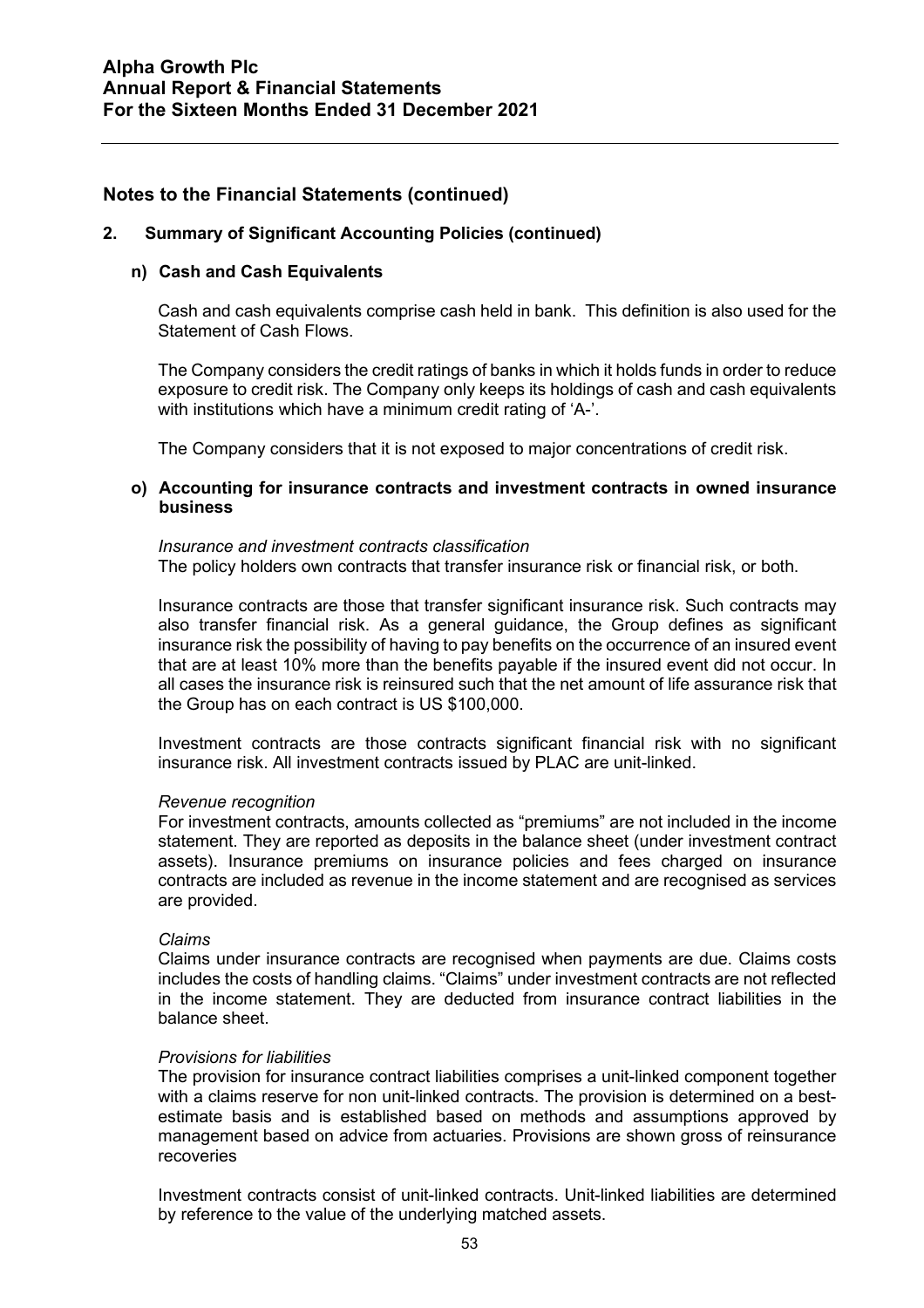## Notes to the Financial Statements (continued)

### 2. Summary of Significant Accounting Policies (continued)

#### n) Cash and Cash Equivalents

Cash and cash equivalents comprise cash held in bank. This definition is also used for the Statement of Cash Flows.

The Company considers the credit ratings of banks in which it holds funds in order to reduce exposure to credit risk. The Company only keeps its holdings of cash and cash equivalents with institutions which have a minimum credit rating of 'A-'.

The Company considers that it is not exposed to major concentrations of credit risk.

#### o) Accounting for insurance contracts and investment contracts in owned insurance business

*Insurance and investment contracts classification*
The policy holders own contracts that transfer insurance risk or financial risk, or both.

Insurance contracts are those that transfer significant insurance risk. Such contracts may also transfer financial risk. As a general guidance, the Group defines as significant insurance risk the possibility of having to pay benefits on the occurrence of an insured event that are at least 10% more than the benefits payable if the insured event did not occur. In all cases the insurance risk is reinsured such that the net amount of life assurance risk that the Group has on each contract is US $100,000.

Investment contracts are those contracts significant financial risk with no significant insurance risk. All investment contracts issued by PLAC are unit-linked.

*Revenue recognition*
For investment contracts, amounts collected as "premiums" are not included in the income statement. They are reported as deposits in the balance sheet (under investment contract assets). Insurance premiums on insurance policies and fees charged on insurance contracts are included as revenue in the income statement and are recognised as services are provided.

*Claims*
Claims under insurance contracts are recognised when payments are due. Claims costs includes the costs of handling claims. "Claims" under investment contracts are not reflected in the income statement. They are deducted from insurance contract liabilities in the balance sheet.

*Provisions for liabilities*
The provision for insurance contract liabilities comprises a unit-linked component together with a claims reserve for non unit-linked contracts. The provision is determined on a best-estimate basis and is established based on methods and assumptions approved by management based on advice from actuaries. Provisions are shown gross of reinsurance recoveries

Investment contracts consist of unit-linked contracts. Unit-linked liabilities are determined by reference to the value of the underlying matched assets.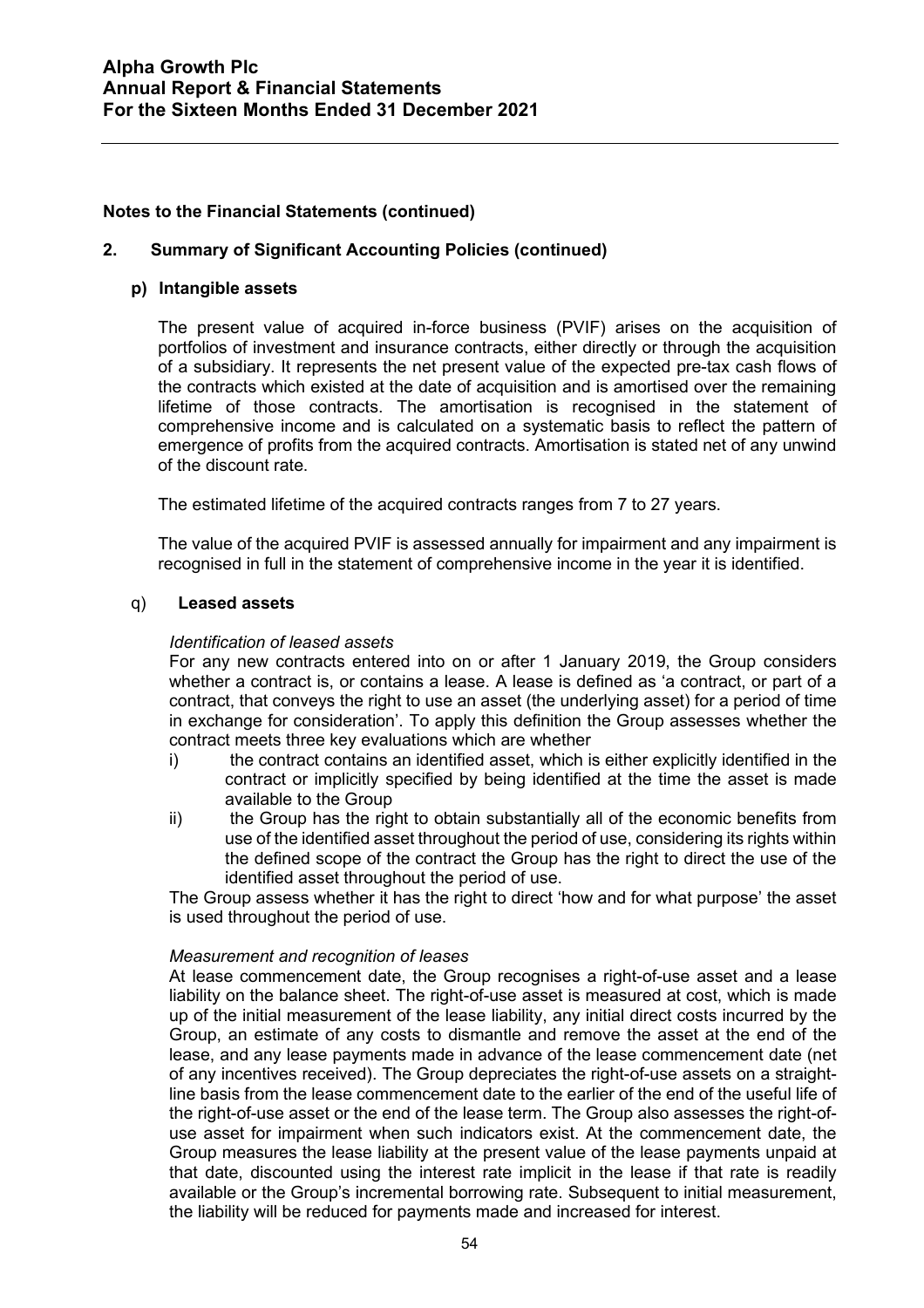**Notes to the Financial Statements (continued)**

## 2. Summary of Significant Accounting Policies (continued)

### p) Intangible assets

The present value of acquired in-force business (PVIF) arises on the acquisition of portfolios of investment and insurance contracts, either directly or through the acquisition of a subsidiary. It represents the net present value of the expected pre-tax cash flows of the contracts which existed at the date of acquisition and is amortised over the remaining lifetime of those contracts. The amortisation is recognised in the statement of comprehensive income and is calculated on a systematic basis to reflect the pattern of emergence of profits from the acquired contracts. Amortisation is stated net of any unwind of the discount rate.

The estimated lifetime of the acquired contracts ranges from 7 to 27 years.

The value of the acquired PVIF is assessed annually for impairment and any impairment is recognised in full in the statement of comprehensive income in the year it is identified.

### q) Leased assets

*Identification of leased assets*

For any new contracts entered into on or after 1 January 2019, the Group considers whether a contract is, or contains a lease. A lease is defined as 'a contract, or part of a contract, that conveys the right to use an asset (the underlying asset) for a period of time in exchange for consideration'. To apply this definition the Group assesses whether the contract meets three key evaluations which are whether

i) the contract contains an identified asset, which is either explicitly identified in the contract or implicitly specified by being identified at the time the asset is made available to the Group

ii) the Group has the right to obtain substantially all of the economic benefits from use of the identified asset throughout the period of use, considering its rights within the defined scope of the contract the Group has the right to direct the use of the identified asset throughout the period of use.

The Group assess whether it has the right to direct 'how and for what purpose' the asset is used throughout the period of use.

*Measurement and recognition of leases*

At lease commencement date, the Group recognises a right-of-use asset and a lease liability on the balance sheet. The right-of-use asset is measured at cost, which is made up of the initial measurement of the lease liability, any initial direct costs incurred by the Group, an estimate of any costs to dismantle and remove the asset at the end of the lease, and any lease payments made in advance of the lease commencement date (net of any incentives received). The Group depreciates the right-of-use assets on a straight-line basis from the lease commencement date to the earlier of the end of the useful life of the right-of-use asset or the end of the lease term. The Group also assesses the right-of-use asset for impairment when such indicators exist. At the commencement date, the Group measures the lease liability at the present value of the lease payments unpaid at that date, discounted using the interest rate implicit in the lease if that rate is readily available or the Group's incremental borrowing rate. Subsequent to initial measurement, the liability will be reduced for payments made and increased for interest.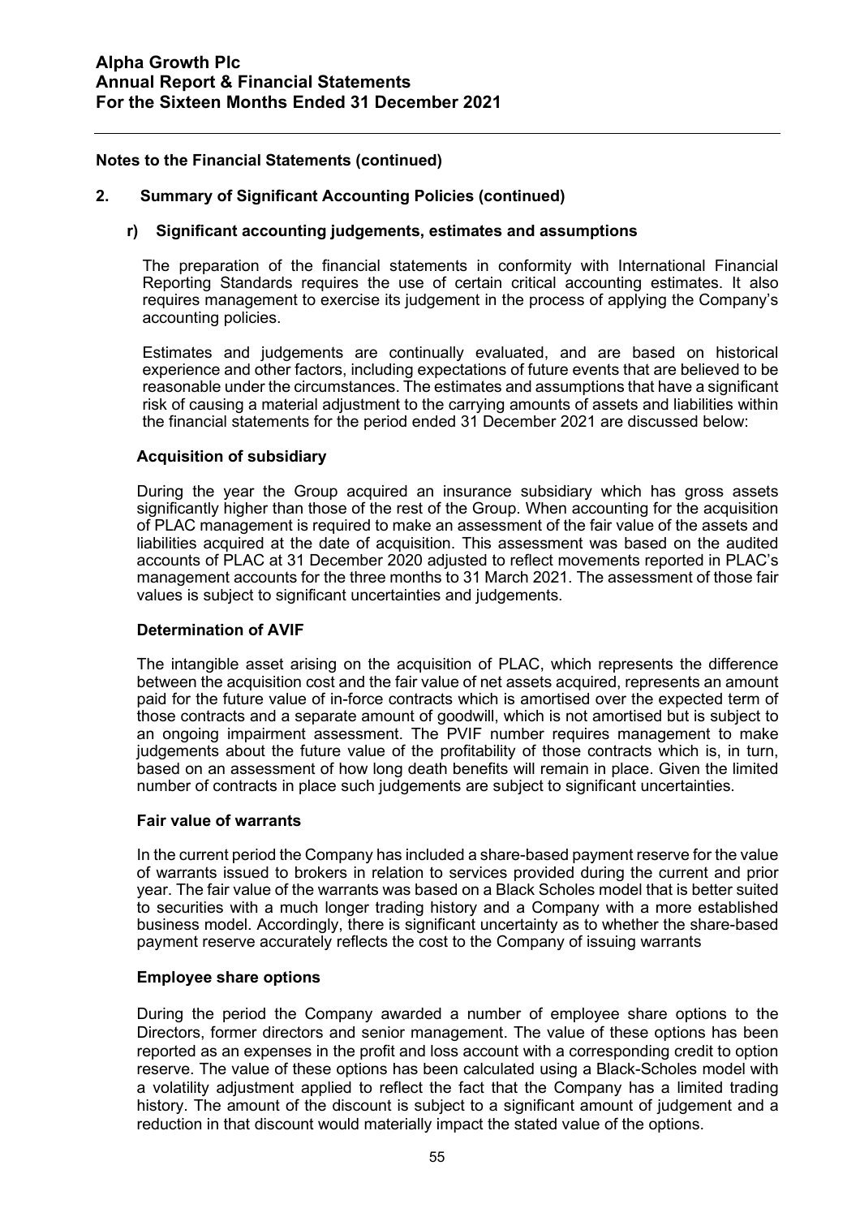## Notes to the Financial Statements (continued)

### 2. Summary of Significant Accounting Policies (continued)

#### r) Significant accounting judgements, estimates and assumptions

The preparation of the financial statements in conformity with International Financial Reporting Standards requires the use of certain critical accounting estimates. It also requires management to exercise its judgement in the process of applying the Company's accounting policies.

Estimates and judgements are continually evaluated, and are based on historical experience and other factors, including expectations of future events that are believed to be reasonable under the circumstances. The estimates and assumptions that have a significant risk of causing a material adjustment to the carrying amounts of assets and liabilities within the financial statements for the period ended 31 December 2021 are discussed below:

**Acquisition of subsidiary**

During the year the Group acquired an insurance subsidiary which has gross assets significantly higher than those of the rest of the Group. When accounting for the acquisition of PLAC management is required to make an assessment of the fair value of the assets and liabilities acquired at the date of acquisition. This assessment was based on the audited accounts of PLAC at 31 December 2020 adjusted to reflect movements reported in PLAC's management accounts for the three months to 31 March 2021. The assessment of those fair values is subject to significant uncertainties and judgements.

**Determination of AVIF**

The intangible asset arising on the acquisition of PLAC, which represents the difference between the acquisition cost and the fair value of net assets acquired, represents an amount paid for the future value of in-force contracts which is amortised over the expected term of those contracts and a separate amount of goodwill, which is not amortised but is subject to an ongoing impairment assessment. The PVIF number requires management to make judgements about the future value of the profitability of those contracts which is, in turn, based on an assessment of how long death benefits will remain in place. Given the limited number of contracts in place such judgements are subject to significant uncertainties.

**Fair value of warrants**

In the current period the Company has included a share-based payment reserve for the value of warrants issued to brokers in relation to services provided during the current and prior year. The fair value of the warrants was based on a Black Scholes model that is better suited to securities with a much longer trading history and a Company with a more established business model. Accordingly, there is significant uncertainty as to whether the share-based payment reserve accurately reflects the cost to the Company of issuing warrants

**Employee share options**

During the period the Company awarded a number of employee share options to the Directors, former directors and senior management. The value of these options has been reported as an expenses in the profit and loss account with a corresponding credit to option reserve. The value of these options has been calculated using a Black-Scholes model with a volatility adjustment applied to reflect the fact that the Company has a limited trading history. The amount of the discount is subject to a significant amount of judgement and a reduction in that discount would materially impact the stated value of the options.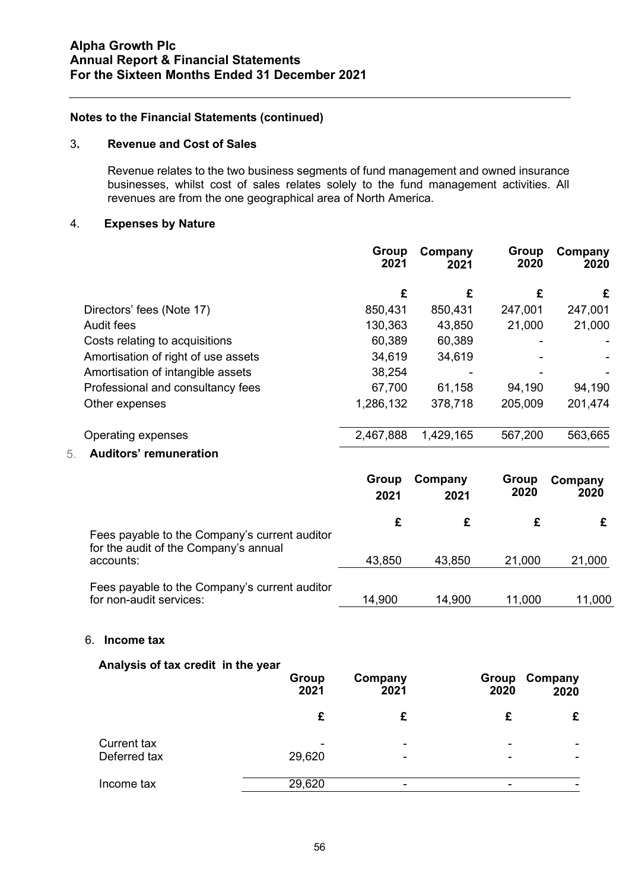## Notes to the Financial Statements (continued)

### 3. Revenue and Cost of Sales

Revenue relates to the two business segments of fund management and owned insurance businesses, whilst cost of sales relates solely to the fund management activities. All revenues are from the one geographical area of North America.

### 4. Expenses by Nature

| | Group 2021 | Company 2021 | Group 2020 | Company 2020 |
|---|---|---|---|---|
| | £ | £ | £ | £ |
| Directors' fees (Note 17) | 850,431 | 850,431 | 247,001 | 247,001 |
| Audit fees | 130,363 | 43,850 | 21,000 | 21,000 |
| Costs relating to acquisitions | 60,389 | 60,389 | - | - |
| Amortisation of right of use assets | 34,619 | 34,619 | - | - |
| Amortisation of intangible assets | 38,254 | - | - | - |
| Professional and consultancy fees | 67,700 | 61,158 | 94,190 | 94,190 |
| Other expenses | 1,286,132 | 378,718 | 205,009 | 201,474 |
| Operating expenses | 2,467,888 | 1,429,165 | 567,200 | 563,665 |

### 5. Auditors' remuneration

| | Group 2021 | Company 2021 | Group 2020 | Company 2020 |
|---|---|---|---|---|
| | £ | £ | £ | £ |
| Fees payable to the Company's current auditor for the audit of the Company's annual accounts: | 43,850 | 43,850 | 21,000 | 21,000 |
| Fees payable to the Company's current auditor for non-audit services: | 14,900 | 14,900 | 11,000 | 11,000 |

### 6. Income tax

**Analysis of tax credit in the year**

| | Group 2021 | Company 2021 | Group 2020 | Company 2020 |
|---|---|---|---|---|
| | £ | £ | £ | £ |
| Current tax | - | - | - | - |
| Deferred tax | 29,620 | - | - | - |
| Income tax | 29,620 | - | - | - |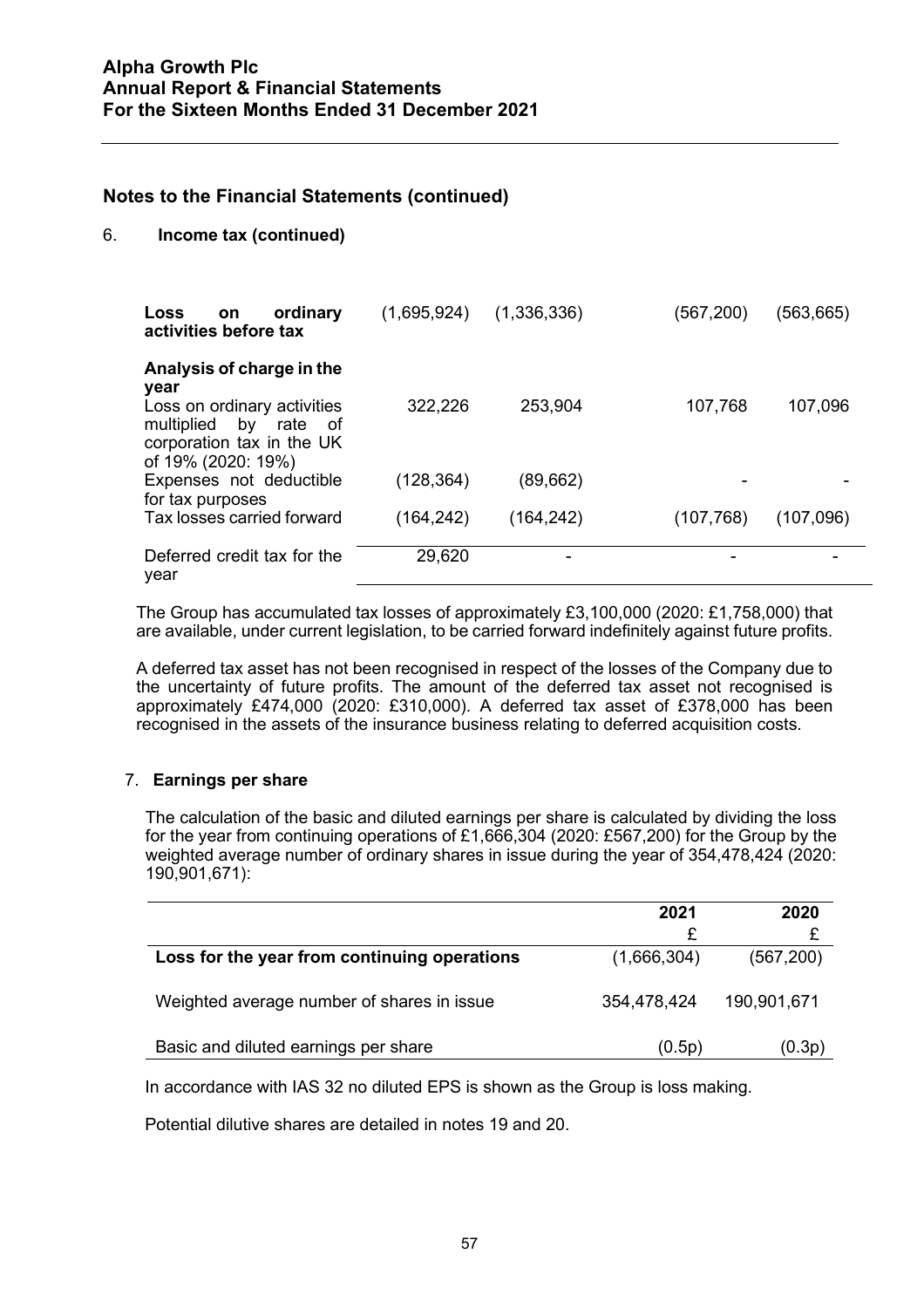## Notes to the Financial Statements (continued)

### 6. Income tax (continued)

| | | | | |
|---|---|---|---|---|
| **Loss on ordinary activities before tax** | (1,695,924) | (1,336,336) | (567,200) | (563,665) |
| **Analysis of charge in the year** | | | | |
| Loss on ordinary activities multiplied by rate of corporation tax in the UK of 19% (2020: 19%) | 322,226 | 253,904 | 107,768 | 107,096 |
| Expenses not deductible for tax purposes | (128,364) | (89,662) | - | - |
| Tax losses carried forward | (164,242) | (164,242) | (107,768) | (107,096) |
| Deferred credit tax for the year | 29,620 | - | - | - |

The Group has accumulated tax losses of approximately £3,100,000 (2020: £1,758,000) that are available, under current legislation, to be carried forward indefinitely against future profits.

A deferred tax asset has not been recognised in respect of the losses of the Company due to the uncertainty of future profits. The amount of the deferred tax asset not recognised is approximately £474,000 (2020: £310,000). A deferred tax asset of £378,000 has been recognised in the assets of the insurance business relating to deferred acquisition costs.

### 7. Earnings per share

The calculation of the basic and diluted earnings per share is calculated by dividing the loss for the year from continuing operations of £1,666,304 (2020: £567,200) for the Group by the weighted average number of ordinary shares in issue during the year of 354,478,424 (2020: 190,901,671):

| | 2021<br>£ | 2020<br>£ |
|---|---|---|
| **Loss for the year from continuing operations** | (1,666,304) | (567,200) |
| Weighted average number of shares in issue | 354,478,424 | 190,901,671 |
| Basic and diluted earnings per share | (0.5p) | (0.3p) |

In accordance with IAS 32 no diluted EPS is shown as the Group is loss making.

Potential dilutive shares are detailed in notes 19 and 20.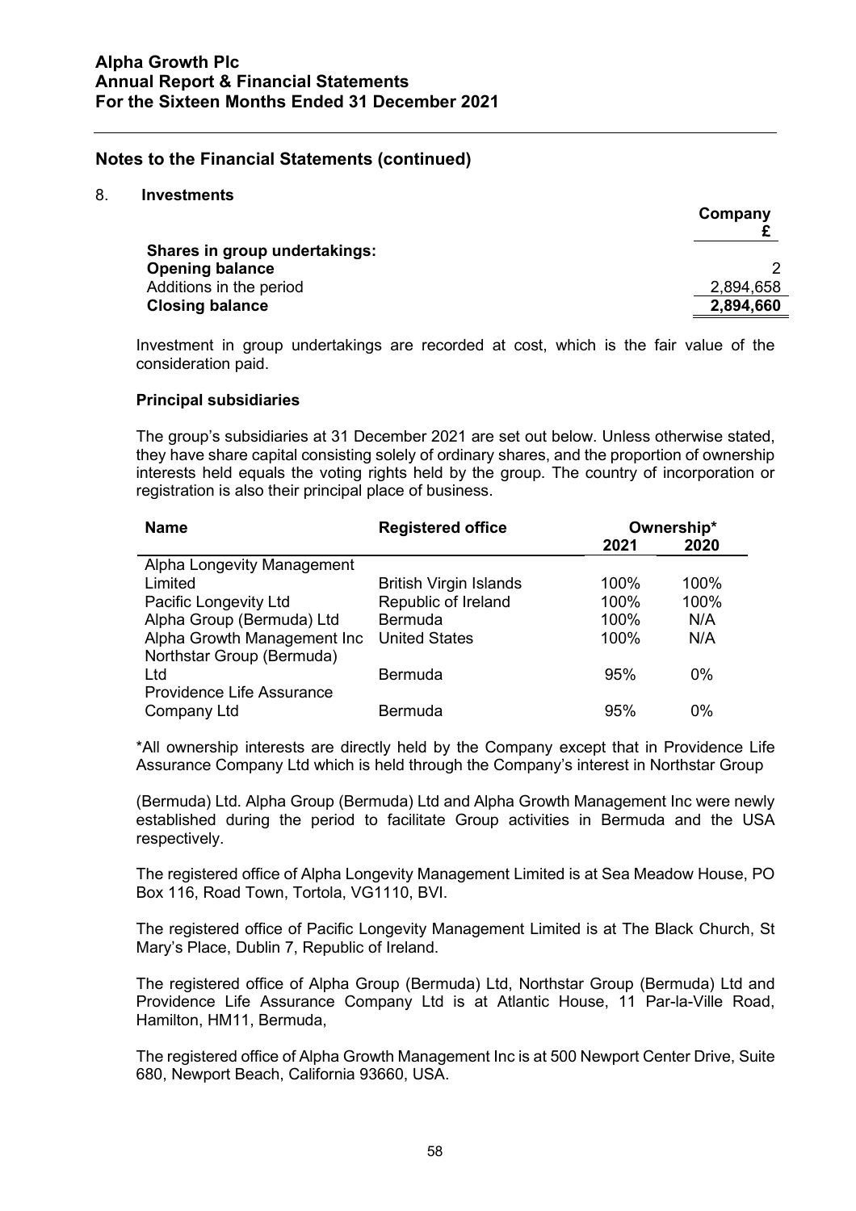## Notes to the Financial Statements (continued)

### 8. Investments

| | Company £ |
|---|---|
| **Shares in group undertakings:** | |
| **Opening balance** | 2 |
| Additions in the period | 2,894,658 |
| **Closing balance** | **2,894,660** |

Investment in group undertakings are recorded at cost, which is the fair value of the consideration paid.

**Principal subsidiaries**

The group's subsidiaries at 31 December 2021 are set out below. Unless otherwise stated, they have share capital consisting solely of ordinary shares, and the proportion of ownership interests held equals the voting rights held by the group. The country of incorporation or registration is also their principal place of business.

| Name | Registered office | Ownership* 2021 | Ownership* 2020 |
|---|---|---|---|
| Alpha Longevity Management Limited | British Virgin Islands | 100% | 100% |
| Pacific Longevity Ltd | Republic of Ireland | 100% | 100% |
| Alpha Group (Bermuda) Ltd | Bermuda | 100% | N/A |
| Alpha Growth Management Inc | United States | 100% | N/A |
| Northstar Group (Bermuda) Ltd | Bermuda | 95% | 0% |
| Providence Life Assurance Company Ltd | Bermuda | 95% | 0% |

*All ownership interests are directly held by the Company except that in Providence Life Assurance Company Ltd which is held through the Company's interest in Northstar Group (Bermuda) Ltd. Alpha Group (Bermuda) Ltd and Alpha Growth Management Inc were newly established during the period to facilitate Group activities in Bermuda and the USA respectively.

The registered office of Alpha Longevity Management Limited is at Sea Meadow House, PO Box 116, Road Town, Tortola, VG1110, BVI.

The registered office of Pacific Longevity Management Limited is at The Black Church, St Mary's Place, Dublin 7, Republic of Ireland.

The registered office of Alpha Group (Bermuda) Ltd, Northstar Group (Bermuda) Ltd and Providence Life Assurance Company Ltd is at Atlantic House, 11 Par-la-Ville Road, Hamilton, HM11, Bermuda,

The registered office of Alpha Growth Management Inc is at 500 Newport Center Drive, Suite 680, Newport Beach, California 93660, USA.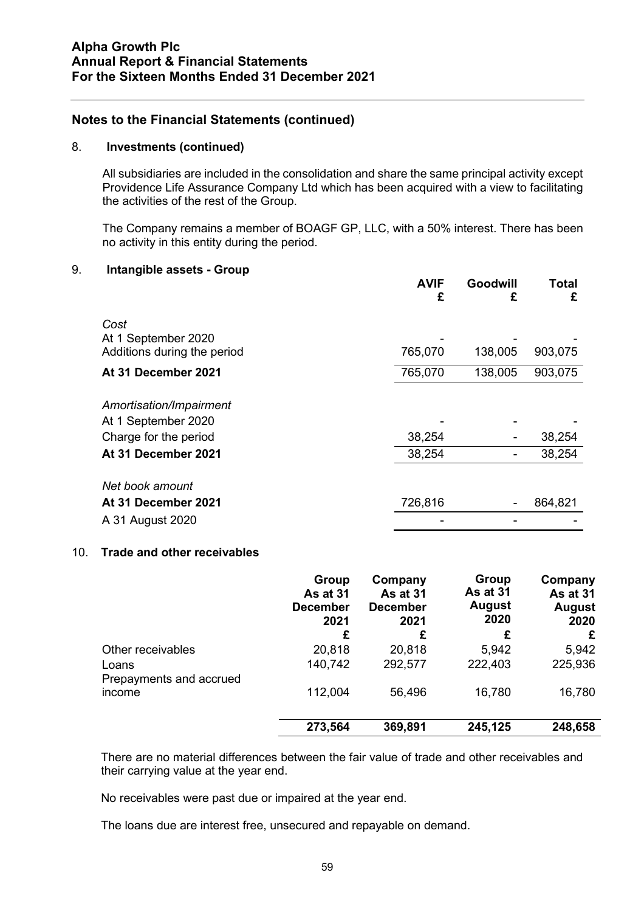## Notes to the Financial Statements (continued)

### 8. Investments (continued)

All subsidiaries are included in the consolidation and share the same principal activity except Providence Life Assurance Company Ltd which has been acquired with a view to facilitating the activities of the rest of the Group.

The Company remains a member of BOAGF GP, LLC, with a 50% interest. There has been no activity in this entity during the period.

### 9. Intangible assets - Group

| | AVIF £ | Goodwill £ | Total £ |
|---|---|---|---|
| *Cost* | | | |
| At 1 September 2020 | - | - | - |
| Additions during the period | 765,070 | 138,005 | 903,075 |
| **At 31 December 2021** | 765,070 | 138,005 | 903,075 |
| *Amortisation/Impairment* | | | |
| At 1 September 2020 | - | - | - |
| Charge for the period | 38,254 | - | 38,254 |
| **At 31 December 2021** | 38,254 | - | 38,254 |
| *Net book amount* | | | |
| **At 31 December 2021** | 726,816 | - | 864,821 |
| A 31 August 2020 | - | - | - |

### 10. Trade and other receivables

| | Group As at 31 December 2021 £ | Company As at 31 December 2021 £ | Group As at 31 August 2020 £ | Company As at 31 August 2020 £ |
|---|---|---|---|---|
| Other receivables | 20,818 | 20,818 | 5,942 | 5,942 |
| Loans | 140,742 | 292,577 | 222,403 | 225,936 |
| Prepayments and accrued income | 112,004 | 56,496 | 16,780 | 16,780 |
| | **273,564** | **369,891** | **245,125** | **248,658** |

There are no material differences between the fair value of trade and other receivables and their carrying value at the year end.

No receivables were past due or impaired at the year end.

The loans due are interest free, unsecured and repayable on demand.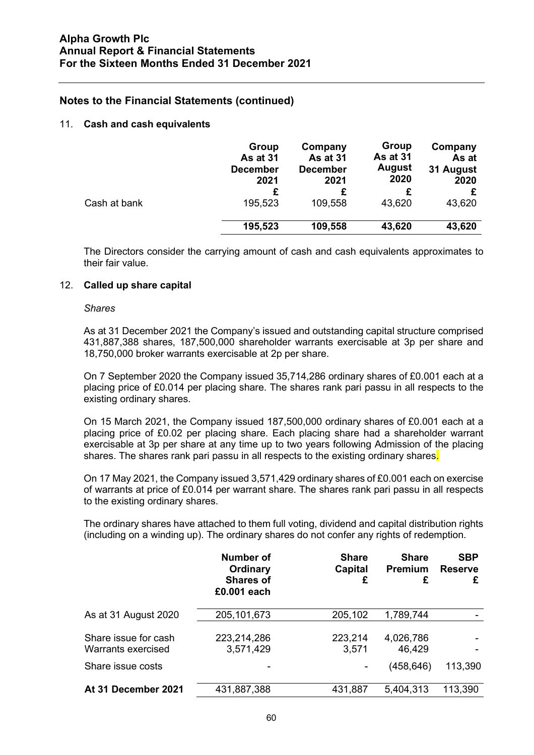## Notes to the Financial Statements (continued)

### 11. Cash and cash equivalents

| | Group As at 31 December 2021 | Company As at 31 December 2021 | Group As at 31 August 2020 | Company As at 31 August 2020 |
|---|---|---|---|---|
| | £ | £ | £ | £ |
| Cash at bank | 195,523 | 109,558 | 43,620 | 43,620 |
| | **195,523** | **109,558** | **43,620** | **43,620** |

The Directors consider the carrying amount of cash and cash equivalents approximates to their fair value.

### 12. Called up share capital

*Shares*

As at 31 December 2021 the Company's issued and outstanding capital structure comprised 431,887,388 shares, 187,500,000 shareholder warrants exercisable at 3p per share and 18,750,000 broker warrants exercisable at 2p per share.

On 7 September 2020 the Company issued 35,714,286 ordinary shares of £0.001 each at a placing price of £0.014 per placing share. The shares rank pari passu in all respects to the existing ordinary shares.

On 15 March 2021, the Company issued 187,500,000 ordinary shares of £0.001 each at a placing price of £0.02 per placing share. Each placing share had a shareholder warrant exercisable at 3p per share at any time up to two years following Admission of the placing shares. The shares rank pari passu in all respects to the existing ordinary shares.

On 17 May 2021, the Company issued 3,571,429 ordinary shares of £0.001 each on exercise of warrants at price of £0.014 per warrant share. The shares rank pari passu in all respects to the existing ordinary shares.

The ordinary shares have attached to them full voting, dividend and capital distribution rights (including on a winding up). The ordinary shares do not confer any rights of redemption.

| | Number of Ordinary Shares of £0.001 each | Share Capital £ | Share Premium £ | SBP Reserve £ |
|---|---|---|---|---|
| As at 31 August 2020 | 205,101,673 | 205,102 | 1,789,744 | - |
| Share issue for cash | 223,214,286 | 223,214 | 4,026,786 | - |
| Warrants exercised | 3,571,429 | 3,571 | 46,429 | - |
| Share issue costs | - | - | (458,646) | 113,390 |
| **At 31 December 2021** | 431,887,388 | 431,887 | 5,404,313 | 113,390 |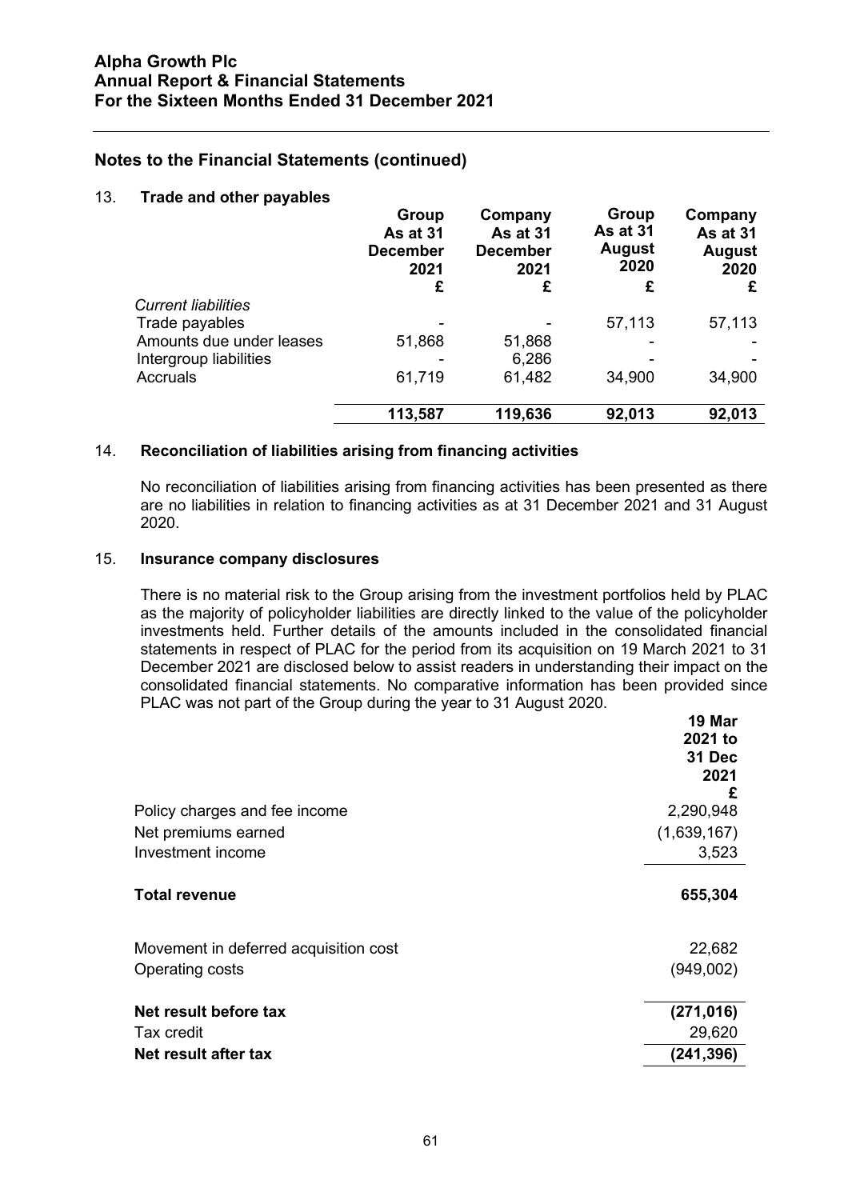## Notes to the Financial Statements (continued)

### 13. Trade and other payables

| | Group As at 31 December 2021 £ | Company As at 31 December 2021 £ | Group As at 31 August 2020 £ | Company As at 31 August 2020 £ |
|---|---|---|---|---|
| *Current liabilities* | | | | |
| Trade payables | - | - | 57,113 | 57,113 |
| Amounts due under leases | 51,868 | 51,868 | - | - |
| Intergroup liabilities | - | 6,286 | - | - |
| Accruals | 61,719 | 61,482 | 34,900 | 34,900 |
| | **113,587** | **119,636** | **92,013** | **92,013** |

### 14. Reconciliation of liabilities arising from financing activities

No reconciliation of liabilities arising from financing activities has been presented as there are no liabilities in relation to financing activities as at 31 December 2021 and 31 August 2020.

### 15. Insurance company disclosures

There is no material risk to the Group arising from the investment portfolios held by PLAC as the majority of policyholder liabilities are directly linked to the value of the policyholder investments held. Further details of the amounts included in the consolidated financial statements in respect of PLAC for the period from its acquisition on 19 March 2021 to 31 December 2021 are disclosed below to assist readers in understanding their impact on the consolidated financial statements. No comparative information has been provided since PLAC was not part of the Group during the year to 31 August 2020.

| | 19 Mar 2021 to 31 Dec 2021 £ |
|---|---|
| Policy charges and fee income | 2,290,948 |
| Net premiums earned | (1,639,167) |
| Investment income | 3,523 |
| **Total revenue** | **655,304** |
| Movement in deferred acquisition cost | 22,682 |
| Operating costs | (949,002) |
| **Net result before tax** | **(271,016)** |
| Tax credit | 29,620 |
| **Net result after tax** | **(241,396)** |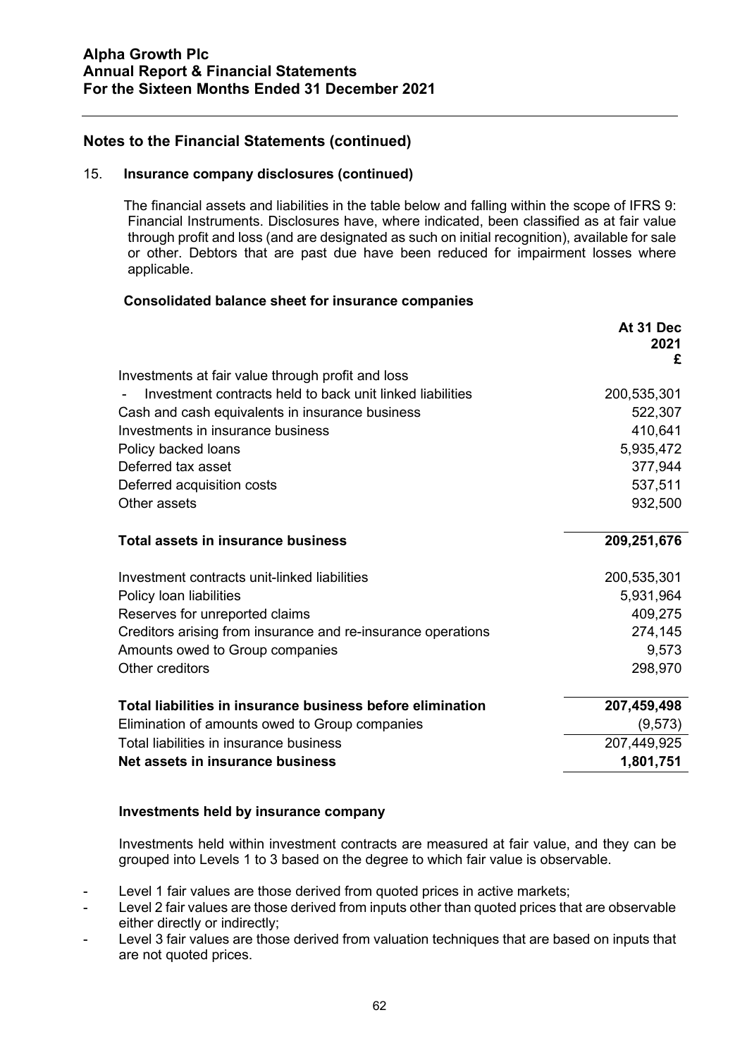## Notes to the Financial Statements (continued)

### 15. Insurance company disclosures (continued)

The financial assets and liabilities in the table below and falling within the scope of IFRS 9: Financial Instruments. Disclosures have, where indicated, been classified as at fair value through profit and loss (and are designated as such on initial recognition), available for sale or other. Debtors that are past due have been reduced for impairment losses where applicable.

**Consolidated balance sheet for insurance companies**

| | At 31 Dec 2021 £ |
|---|---|
| Investments at fair value through profit and loss | |
| - Investment contracts held to back unit linked liabilities | 200,535,301 |
| Cash and cash equivalents in insurance business | 522,307 |
| Investments in insurance business | 410,641 |
| Policy backed loans | 5,935,472 |
| Deferred tax asset | 377,944 |
| Deferred acquisition costs | 537,511 |
| Other assets | 932,500 |
| **Total assets in insurance business** | **209,251,676** |
| Investment contracts unit-linked liabilities | 200,535,301 |
| Policy loan liabilities | 5,931,964 |
| Reserves for unreported claims | 409,275 |
| Creditors arising from insurance and re-insurance operations | 274,145 |
| Amounts owed to Group companies | 9,573 |
| Other creditors | 298,970 |
| **Total liabilities in insurance business before elimination** | **207,459,498** |
| Elimination of amounts owed to Group companies | (9,573) |
| Total liabilities in insurance business | 207,449,925 |
| **Net assets in insurance business** | **1,801,751** |

**Investments held by insurance company**

Investments held within investment contracts are measured at fair value, and they can be grouped into Levels 1 to 3 based on the degree to which fair value is observable.

- Level 1 fair values are those derived from quoted prices in active markets;
- Level 2 fair values are those derived from inputs other than quoted prices that are observable either directly or indirectly;
- Level 3 fair values are those derived from valuation techniques that are based on inputs that are not quoted prices.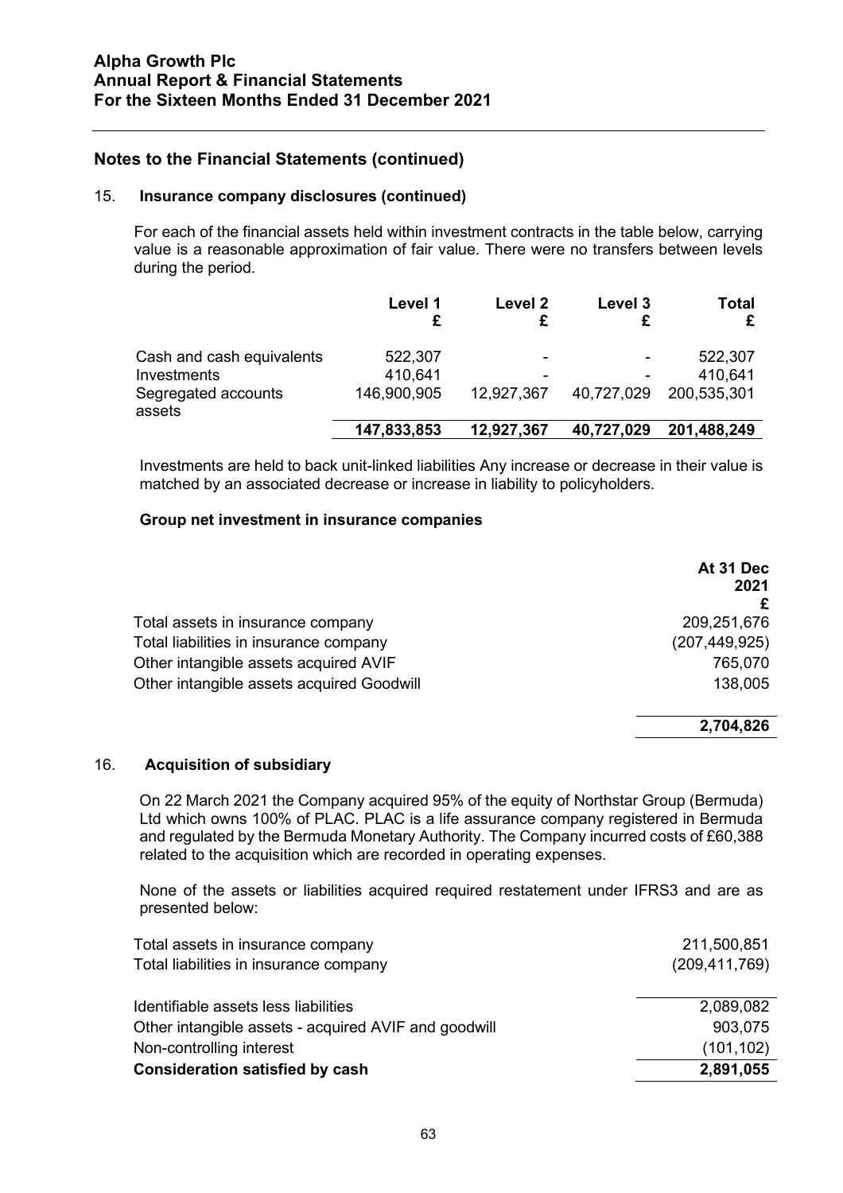## Notes to the Financial Statements (continued)

### 15. Insurance company disclosures (continued)

For each of the financial assets held within investment contracts in the table below, carrying value is a reasonable approximation of fair value. There were no transfers between levels during the period.

| | Level 1<br>£ | Level 2<br>£ | Level 3<br>£ | Total<br>£ |
|---|---|---|---|---|
| Cash and cash equivalents | 522,307 | - | - | 522,307 |
| Investments | 410,641 | - | - | 410,641 |
| Segregated accounts assets | 146,900,905 | 12,927,367 | 40,727,029 | 200,535,301 |
| | **147,833,853** | **12,927,367** | **40,727,029** | **201,488,249** |

Investments are held to back unit-linked liabilities Any increase or decrease in their value is matched by an associated decrease or increase in liability to policyholders.

**Group net investment in insurance companies**

| | At 31 Dec 2021<br>£ |
|---|---|
| Total assets in insurance company | 209,251,676 |
| Total liabilities in insurance company | (207,449,925) |
| Other intangible assets acquired AVIF | 765,070 |
| Other intangible assets acquired Goodwill | 138,005 |
| | **2,704,826** |

### 16. Acquisition of subsidiary

On 22 March 2021 the Company acquired 95% of the equity of Northstar Group (Bermuda) Ltd which owns 100% of PLAC. PLAC is a life assurance company registered in Bermuda and regulated by the Bermuda Monetary Authority. The Company incurred costs of £60,388 related to the acquisition which are recorded in operating expenses.

None of the assets or liabilities acquired required restatement under IFRS3 and are as presented below:

| | |
|---|---|
| Total assets in insurance company | 211,500,851 |
| Total liabilities in insurance company | (209,411,769) |
| Identifiable assets less liabilities | 2,089,082 |
| Other intangible assets - acquired AVIF and goodwill | 903,075 |
| Non-controlling interest | (101,102) |
| **Consideration satisfied by cash** | **2,891,055** |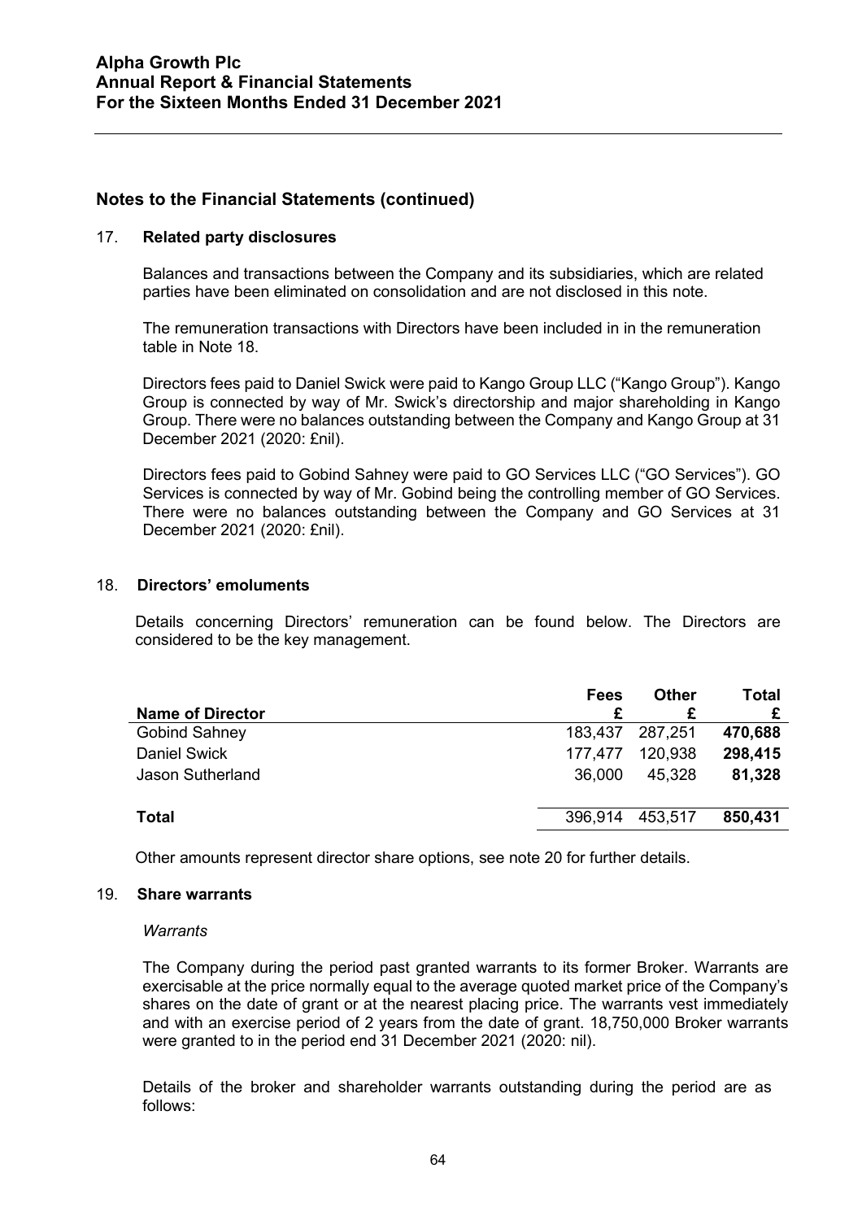## Notes to the Financial Statements (continued)

### 17. Related party disclosures

Balances and transactions between the Company and its subsidiaries, which are related parties have been eliminated on consolidation and are not disclosed in this note.

The remuneration transactions with Directors have been included in in the remuneration table in Note 18.

Directors fees paid to Daniel Swick were paid to Kango Group LLC ("Kango Group"). Kango Group is connected by way of Mr. Swick's directorship and major shareholding in Kango Group. There were no balances outstanding between the Company and Kango Group at 31 December 2021 (2020: £nil).

Directors fees paid to Gobind Sahney were paid to GO Services LLC ("GO Services"). GO Services is connected by way of Mr. Gobind being the controlling member of GO Services. There were no balances outstanding between the Company and GO Services at 31 December 2021 (2020: £nil).

### 18. Directors' emoluments

Details concerning Directors' remuneration can be found below. The Directors are considered to be the key management.

| Name of Director | Fees £ | Other £ | Total £ |
|---|---|---|---|
| Gobind Sahney | 183,437 | 287,251 | **470,688** |
| Daniel Swick | 177,477 | 120,938 | **298,415** |
| Jason Sutherland | 36,000 | 45,328 | **81,328** |
| **Total** | 396,914 | 453,517 | **850,431** |

Other amounts represent director share options, see note 20 for further details.

### 19. Share warrants

*Warrants*

The Company during the period past granted warrants to its former Broker. Warrants are exercisable at the price normally equal to the average quoted market price of the Company's shares on the date of grant or at the nearest placing price. The warrants vest immediately and with an exercise period of 2 years from the date of grant. 18,750,000 Broker warrants were granted to in the period end 31 December 2021 (2020: nil).

Details of the broker and shareholder warrants outstanding during the period are as follows: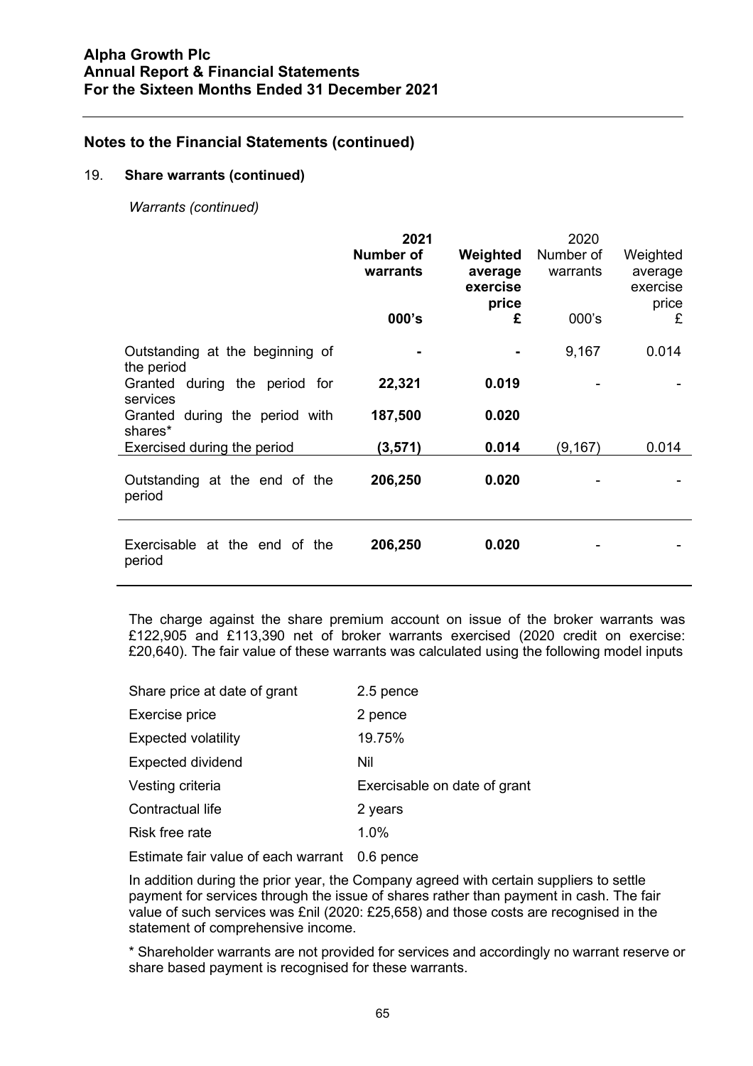## Notes to the Financial Statements (continued)

### 19. Share warrants (continued)

*Warrants (continued)*

| | **2021 Number of warrants** | **Weighted average exercise price** | 2020 Number of warrants | Weighted average exercise price |
|---|---|---|---|---|
| | **000's** | **£** | 000's | £ |
| Outstanding at the beginning of the period | **-** | **-** | 9,167 | 0.014 |
| Granted during the period for services | **22,321** | **0.019** | - | - |
| Granted during the period with shares* | **187,500** | **0.020** | | |
| Exercised during the period | **(3,571)** | **0.014** | (9,167) | 0.014 |
| Outstanding at the end of the period | **206,250** | **0.020** | - | - |
| Exercisable at the end of the period | **206,250** | **0.020** | - | - |

The charge against the share premium account on issue of the broker warrants was £122,905 and £113,390 net of broker warrants exercised (2020 credit on exercise: £20,640). The fair value of these warrants was calculated using the following model inputs

| | |
|---|---|
| Share price at date of grant | 2.5 pence |
| Exercise price | 2 pence |
| Expected volatility | 19.75% |
| Expected dividend | Nil |
| Vesting criteria | Exercisable on date of grant |
| Contractual life | 2 years |
| Risk free rate | 1.0% |
| Estimate fair value of each warrant | 0.6 pence |

In addition during the prior year, the Company agreed with certain suppliers to settle payment for services through the issue of shares rather than payment in cash. The fair value of such services was £nil (2020: £25,658) and those costs are recognised in the statement of comprehensive income.

* Shareholder warrants are not provided for services and accordingly no warrant reserve or share based payment is recognised for these warrants.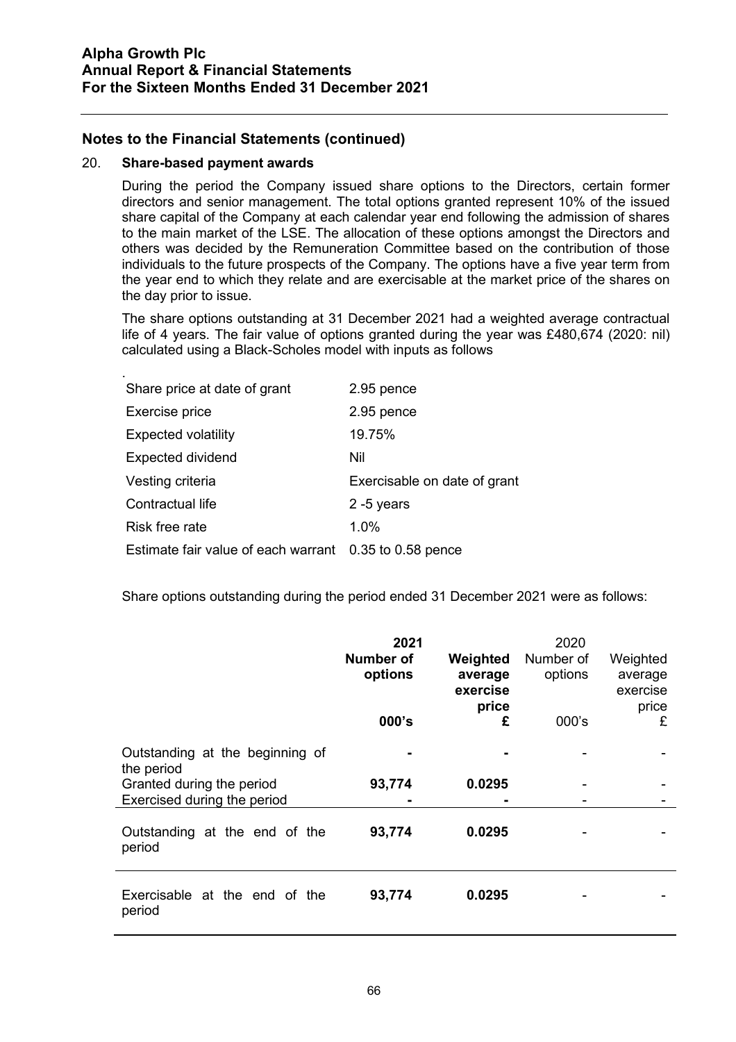## Notes to the Financial Statements (continued)

### 20. Share-based payment awards

During the period the Company issued share options to the Directors, certain former directors and senior management. The total options granted represent 10% of the issued share capital of the Company at each calendar year end following the admission of shares to the main market of the LSE. The allocation of these options amongst the Directors and others was decided by the Remuneration Committee based on the contribution of those individuals to the future prospects of the Company. The options have a five year term from the year end to which they relate and are exercisable at the market price of the shares on the day prior to issue.

The share options outstanding at 31 December 2021 had a weighted average contractual life of 4 years. The fair value of options granted during the year was £480,674 (2020: nil) calculated using a Black-Scholes model with inputs as follows

.

| | |
|---|---|
| Share price at date of grant | 2.95 pence |
| Exercise price | 2.95 pence |
| Expected volatility | 19.75% |
| Expected dividend | Nil |
| Vesting criteria | Exercisable on date of grant |
| Contractual life | 2 -5 years |
| Risk free rate | 1.0% |
| Estimate fair value of each warrant | 0.35 to 0.58 pence |

Share options outstanding during the period ended 31 December 2021 were as follows:

| | **2021 Number of options** | **Weighted average exercise price** | 2020 Number of options | Weighted average exercise price |
|---|---|---|---|---|
| | **000's** | **£** | 000's | £ |
| Outstanding at the beginning of the period | **-** | **-** | - | - |
| Granted during the period | **93,774** | **0.0295** | - | - |
| Exercised during the period | **-** | **-** | - | - |
| Outstanding at the end of the period | **93,774** | **0.0295** | - | - |
| Exercisable at the end of the period | **93,774** | **0.0295** | - | - |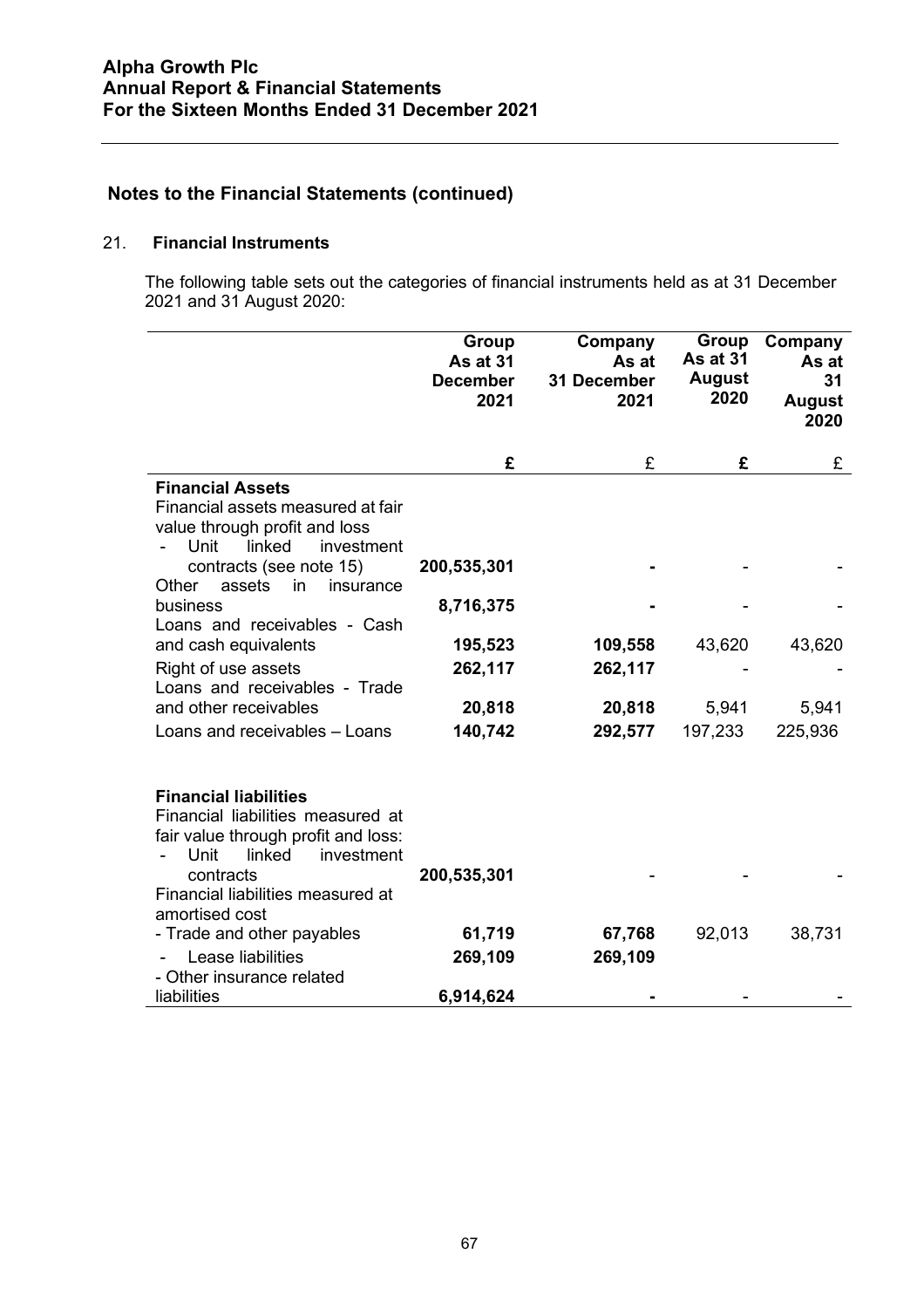## Notes to the Financial Statements (continued)

### 21. Financial Instruments

The following table sets out the categories of financial instruments held as at 31 December 2021 and 31 August 2020:

| | Group As at 31 December 2021 | Company As at 31 December 2021 | Group As at 31 August 2020 | Company As at 31 August 2020 |
|---|---|---|---|---|
| | **£** | £ | **£** | £ |
| **Financial Assets** | | | | |
| Financial assets measured at fair value through profit and loss | | | | |
| - Unit linked investment contracts (see note 15) | **200,535,301** | **-** | - | - |
| Other assets in insurance business | **8,716,375** | **-** | - | - |
| Loans and receivables - Cash and cash equivalents | **195,523** | **109,558** | 43,620 | 43,620 |
| Right of use assets | **262,117** | **262,117** | - | - |
| Loans and receivables - Trade and other receivables | **20,818** | **20,818** | 5,941 | 5,941 |
| Loans and receivables – Loans | **140,742** | **292,577** | 197,233 | 225,936 |
| **Financial liabilities** | | | | |
| Financial liabilities measured at fair value through profit and loss: | | | | |
| - Unit linked investment contracts | **200,535,301** | - | - | - |
| Financial liabilities measured at amortised cost | | | | |
| - Trade and other payables | **61,719** | **67,768** | 92,013 | 38,731 |
| - Lease liabilities | **269,109** | **269,109** | | |
| - Other insurance related liabilities | **6,914,624** | **-** | - | - |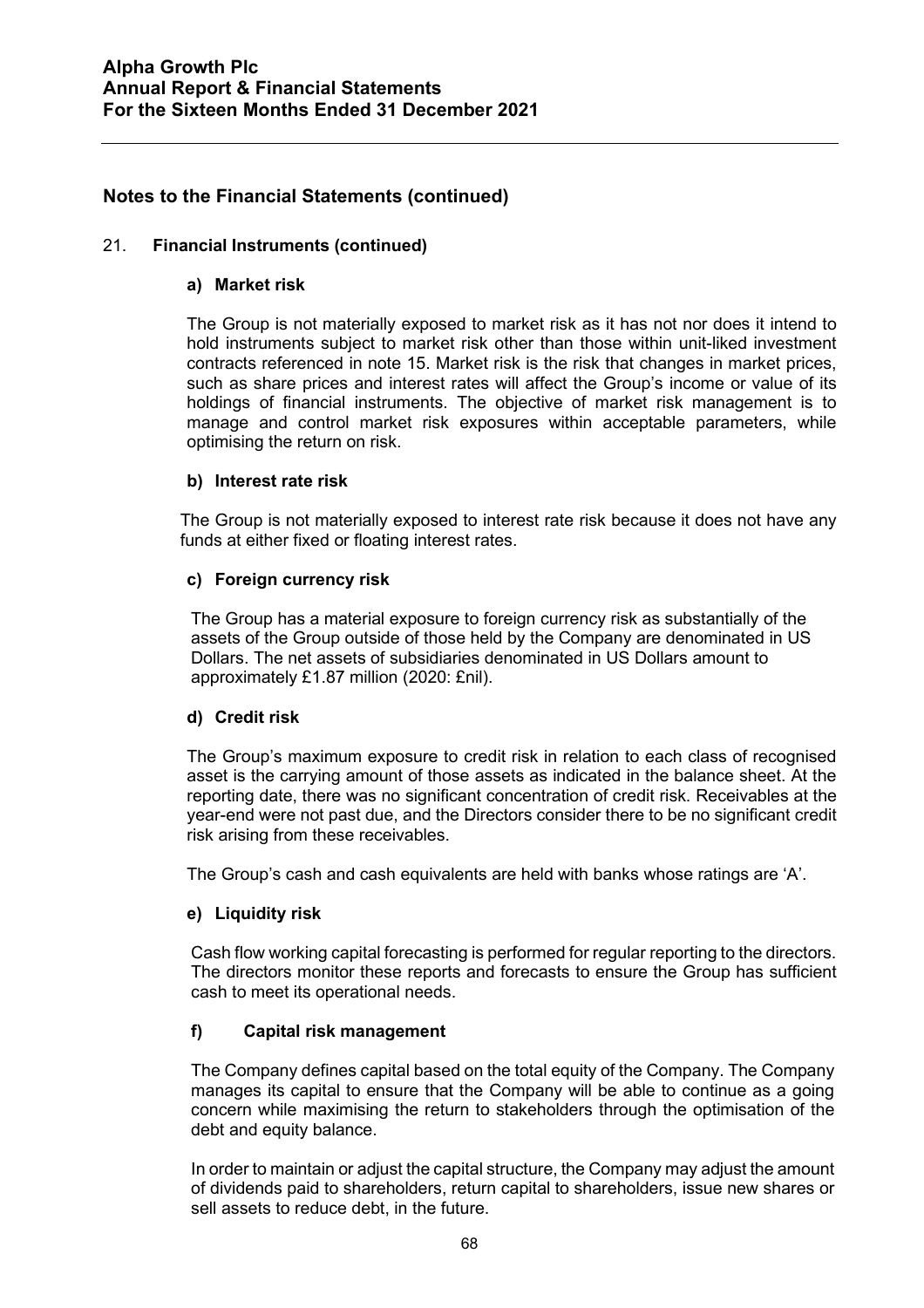## Notes to the Financial Statements (continued)

### 21. Financial Instruments (continued)

#### a) Market risk

The Group is not materially exposed to market risk as it has not nor does it intend to hold instruments subject to market risk other than those within unit-liked investment contracts referenced in note 15. Market risk is the risk that changes in market prices, such as share prices and interest rates will affect the Group's income or value of its holdings of financial instruments. The objective of market risk management is to manage and control market risk exposures within acceptable parameters, while optimising the return on risk.

#### b) Interest rate risk

The Group is not materially exposed to interest rate risk because it does not have any funds at either fixed or floating interest rates.

#### c) Foreign currency risk

The Group has a material exposure to foreign currency risk as substantially of the assets of the Group outside of those held by the Company are denominated in US Dollars. The net assets of subsidiaries denominated in US Dollars amount to approximately £1.87 million (2020: £nil).

#### d) Credit risk

The Group's maximum exposure to credit risk in relation to each class of recognised asset is the carrying amount of those assets as indicated in the balance sheet. At the reporting date, there was no significant concentration of credit risk. Receivables at the year-end were not past due, and the Directors consider there to be no significant credit risk arising from these receivables.

The Group's cash and cash equivalents are held with banks whose ratings are 'A'.

#### e) Liquidity risk

Cash flow working capital forecasting is performed for regular reporting to the directors. The directors monitor these reports and forecasts to ensure the Group has sufficient cash to meet its operational needs.

#### f) Capital risk management

The Company defines capital based on the total equity of the Company. The Company manages its capital to ensure that the Company will be able to continue as a going concern while maximising the return to stakeholders through the optimisation of the debt and equity balance.

In order to maintain or adjust the capital structure, the Company may adjust the amount of dividends paid to shareholders, return capital to shareholders, issue new shares or sell assets to reduce debt, in the future.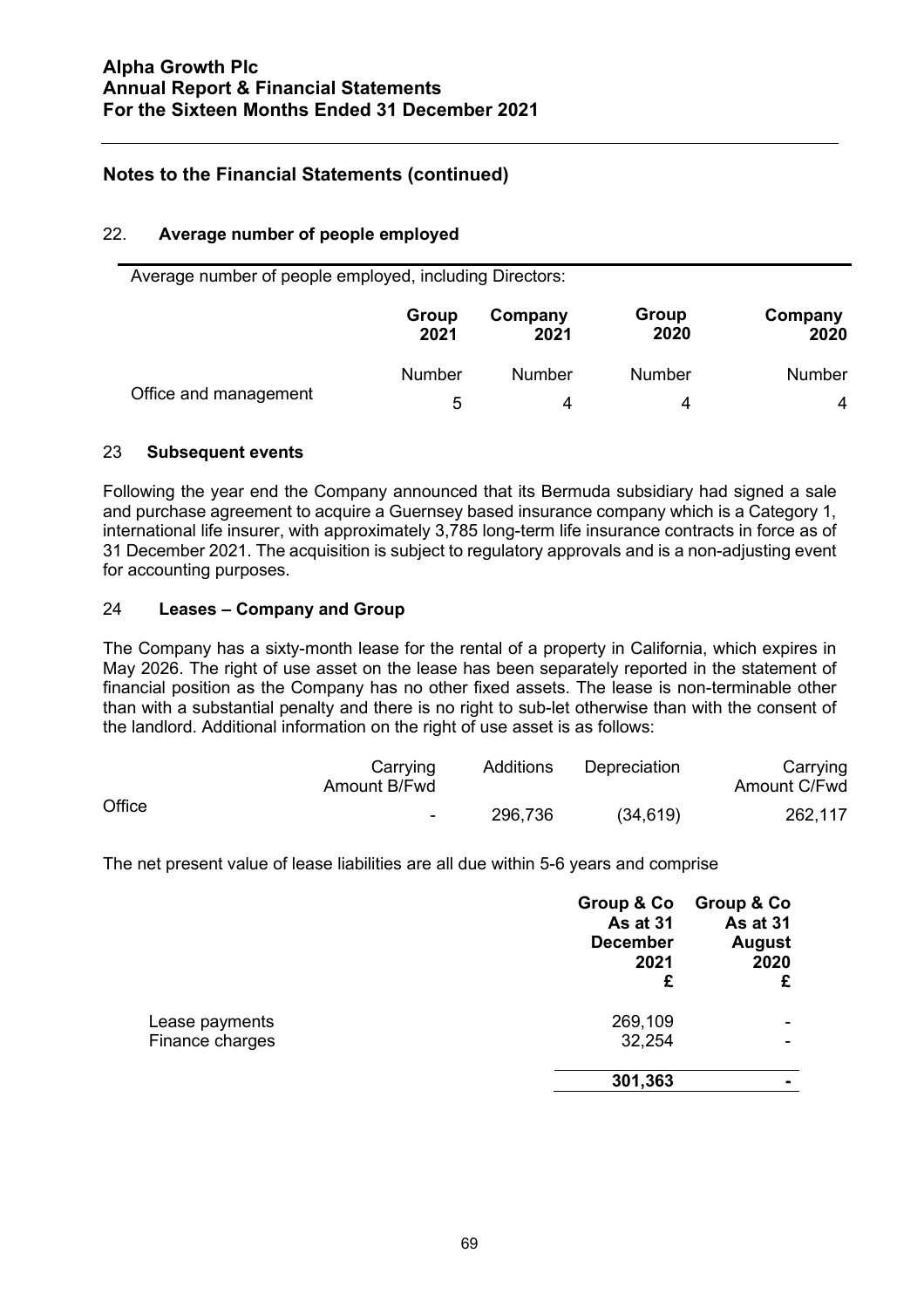## Notes to the Financial Statements (continued)

### 22. Average number of people employed

Average number of people employed, including Directors:

| | Group 2021 | Company 2021 | Group 2020 | Company 2020 |
|---|---|---|---|---|
| | Number | Number | Number | Number |
| Office and management | 5 | 4 | 4 | 4 |

### 23 Subsequent events

Following the year end the Company announced that its Bermuda subsidiary had signed a sale and purchase agreement to acquire a Guernsey based insurance company which is a Category 1, international life insurer, with approximately 3,785 long-term life insurance contracts in force as of 31 December 2021. The acquisition is subject to regulatory approvals and is a non-adjusting event for accounting purposes.

### 24 Leases – Company and Group

The Company has a sixty-month lease for the rental of a property in California, which expires in May 2026. The right of use asset on the lease has been separately reported in the statement of financial position as the Company has no other fixed assets. The lease is non-terminable other than with a substantial penalty and there is no right to sub-let otherwise than with the consent of the landlord. Additional information on the right of use asset is as follows:

| | Carrying Amount B/Fwd | Additions | Depreciation | Carrying Amount C/Fwd |
|---|---|---|---|---|
| Office | - | 296,736 | (34,619) | 262,117 |

The net present value of lease liabilities are all due within 5-6 years and comprise

| | Group & Co As at 31 December 2021 £ | Group & Co As at 31 August 2020 £ |
|---|---|---|
| Lease payments | 269,109 | - |
| Finance charges | 32,254 | - |
| | **301,363** | **-** |